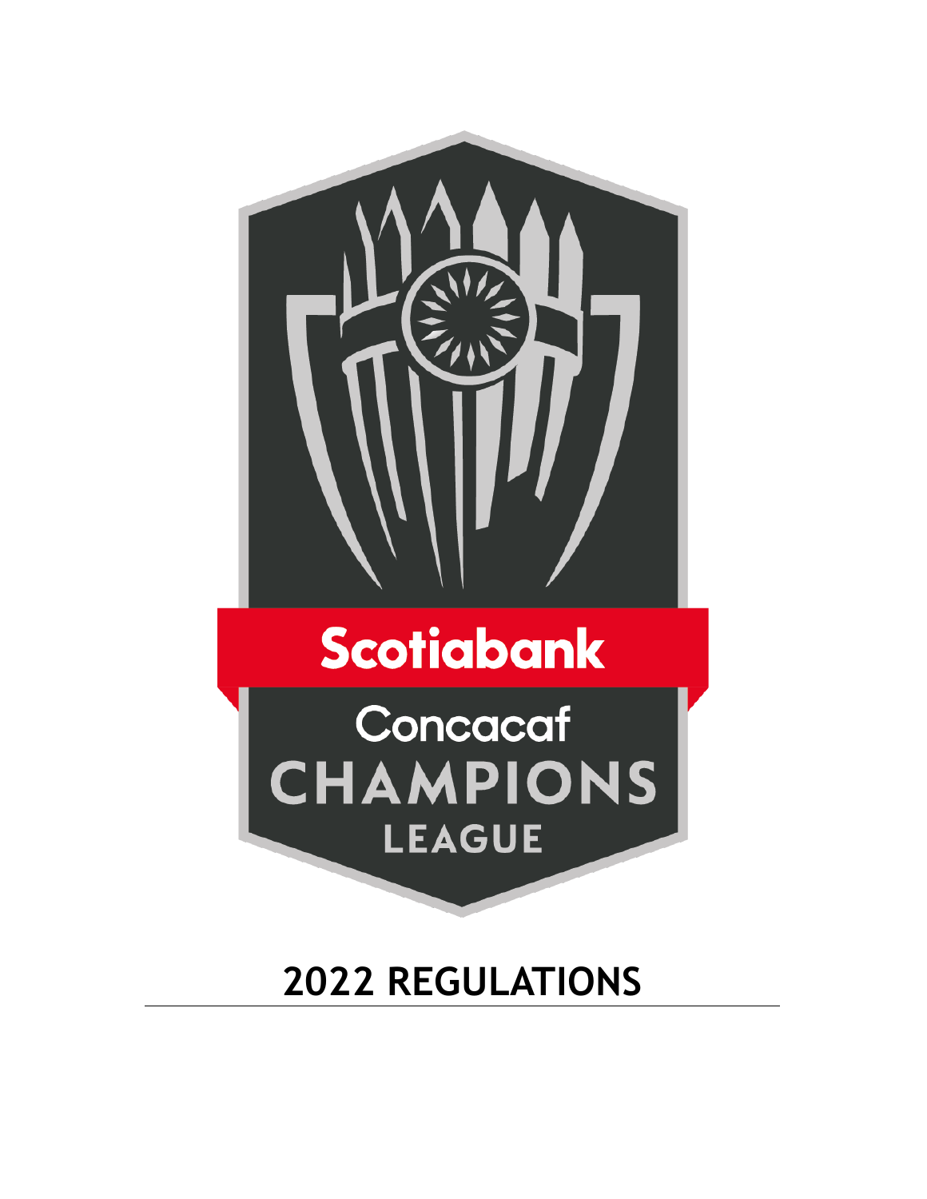Scotiabank

Concacaf

CHAMPIONS

LEAGUE

# 2022 REGULATIONS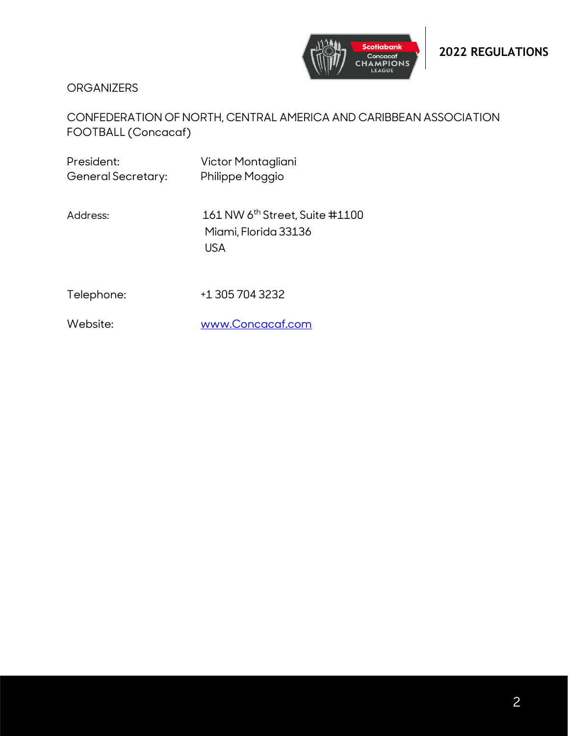ORGANIZERS

CONFEDERATION OF NORTH, CENTRAL AMERICA AND CARIBBEAN ASSOCIATION FOOTBALL (Concacaf)

President: Victor Montagliani
General Secretary: Philippe Moggio

Address: 161 NW 6th Street, Suite #1100
Miami, Florida 33136
USA

Telephone: +1 305 704 3232

Website: [www.Concacaf.com](http://www.Concacaf.com)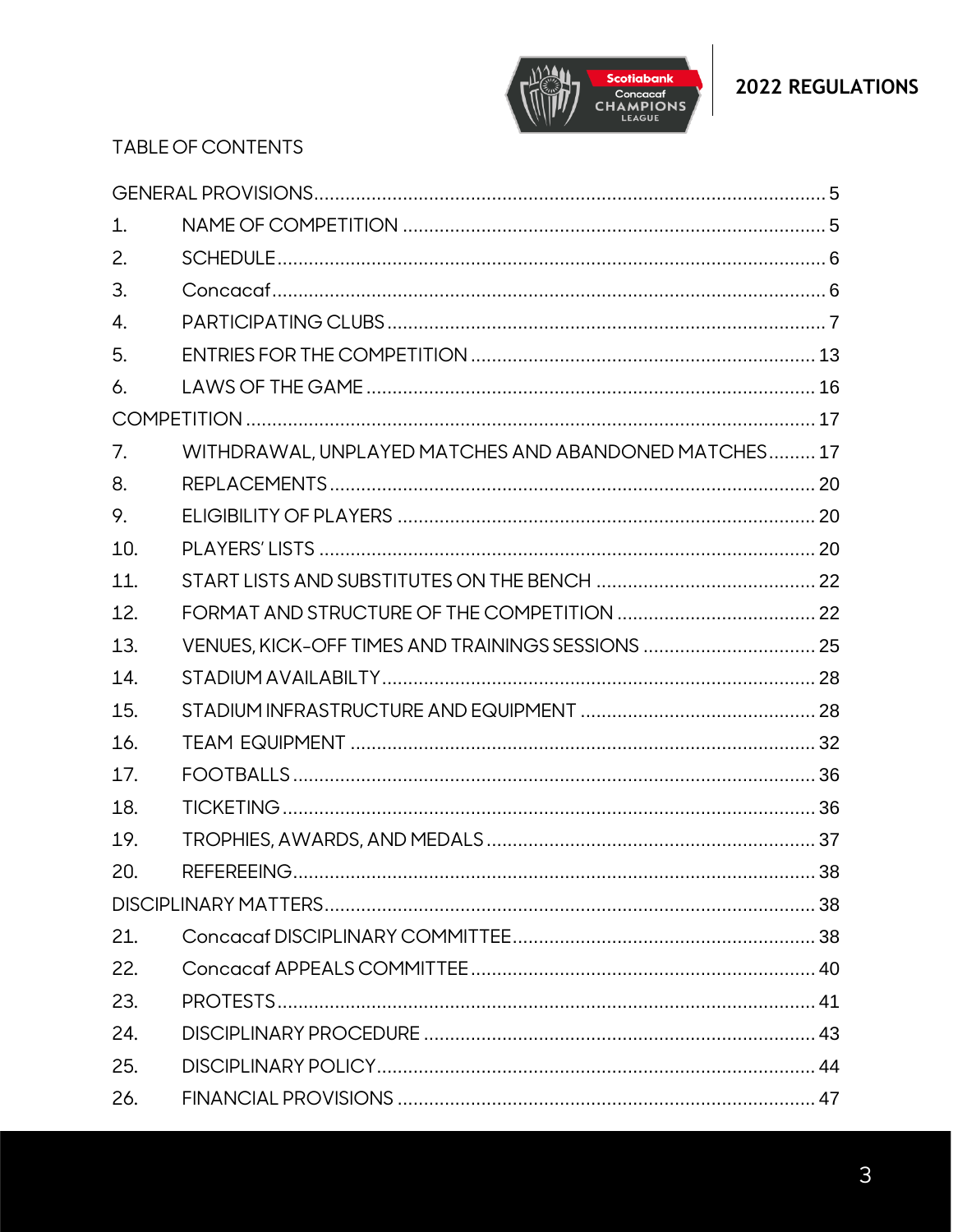TABLE OF CONTENTS

GENERAL PROVISIONS ........................................................................................ 5
1. NAME OF COMPETITION ........................................................................ 5
2. SCHEDULE ................................................................................................ 6
3. Concacaf ..................................................................................................... 6
4. PARTICIPATING CLUBS ........................................................................... 7
5. ENTRIES FOR THE COMPETITION ......................................................... 13
6. LAWS OF THE GAME ................................................................................ 16

COMPETITION ..................................................................................................... 17
7. WITHDRAWAL, UNPLAYED MATCHES AND ABANDONED MATCHES ......... 17
8. REPLACEMENTS ....................................................................................... 20
9. ELIGIBILITY OF PLAYERS ........................................................................ 20
10. PLAYERS' LISTS ...................................................................................... 20
11. START LISTS AND SUBSTITUTES ON THE BENCH .................................. 22
12. FORMAT AND STRUCTURE OF THE COMPETITION ................................ 22
13. VENUES, KICK-OFF TIMES AND TRAININGS SESSIONS ........................... 25
14. STADIUM AVAILABILTY .......................................................................... 28
15. STADIUM INFRASTRUCTURE AND EQUIPMENT ...................................... 28
16. TEAM EQUIPMENT ................................................................................. 32
17. FOOTBALLS ............................................................................................ 36
18. TICKETING ............................................................................................. 36
19. TROPHIES, AWARDS, AND MEDALS ....................................................... 37
20. REFEREEING ........................................................................................... 38

DISCIPLINARY MATTERS ...................................................................................... 38
21. Concacaf DISCIPLINARY COMMITTEE ...................................................... 38
22. Concacaf APPEALS COMMITTEE .............................................................. 40
23. PROTESTS ............................................................................................... 41
24. DISCIPLINARY PROCEDURE .................................................................... 43
25. DISCIPLINARY POLICY ............................................................................ 44
26. FINANCIAL PROVISIONS ......................................................................... 47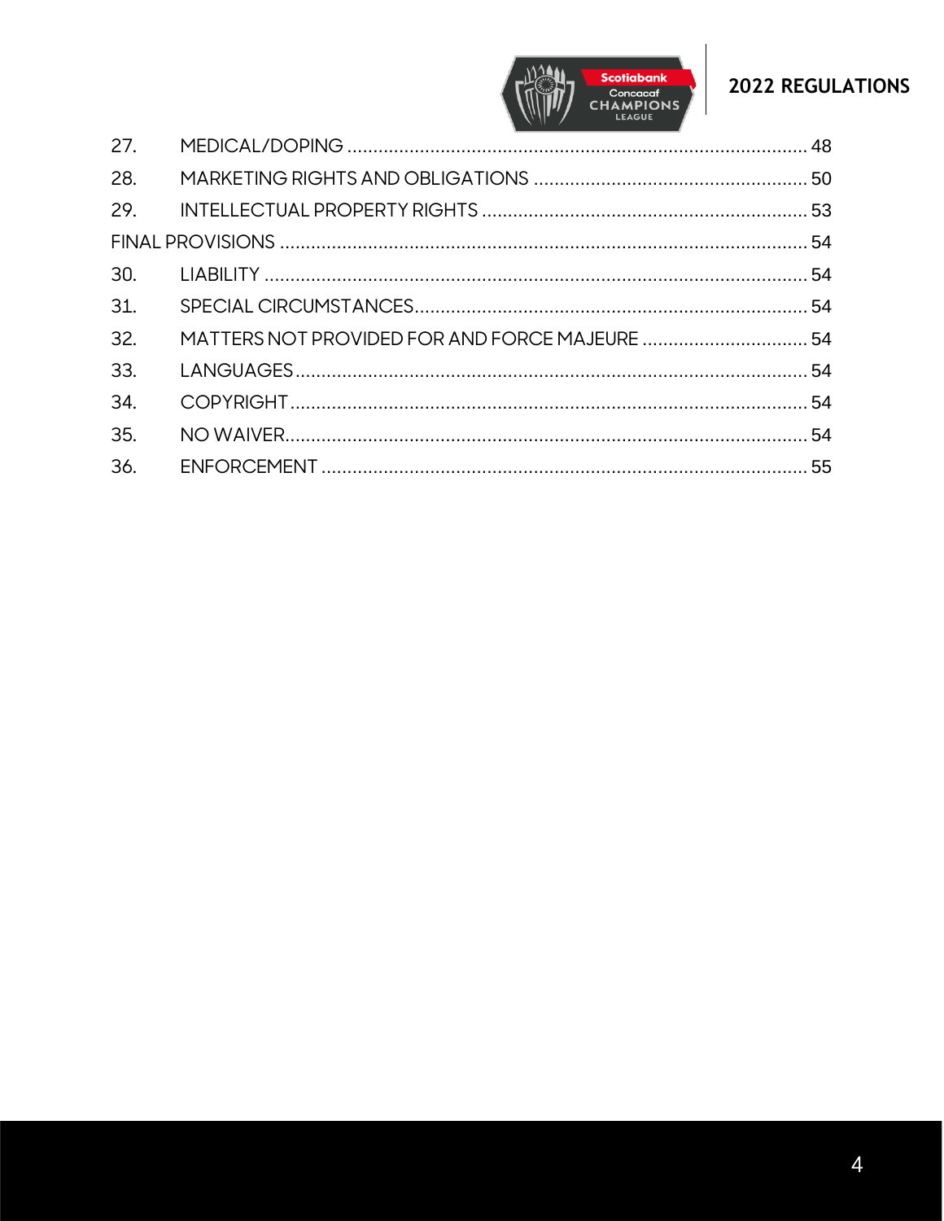27. MEDICAL/DOPING ........................................................................................ 48
28. MARKETING RIGHTS AND OBLIGATIONS ..................................................... 50
29. INTELLECTUAL PROPERTY RIGHTS .............................................................. 53

FINAL PROVISIONS ..................................................................................................... 54

30. LIABILITY ........................................................................................................ 54
31. SPECIAL CIRCUMSTANCES............................................................................ 54
32. MATTERS NOT PROVIDED FOR AND FORCE MAJEURE ................................ 54
33. LANGUAGES .................................................................................................. 54
34. COPYRIGHT ................................................................................................... 54
35. NO WAIVER.................................................................................................... 54
36. ENFORCEMENT ............................................................................................. 55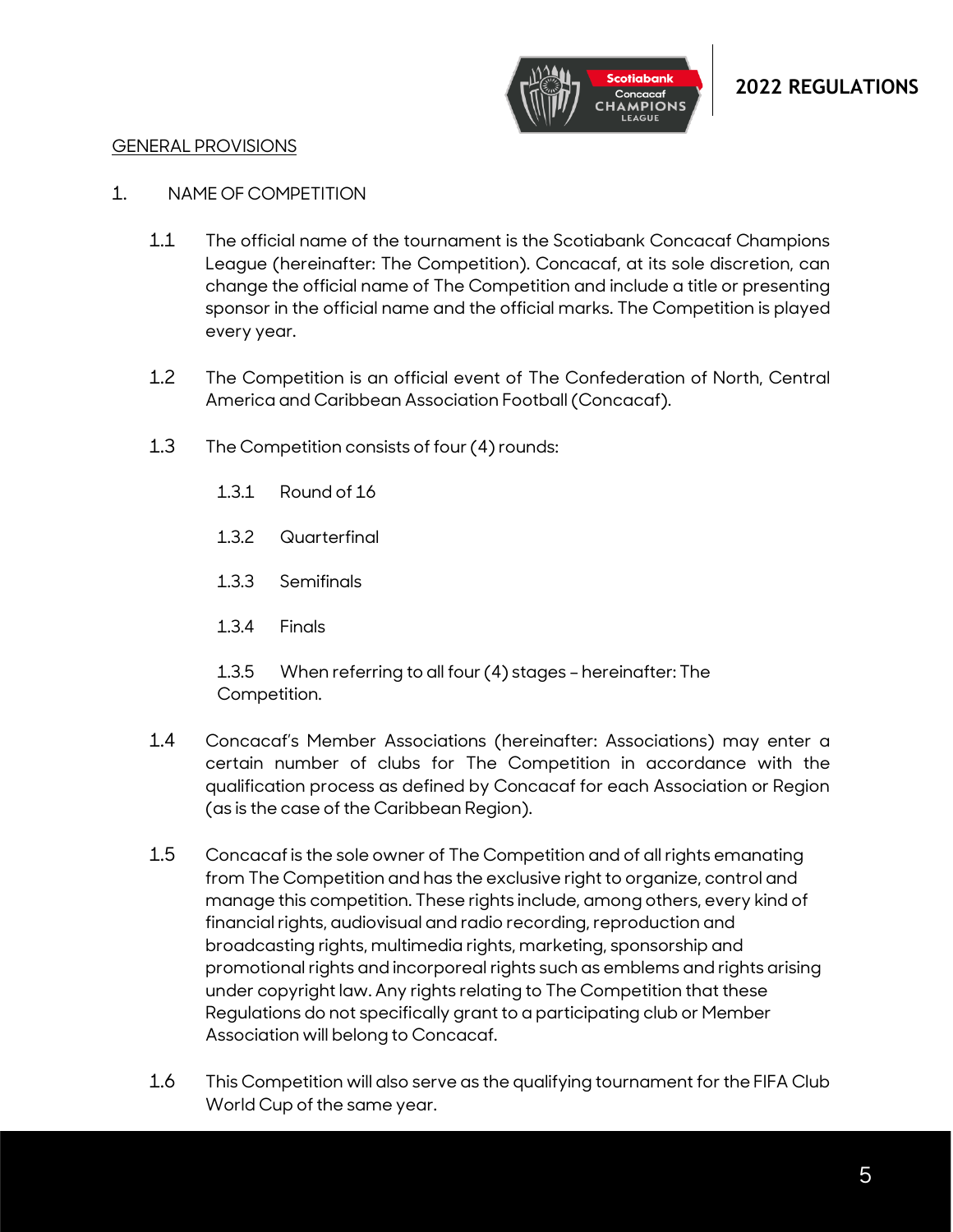## GENERAL PROVISIONS

### 1. NAME OF COMPETITION

1.1 The official name of the tournament is the Scotiabank Concacaf Champions League (hereinafter: The Competition). Concacaf, at its sole discretion, can change the official name of The Competition and include a title or presenting sponsor in the official name and the official marks. The Competition is played every year.

1.2 The Competition is an official event of The Confederation of North, Central America and Caribbean Association Football (Concacaf).

1.3 The Competition consists of four (4) rounds:

1.3.1 Round of 16

1.3.2 Quarterfinal

1.3.3 Semifinals

1.3.4 Finals

1.3.5 When referring to all four (4) stages – hereinafter: The Competition.

1.4 Concacaf's Member Associations (hereinafter: Associations) may enter a certain number of clubs for The Competition in accordance with the qualification process as defined by Concacaf for each Association or Region (as is the case of the Caribbean Region).

1.5 Concacaf is the sole owner of The Competition and of all rights emanating from The Competition and has the exclusive right to organize, control and manage this competition. These rights include, among others, every kind of financial rights, audiovisual and radio recording, reproduction and broadcasting rights, multimedia rights, marketing, sponsorship and promotional rights and incorporeal rights such as emblems and rights arising under copyright law. Any rights relating to The Competition that these Regulations do not specifically grant to a participating club or Member Association will belong to Concacaf.

1.6 This Competition will also serve as the qualifying tournament for the FIFA Club World Cup of the same year.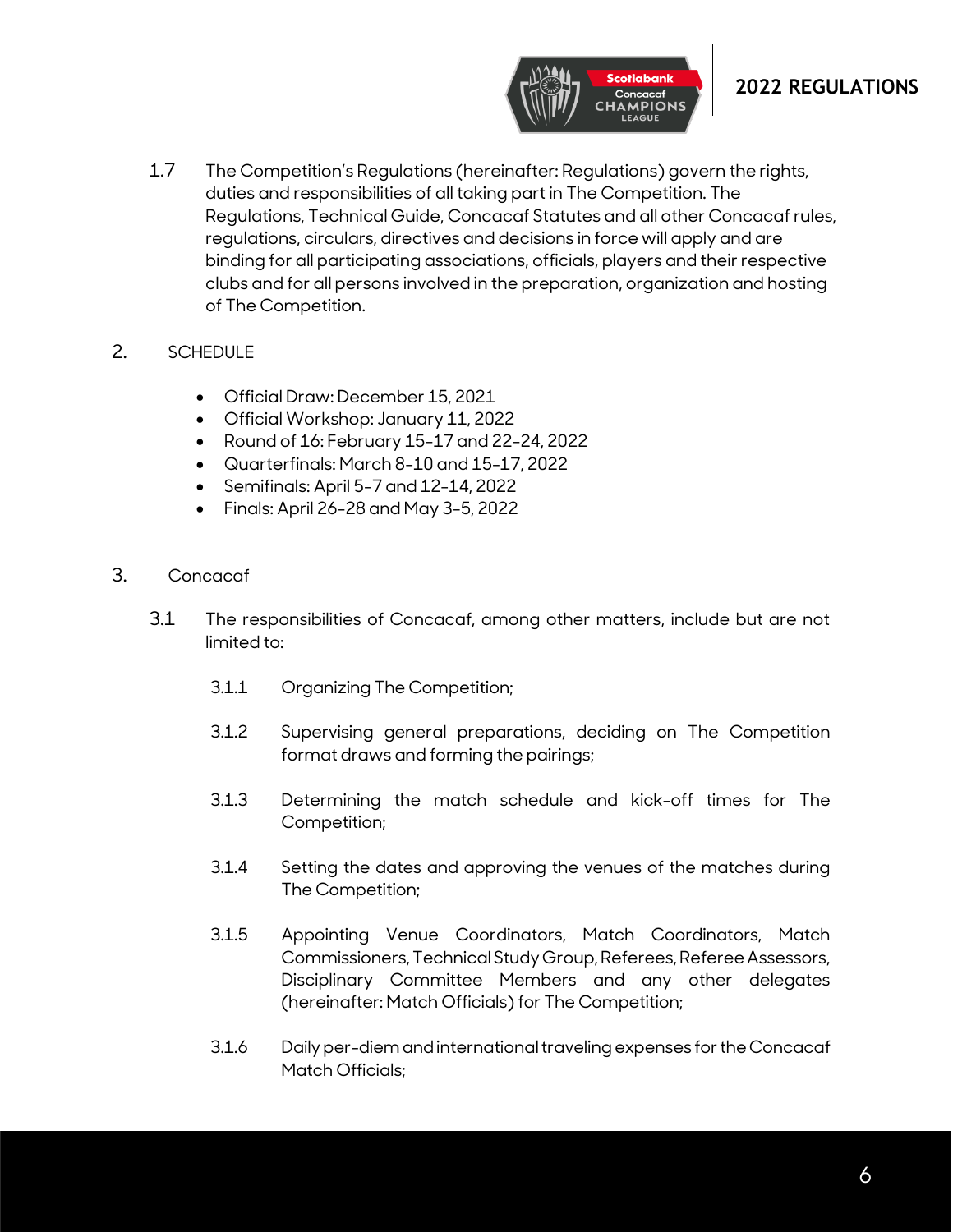1.7 The Competition's Regulations (hereinafter: Regulations) govern the rights, duties and responsibilities of all taking part in The Competition. The Regulations, Technical Guide, Concacaf Statutes and all other Concacaf rules, regulations, circulars, directives and decisions in force will apply and are binding for all participating associations, officials, players and their respective clubs and for all persons involved in the preparation, organization and hosting of The Competition.

## 2. SCHEDULE

- Official Draw: December 15, 2021
- Official Workshop: January 11, 2022
- Round of 16: February 15-17 and 22-24, 2022
- Quarterfinals: March 8-10 and 15-17, 2022
- Semifinals: April 5-7 and 12-14, 2022
- Finals: April 26-28 and May 3-5, 2022

## 3. Concacaf

3.1 The responsibilities of Concacaf, among other matters, include but are not limited to:

3.1.1 Organizing The Competition;

3.1.2 Supervising general preparations, deciding on The Competition format draws and forming the pairings;

3.1.3 Determining the match schedule and kick-off times for The Competition;

3.1.4 Setting the dates and approving the venues of the matches during The Competition;

3.1.5 Appointing Venue Coordinators, Match Coordinators, Match Commissioners, Technical Study Group, Referees, Referee Assessors, Disciplinary Committee Members and any other delegates (hereinafter: Match Officials) for The Competition;

3.1.6 Daily per-diem and international traveling expenses for the Concacaf Match Officials;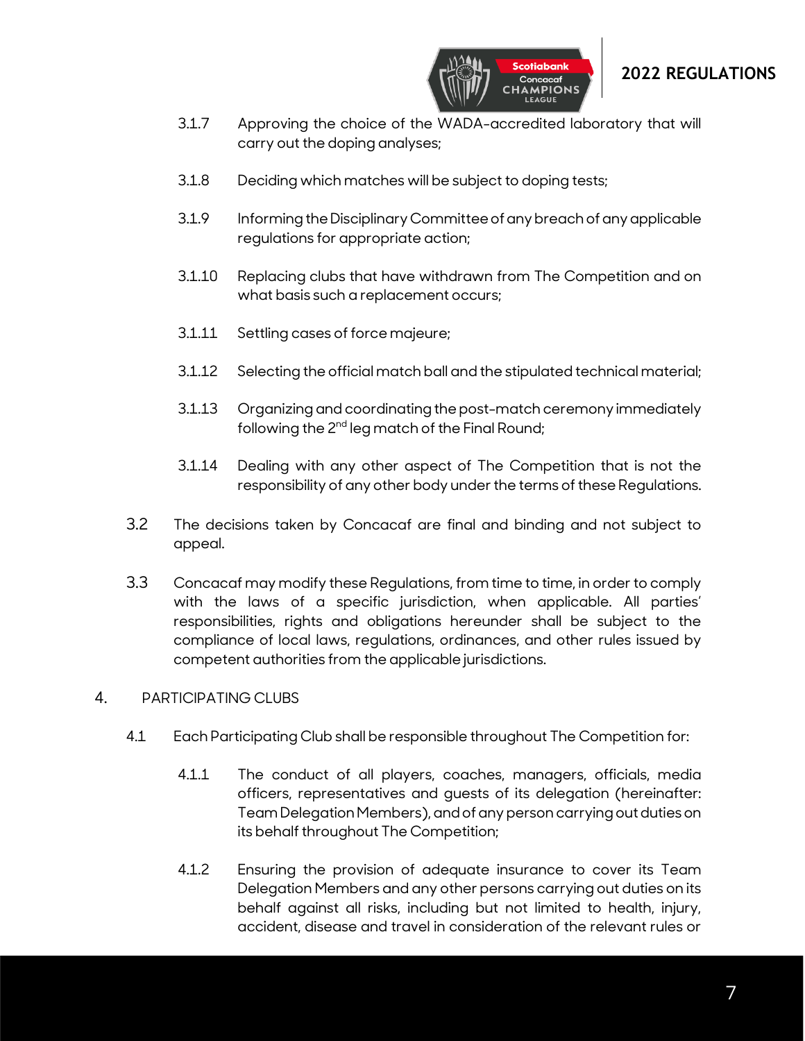3.1.7 Approving the choice of the WADA-accredited laboratory that will carry out the doping analyses;

3.1.8 Deciding which matches will be subject to doping tests;

3.1.9 Informing the Disciplinary Committee of any breach of any applicable regulations for appropriate action;

3.1.10 Replacing clubs that have withdrawn from The Competition and on what basis such a replacement occurs;

3.1.11 Settling cases of force majeure;

3.1.12 Selecting the official match ball and the stipulated technical material;

3.1.13 Organizing and coordinating the post-match ceremony immediately following the 2nd leg match of the Final Round;

3.1.14 Dealing with any other aspect of The Competition that is not the responsibility of any other body under the terms of these Regulations.

3.2 The decisions taken by Concacaf are final and binding and not subject to appeal.

3.3 Concacaf may modify these Regulations, from time to time, in order to comply with the laws of a specific jurisdiction, when applicable. All parties' responsibilities, rights and obligations hereunder shall be subject to the compliance of local laws, regulations, ordinances, and other rules issued by competent authorities from the applicable jurisdictions.

## 4. PARTICIPATING CLUBS

4.1 Each Participating Club shall be responsible throughout The Competition for:

4.1.1 The conduct of all players, coaches, managers, officials, media officers, representatives and guests of its delegation (hereinafter: Team Delegation Members), and of any person carrying out duties on its behalf throughout The Competition;

4.1.2 Ensuring the provision of adequate insurance to cover its Team Delegation Members and any other persons carrying out duties on its behalf against all risks, including but not limited to health, injury, accident, disease and travel in consideration of the relevant rules or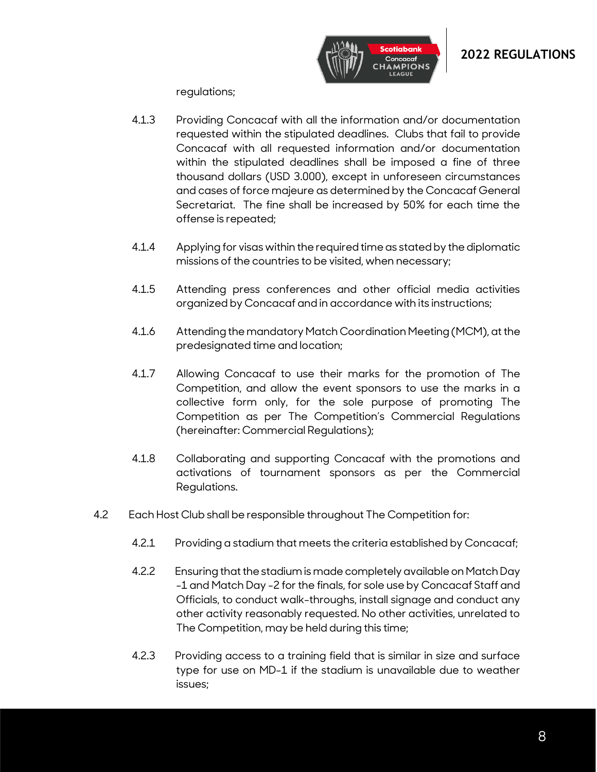regulations;

4.1.3 Providing Concacaf with all the information and/or documentation requested within the stipulated deadlines. Clubs that fail to provide Concacaf with all requested information and/or documentation within the stipulated deadlines shall be imposed a fine of three thousand dollars (USD 3.000), except in unforeseen circumstances and cases of force majeure as determined by the Concacaf General Secretariat. The fine shall be increased by 50% for each time the offense is repeated;

4.1.4 Applying for visas within the required time as stated by the diplomatic missions of the countries to be visited, when necessary;

4.1.5 Attending press conferences and other official media activities organized by Concacaf and in accordance with its instructions;

4.1.6 Attending the mandatory Match Coordination Meeting (MCM), at the predesignated time and location;

4.1.7 Allowing Concacaf to use their marks for the promotion of The Competition, and allow the event sponsors to use the marks in a collective form only, for the sole purpose of promoting The Competition as per The Competition's Commercial Regulations (hereinafter: Commercial Regulations);

4.1.8 Collaborating and supporting Concacaf with the promotions and activations of tournament sponsors as per the Commercial Regulations.

4.2 Each Host Club shall be responsible throughout The Competition for:

4.2.1 Providing a stadium that meets the criteria established by Concacaf;

4.2.2 Ensuring that the stadium is made completely available on Match Day -1 and Match Day -2 for the finals, for sole use by Concacaf Staff and Officials, to conduct walk-throughs, install signage and conduct any other activity reasonably requested. No other activities, unrelated to The Competition, may be held during this time;

4.2.3 Providing access to a training field that is similar in size and surface type for use on MD-1 if the stadium is unavailable due to weather issues;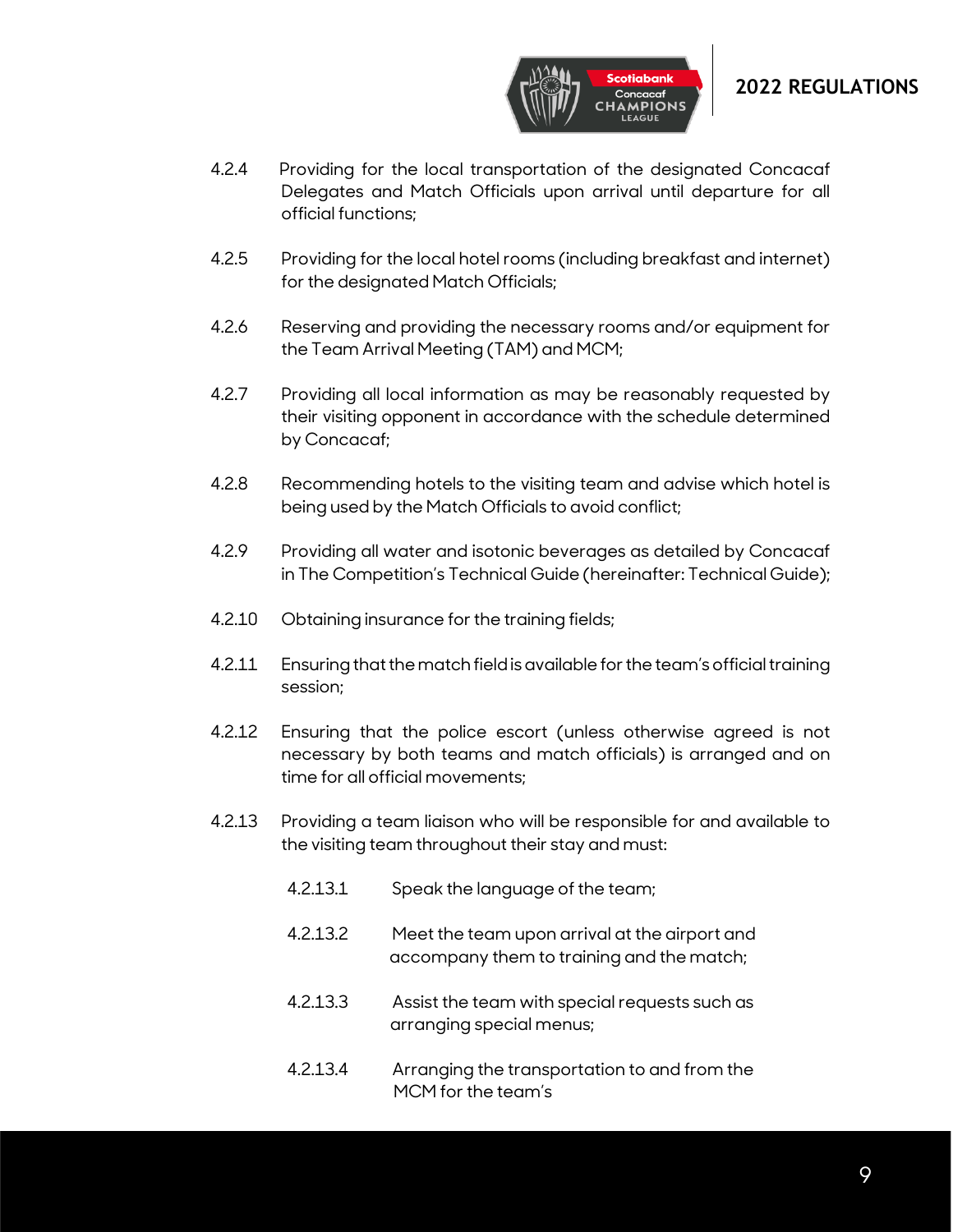4.2.4 Providing for the local transportation of the designated Concacaf Delegates and Match Officials upon arrival until departure for all official functions;

4.2.5 Providing for the local hotel rooms (including breakfast and internet) for the designated Match Officials;

4.2.6 Reserving and providing the necessary rooms and/or equipment for the Team Arrival Meeting (TAM) and MCM;

4.2.7 Providing all local information as may be reasonably requested by their visiting opponent in accordance with the schedule determined by Concacaf;

4.2.8 Recommending hotels to the visiting team and advise which hotel is being used by the Match Officials to avoid conflict;

4.2.9 Providing all water and isotonic beverages as detailed by Concacaf in The Competition's Technical Guide (hereinafter: Technical Guide);

4.2.10 Obtaining insurance for the training fields;

4.2.11 Ensuring that the match field is available for the team's official training session;

4.2.12 Ensuring that the police escort (unless otherwise agreed is not necessary by both teams and match officials) is arranged and on time for all official movements;

4.2.13 Providing a team liaison who will be responsible for and available to the visiting team throughout their stay and must:

4.2.13.1 Speak the language of the team;

4.2.13.2 Meet the team upon arrival at the airport and accompany them to training and the match;

4.2.13.3 Assist the team with special requests such as arranging special menus;

4.2.13.4 Arranging the transportation to and from the MCM for the team's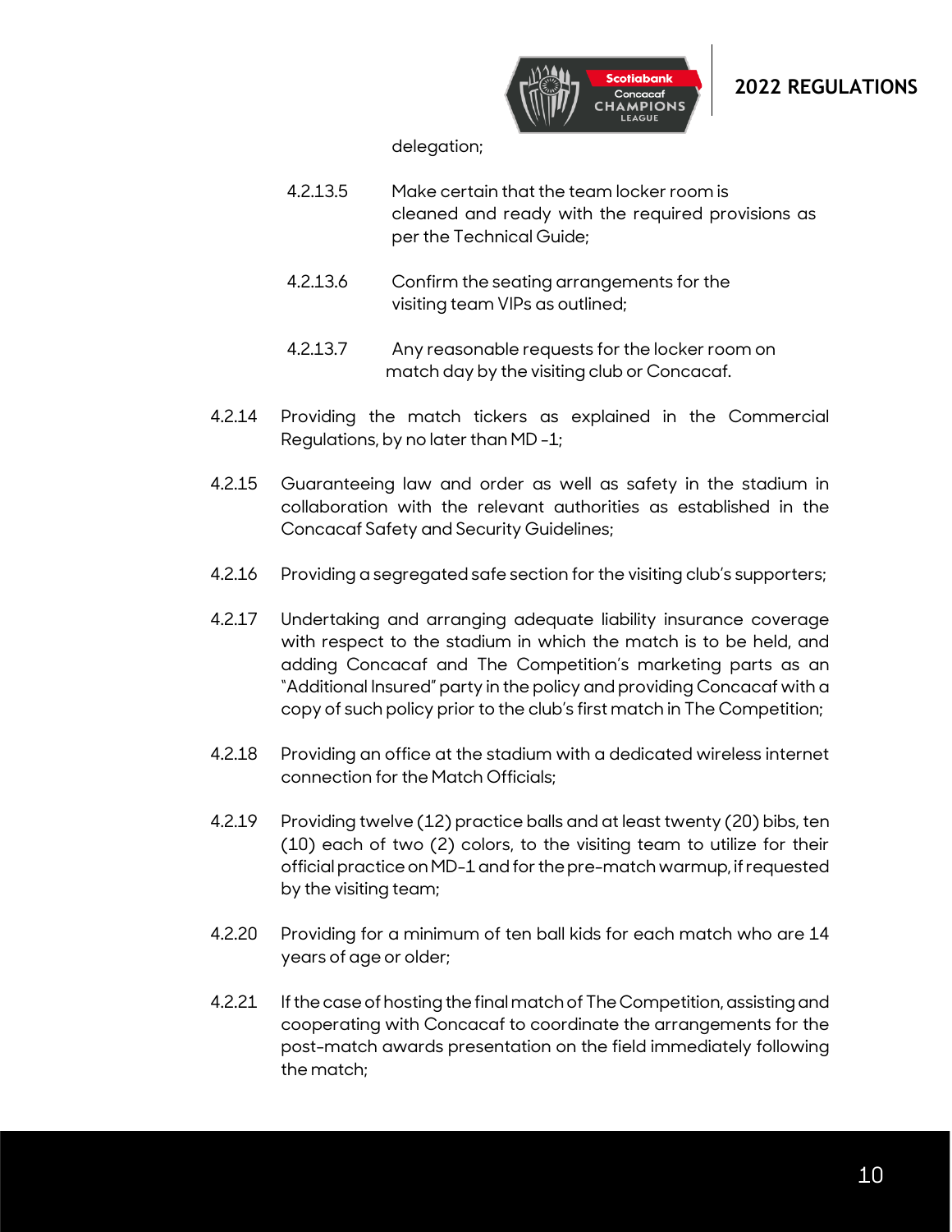delegation;

4.2.13.5 Make certain that the team locker room is cleaned and ready with the required provisions as per the Technical Guide;

4.2.13.6 Confirm the seating arrangements for the visiting team VIPs as outlined;

4.2.13.7 Any reasonable requests for the locker room on match day by the visiting club or Concacaf.

4.2.14 Providing the match tickets as explained in the Commercial Regulations, by no later than MD -1;

4.2.15 Guaranteeing law and order as well as safety in the stadium in collaboration with the relevant authorities as established in the Concacaf Safety and Security Guidelines;

4.2.16 Providing a segregated safe section for the visiting club's supporters;

4.2.17 Undertaking and arranging adequate liability insurance coverage with respect to the stadium in which the match is to be held, and adding Concacaf and The Competition's marketing parts as an "Additional Insured" party in the policy and providing Concacaf with a copy of such policy prior to the club's first match in The Competition;

4.2.18 Providing an office at the stadium with a dedicated wireless internet connection for the Match Officials;

4.2.19 Providing twelve (12) practice balls and at least twenty (20) bibs, ten (10) each of two (2) colors, to the visiting team to utilize for their official practice on MD-1 and for the pre-match warmup, if requested by the visiting team;

4.2.20 Providing for a minimum of ten ball kids for each match who are 14 years of age or older;

4.2.21 If the case of hosting the final match of The Competition, assisting and cooperating with Concacaf to coordinate the arrangements for the post-match awards presentation on the field immediately following the match;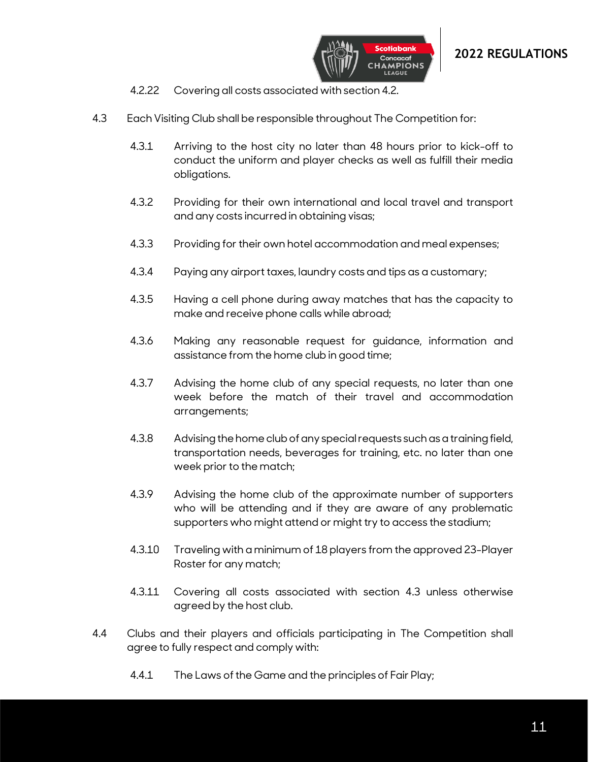4.2.22 Covering all costs associated with section 4.2.

4.3 Each Visiting Club shall be responsible throughout The Competition for:

4.3.1 Arriving to the host city no later than 48 hours prior to kick-off to conduct the uniform and player checks as well as fulfill their media obligations.

4.3.2 Providing for their own international and local travel and transport and any costs incurred in obtaining visas;

4.3.3 Providing for their own hotel accommodation and meal expenses;

4.3.4 Paying any airport taxes, laundry costs and tips as a customary;

4.3.5 Having a cell phone during away matches that has the capacity to make and receive phone calls while abroad;

4.3.6 Making any reasonable request for guidance, information and assistance from the home club in good time;

4.3.7 Advising the home club of any special requests, no later than one week before the match of their travel and accommodation arrangements;

4.3.8 Advising the home club of any special requests such as a training field, transportation needs, beverages for training, etc. no later than one week prior to the match;

4.3.9 Advising the home club of the approximate number of supporters who will be attending and if they are aware of any problematic supporters who might attend or might try to access the stadium;

4.3.10 Traveling with a minimum of 18 players from the approved 23-Player Roster for any match;

4.3.11 Covering all costs associated with section 4.3 unless otherwise agreed by the host club.

4.4 Clubs and their players and officials participating in The Competition shall agree to fully respect and comply with:

4.4.1 The Laws of the Game and the principles of Fair Play;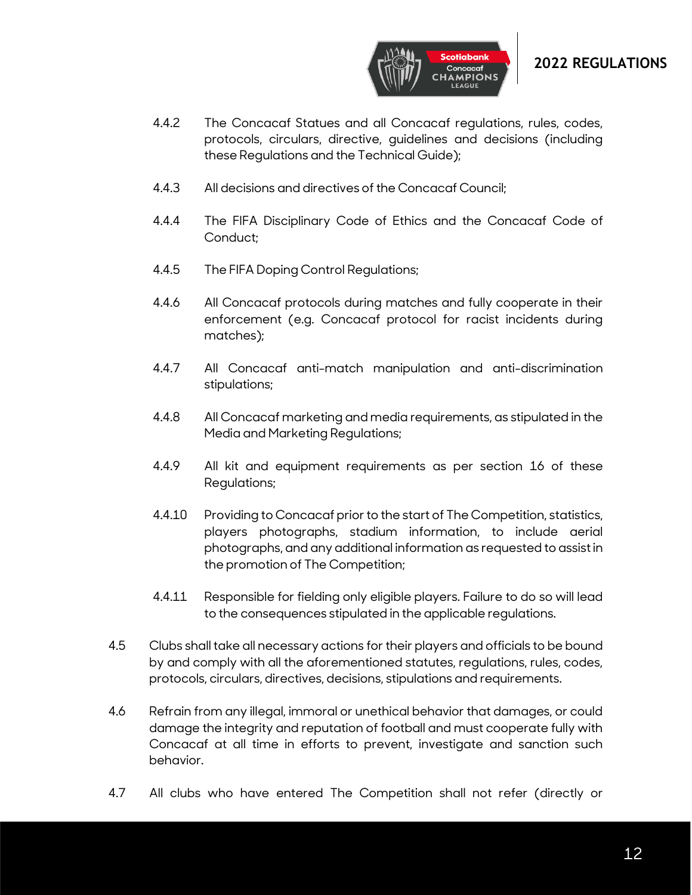4.4.2 The Concacaf Statues and all Concacaf regulations, rules, codes, protocols, circulars, directive, guidelines and decisions (including these Regulations and the Technical Guide);

4.4.3 All decisions and directives of the Concacaf Council;

4.4.4 The FIFA Disciplinary Code of Ethics and the Concacaf Code of Conduct;

4.4.5 The FIFA Doping Control Regulations;

4.4.6 All Concacaf protocols during matches and fully cooperate in their enforcement (e.g. Concacaf protocol for racist incidents during matches);

4.4.7 All Concacaf anti-match manipulation and anti-discrimination stipulations;

4.4.8 All Concacaf marketing and media requirements, as stipulated in the Media and Marketing Regulations;

4.4.9 All kit and equipment requirements as per section 16 of these Regulations;

4.4.10 Providing to Concacaf prior to the start of The Competition, statistics, players photographs, stadium information, to include aerial photographs, and any additional information as requested to assist in the promotion of The Competition;

4.4.11 Responsible for fielding only eligible players. Failure to do so will lead to the consequences stipulated in the applicable regulations.

4.5 Clubs shall take all necessary actions for their players and officials to be bound by and comply with all the aforementioned statutes, regulations, rules, codes, protocols, circulars, directives, decisions, stipulations and requirements.

4.6 Refrain from any illegal, immoral or unethical behavior that damages, or could damage the integrity and reputation of football and must cooperate fully with Concacaf at all time in efforts to prevent, investigate and sanction such behavior.

4.7 All clubs who have entered The Competition shall not refer (directly or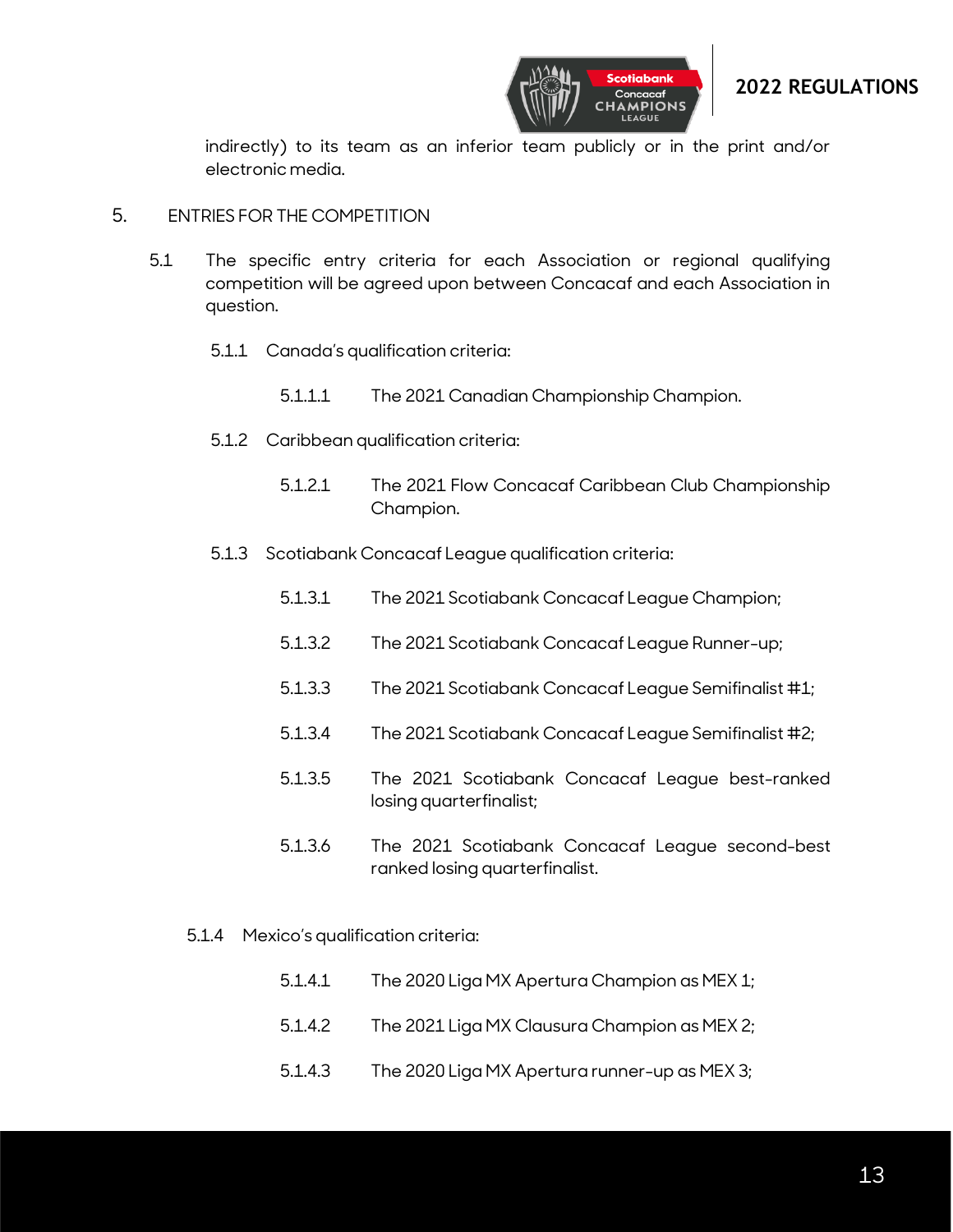indirectly) to its team as an inferior team publicly or in the print and/or electronic media.

## 5. ENTRIES FOR THE COMPETITION

5.1 The specific entry criteria for each Association or regional qualifying competition will be agreed upon between Concacaf and each Association in question.

5.1.1 Canada's qualification criteria:

5.1.1.1 The 2021 Canadian Championship Champion.

5.1.2 Caribbean qualification criteria:

5.1.2.1 The 2021 Flow Concacaf Caribbean Club Championship Champion.

5.1.3 Scotiabank Concacaf League qualification criteria:

5.1.3.1 The 2021 Scotiabank Concacaf League Champion;

5.1.3.2 The 2021 Scotiabank Concacaf League Runner-up;

5.1.3.3 The 2021 Scotiabank Concacaf League Semifinalist #1;

5.1.3.4 The 2021 Scotiabank Concacaf League Semifinalist #2;

5.1.3.5 The 2021 Scotiabank Concacaf League best-ranked losing quarterfinalist;

5.1.3.6 The 2021 Scotiabank Concacaf League second-best ranked losing quarterfinalist.

5.1.4 Mexico's qualification criteria:

5.1.4.1 The 2020 Liga MX Apertura Champion as MEX 1;

5.1.4.2 The 2021 Liga MX Clausura Champion as MEX 2;

5.1.4.3 The 2020 Liga MX Apertura runner-up as MEX 3;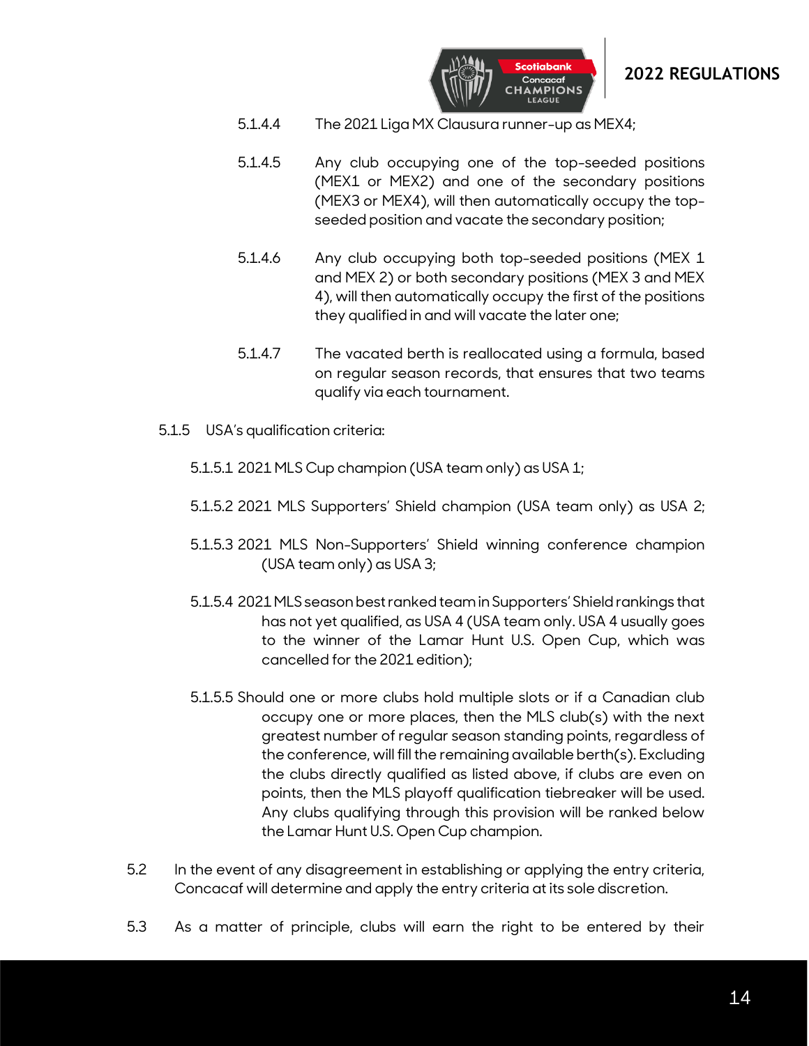5.1.4.4 The 2021 Liga MX Clausura runner-up as MEX4;

5.1.4.5 Any club occupying one of the top-seeded positions (MEX1 or MEX2) and one of the secondary positions (MEX3 or MEX4), will then automatically occupy the top-seeded position and vacate the secondary position;

5.1.4.6 Any club occupying both top-seeded positions (MEX 1 and MEX 2) or both secondary positions (MEX 3 and MEX 4), will then automatically occupy the first of the positions they qualified in and will vacate the later one;

5.1.4.7 The vacated berth is reallocated using a formula, based on regular season records, that ensures that two teams qualify via each tournament.

5.1.5 USA's qualification criteria:

5.1.5.1 2021 MLS Cup champion (USA team only) as USA 1;

5.1.5.2 2021 MLS Supporters' Shield champion (USA team only) as USA 2;

5.1.5.3 2021 MLS Non-Supporters' Shield winning conference champion (USA team only) as USA 3;

5.1.5.4 2021 MLS season best ranked team in Supporters' Shield rankings that has not yet qualified, as USA 4 (USA team only. USA 4 usually goes to the winner of the Lamar Hunt U.S. Open Cup, which was cancelled for the 2021 edition);

5.1.5.5 Should one or more clubs hold multiple slots or if a Canadian club occupy one or more places, then the MLS club(s) with the next greatest number of regular season standing points, regardless of the conference, will fill the remaining available berth(s). Excluding the clubs directly qualified as listed above, if clubs are even on points, then the MLS playoff qualification tiebreaker will be used. Any clubs qualifying through this provision will be ranked below the Lamar Hunt U.S. Open Cup champion.

5.2 In the event of any disagreement in establishing or applying the entry criteria, Concacaf will determine and apply the entry criteria at its sole discretion.

5.3 As a matter of principle, clubs will earn the right to be entered by their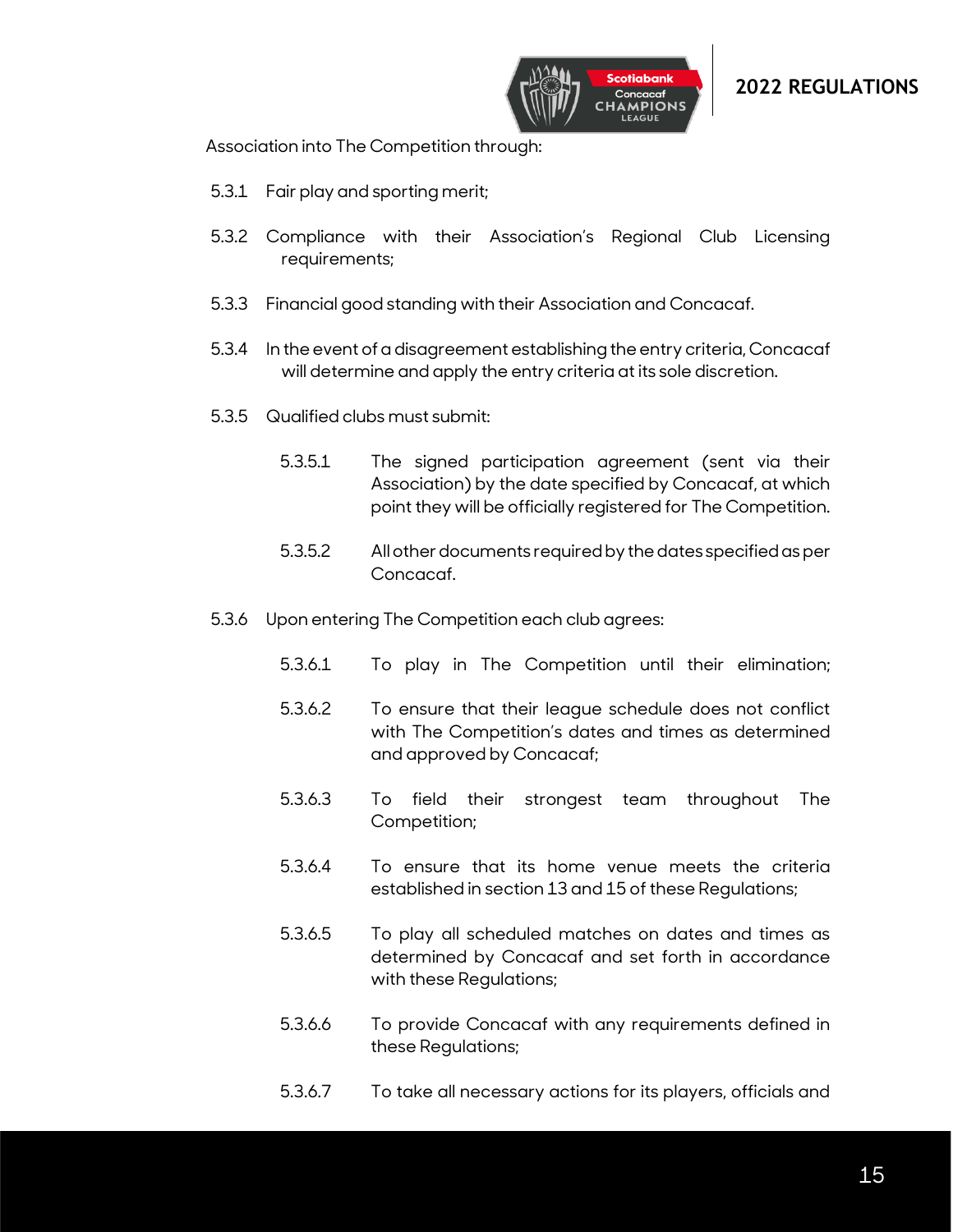Association into The Competition through:

5.3.1 Fair play and sporting merit;

5.3.2 Compliance with their Association's Regional Club Licensing requirements;

5.3.3 Financial good standing with their Association and Concacaf.

5.3.4 In the event of a disagreement establishing the entry criteria, Concacaf will determine and apply the entry criteria at its sole discretion.

5.3.5 Qualified clubs must submit:

   5.3.5.1 The signed participation agreement (sent via their Association) by the date specified by Concacaf, at which point they will be officially registered for The Competition.

   5.3.5.2 All other documents required by the dates specified as per Concacaf.

5.3.6 Upon entering The Competition each club agrees:

   5.3.6.1 To play in The Competition until their elimination;

   5.3.6.2 To ensure that their league schedule does not conflict with The Competition's dates and times as determined and approved by Concacaf;

   5.3.6.3 To field their strongest team throughout The Competition;

   5.3.6.4 To ensure that its home venue meets the criteria established in section 13 and 15 of these Regulations;

   5.3.6.5 To play all scheduled matches on dates and times as determined by Concacaf and set forth in accordance with these Regulations;

   5.3.6.6 To provide Concacaf with any requirements defined in these Regulations;

   5.3.6.7 To take all necessary actions for its players, officials and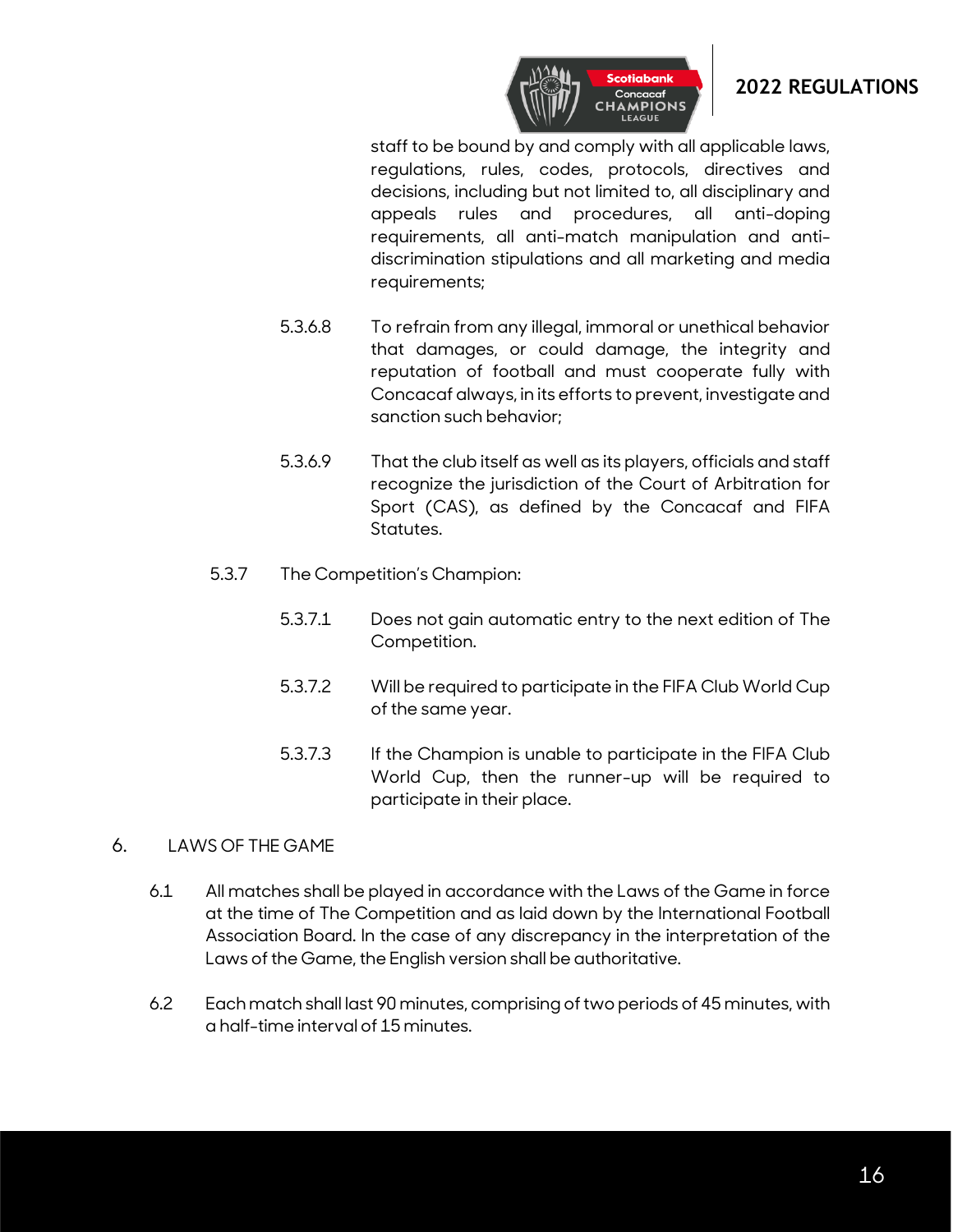staff to be bound by and comply with all applicable laws, regulations, rules, codes, protocols, directives and decisions, including but not limited to, all disciplinary and appeals rules and procedures, all anti-doping requirements, all anti-match manipulation and anti-discrimination stipulations and all marketing and media requirements;

5.3.6.8 To refrain from any illegal, immoral or unethical behavior that damages, or could damage, the integrity and reputation of football and must cooperate fully with Concacaf always, in its efforts to prevent, investigate and sanction such behavior;

5.3.6.9 That the club itself as well as its players, officials and staff recognize the jurisdiction of the Court of Arbitration for Sport (CAS), as defined by the Concacaf and FIFA Statutes.

5.3.7 The Competition's Champion:

5.3.7.1 Does not gain automatic entry to the next edition of The Competition.

5.3.7.2 Will be required to participate in the FIFA Club World Cup of the same year.

5.3.7.3 If the Champion is unable to participate in the FIFA Club World Cup, then the runner-up will be required to participate in their place.

## 6. LAWS OF THE GAME

6.1 All matches shall be played in accordance with the Laws of the Game in force at the time of The Competition and as laid down by the International Football Association Board. In the case of any discrepancy in the interpretation of the Laws of the Game, the English version shall be authoritative.

6.2 Each match shall last 90 minutes, comprising of two periods of 45 minutes, with a half-time interval of 15 minutes.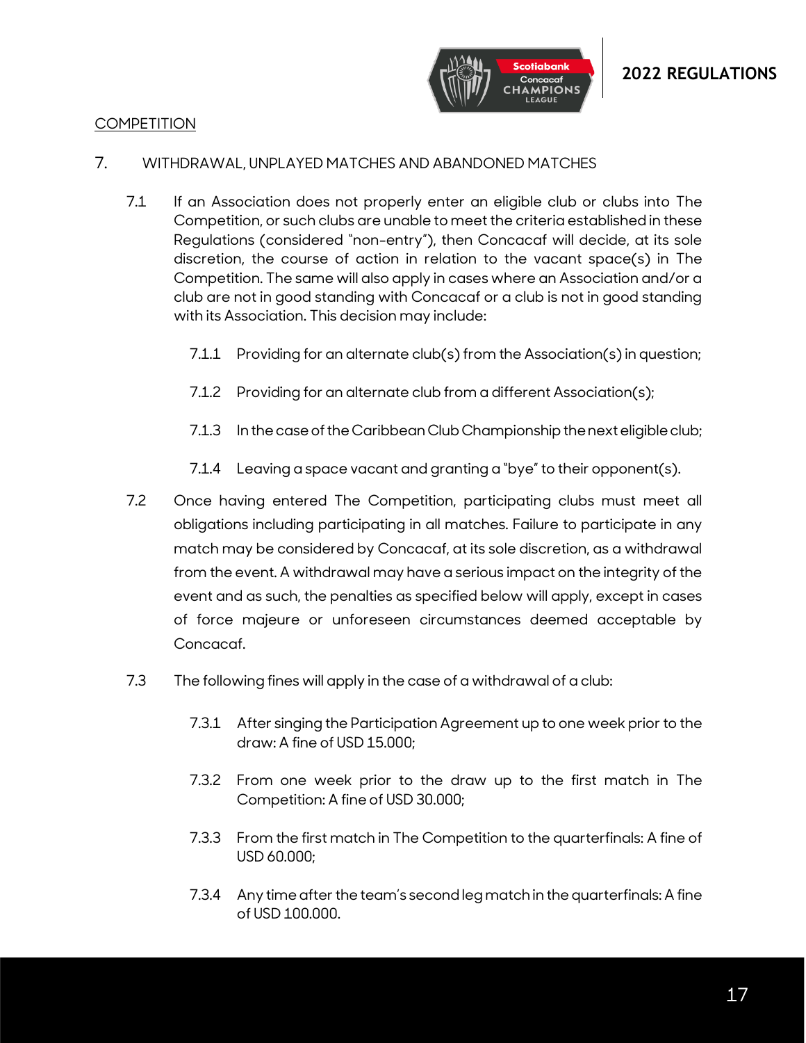COMPETITION

## 7. WITHDRAWAL, UNPLAYED MATCHES AND ABANDONED MATCHES

7.1 If an Association does not properly enter an eligible club or clubs into The Competition, or such clubs are unable to meet the criteria established in these Regulations (considered "non-entry"), then Concacaf will decide, at its sole discretion, the course of action in relation to the vacant space(s) in The Competition. The same will also apply in cases where an Association and/or a club are not in good standing with Concacaf or a club is not in good standing with its Association. This decision may include:

7.1.1 Providing for an alternate club(s) from the Association(s) in question;

7.1.2 Providing for an alternate club from a different Association(s);

7.1.3 In the case of the Caribbean Club Championship the next eligible club;

7.1.4 Leaving a space vacant and granting a "bye" to their opponent(s).

7.2 Once having entered The Competition, participating clubs must meet all obligations including participating in all matches. Failure to participate in any match may be considered by Concacaf, at its sole discretion, as a withdrawal from the event. A withdrawal may have a serious impact on the integrity of the event and as such, the penalties as specified below will apply, except in cases of force majeure or unforeseen circumstances deemed acceptable by Concacaf.

7.3 The following fines will apply in the case of a withdrawal of a club:

7.3.1 After singing the Participation Agreement up to one week prior to the draw: A fine of USD 15.000;

7.3.2 From one week prior to the draw up to the first match in The Competition: A fine of USD 30.000;

7.3.3 From the first match in The Competition to the quarterfinals: A fine of USD 60.000;

7.3.4 Any time after the team's second leg match in the quarterfinals: A fine of USD 100.000.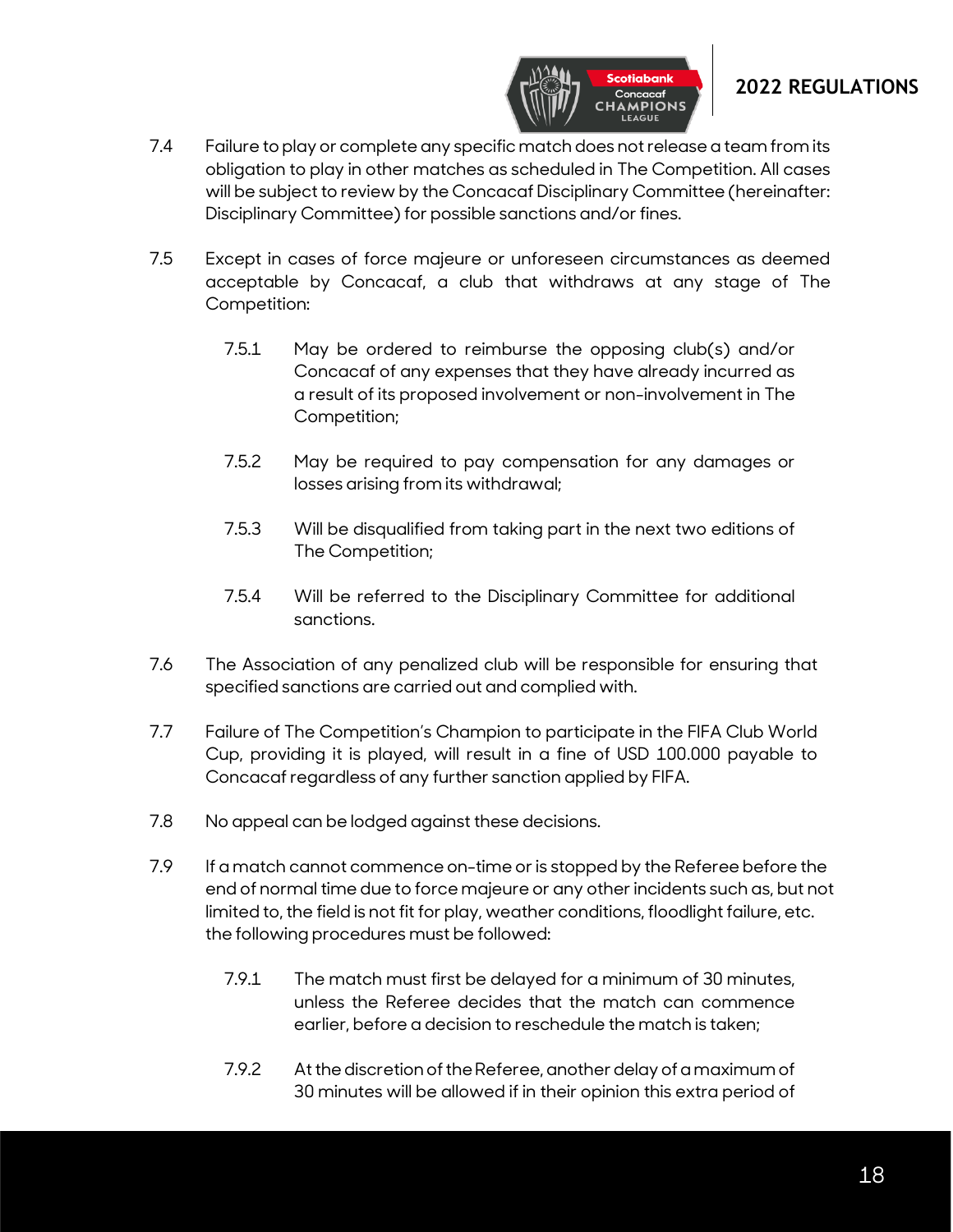7.4 Failure to play or complete any specific match does not release a team from its obligation to play in other matches as scheduled in The Competition. All cases will be subject to review by the Concacaf Disciplinary Committee (hereinafter: Disciplinary Committee) for possible sanctions and/or fines.

7.5 Except in cases of force majeure or unforeseen circumstances as deemed acceptable by Concacaf, a club that withdraws at any stage of The Competition:

7.5.1 May be ordered to reimburse the opposing club(s) and/or Concacaf of any expenses that they have already incurred as a result of its proposed involvement or non-involvement in The Competition;

7.5.2 May be required to pay compensation for any damages or losses arising from its withdrawal;

7.5.3 Will be disqualified from taking part in the next two editions of The Competition;

7.5.4 Will be referred to the Disciplinary Committee for additional sanctions.

7.6 The Association of any penalized club will be responsible for ensuring that specified sanctions are carried out and complied with.

7.7 Failure of The Competition's Champion to participate in the FIFA Club World Cup, providing it is played, will result in a fine of USD 100.000 payable to Concacaf regardless of any further sanction applied by FIFA.

7.8 No appeal can be lodged against these decisions.

7.9 If a match cannot commence on-time or is stopped by the Referee before the end of normal time due to force majeure or any other incidents such as, but not limited to, the field is not fit for play, weather conditions, floodlight failure, etc. the following procedures must be followed:

7.9.1 The match must first be delayed for a minimum of 30 minutes, unless the Referee decides that the match can commence earlier, before a decision to reschedule the match is taken;

7.9.2 At the discretion of the Referee, another delay of a maximum of 30 minutes will be allowed if in their opinion this extra period of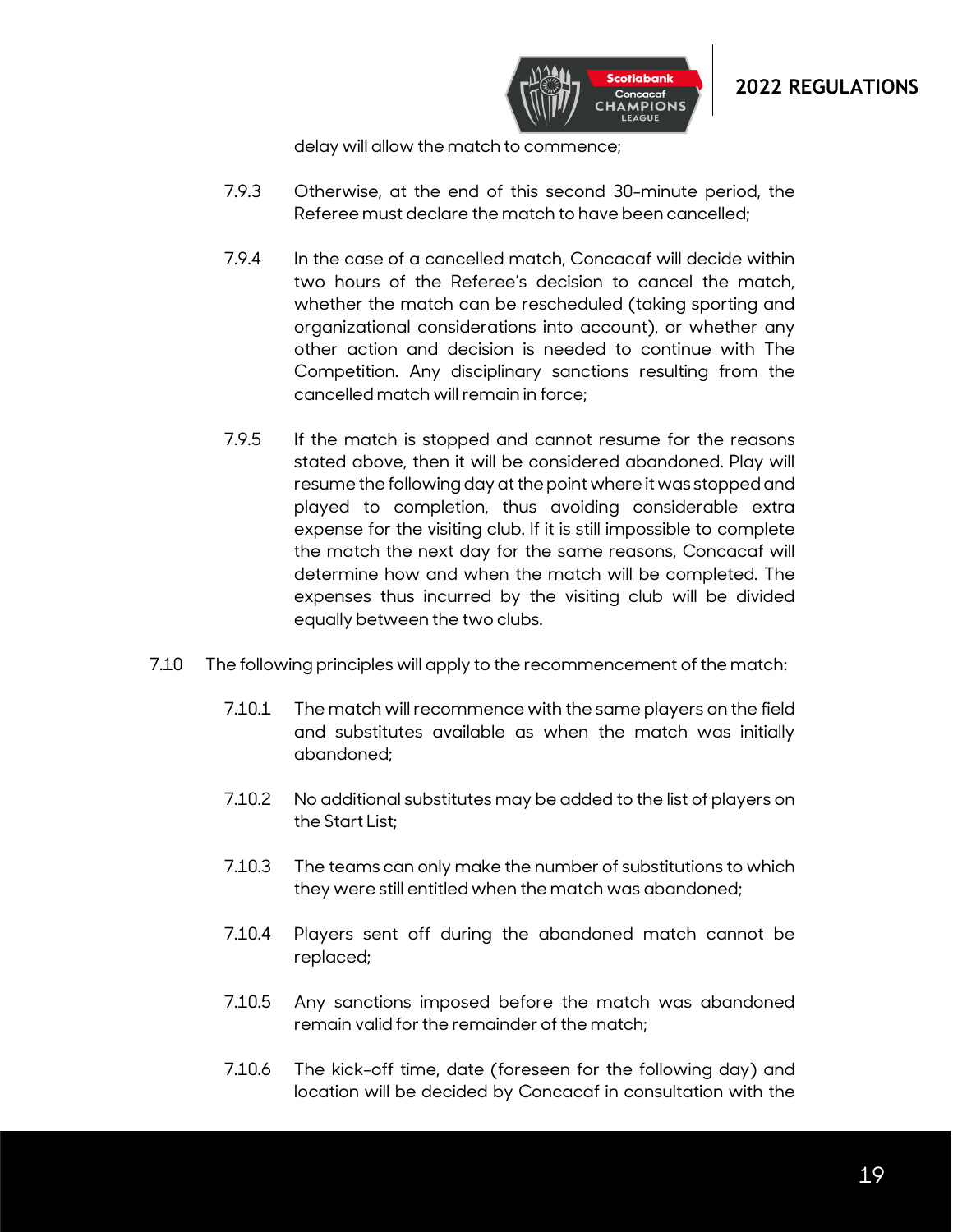delay will allow the match to commence;

7.9.3 Otherwise, at the end of this second 30-minute period, the Referee must declare the match to have been cancelled;

7.9.4 In the case of a cancelled match, Concacaf will decide within two hours of the Referee's decision to cancel the match, whether the match can be rescheduled (taking sporting and organizational considerations into account), or whether any other action and decision is needed to continue with The Competition. Any disciplinary sanctions resulting from the cancelled match will remain in force;

7.9.5 If the match is stopped and cannot resume for the reasons stated above, then it will be considered abandoned. Play will resume the following day at the point where it was stopped and played to completion, thus avoiding considerable extra expense for the visiting club. If it is still impossible to complete the match the next day for the same reasons, Concacaf will determine how and when the match will be completed. The expenses thus incurred by the visiting club will be divided equally between the two clubs.

7.10 The following principles will apply to the recommencement of the match:

7.10.1 The match will recommence with the same players on the field and substitutes available as when the match was initially abandoned;

7.10.2 No additional substitutes may be added to the list of players on the Start List;

7.10.3 The teams can only make the number of substitutions to which they were still entitled when the match was abandoned;

7.10.4 Players sent off during the abandoned match cannot be replaced;

7.10.5 Any sanctions imposed before the match was abandoned remain valid for the remainder of the match;

7.10.6 The kick-off time, date (foreseen for the following day) and location will be decided by Concacaf in consultation with the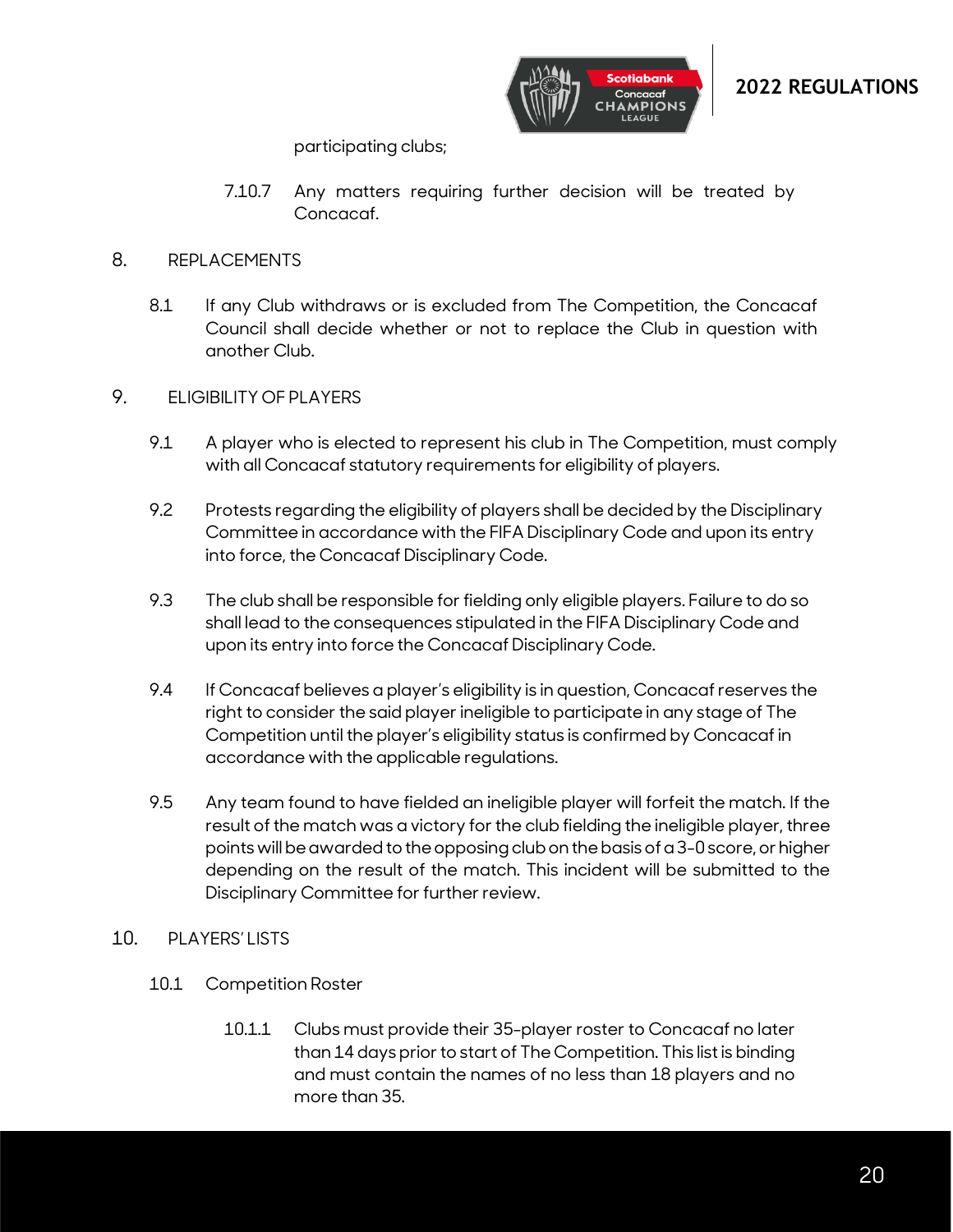participating clubs;

7.10.7 Any matters requiring further decision will be treated by Concacaf.

## 8. REPLACEMENTS

8.1 If any Club withdraws or is excluded from The Competition, the Concacaf Council shall decide whether or not to replace the Club in question with another Club.

## 9. ELIGIBILITY OF PLAYERS

9.1 A player who is elected to represent his club in The Competition, must comply with all Concacaf statutory requirements for eligibility of players.

9.2 Protests regarding the eligibility of players shall be decided by the Disciplinary Committee in accordance with the FIFA Disciplinary Code and upon its entry into force, the Concacaf Disciplinary Code.

9.3 The club shall be responsible for fielding only eligible players. Failure to do so shall lead to the consequences stipulated in the FIFA Disciplinary Code and upon its entry into force the Concacaf Disciplinary Code.

9.4 If Concacaf believes a player's eligibility is in question, Concacaf reserves the right to consider the said player ineligible to participate in any stage of The Competition until the player's eligibility status is confirmed by Concacaf in accordance with the applicable regulations.

9.5 Any team found to have fielded an ineligible player will forfeit the match. If the result of the match was a victory for the club fielding the ineligible player, three points will be awarded to the opposing club on the basis of a 3-0 score, or higher depending on the result of the match. This incident will be submitted to the Disciplinary Committee for further review.

## 10. PLAYERS' LISTS

10.1 Competition Roster

10.1.1 Clubs must provide their 35-player roster to Concacaf no later than 14 days prior to start of The Competition. This list is binding and must contain the names of no less than 18 players and no more than 35.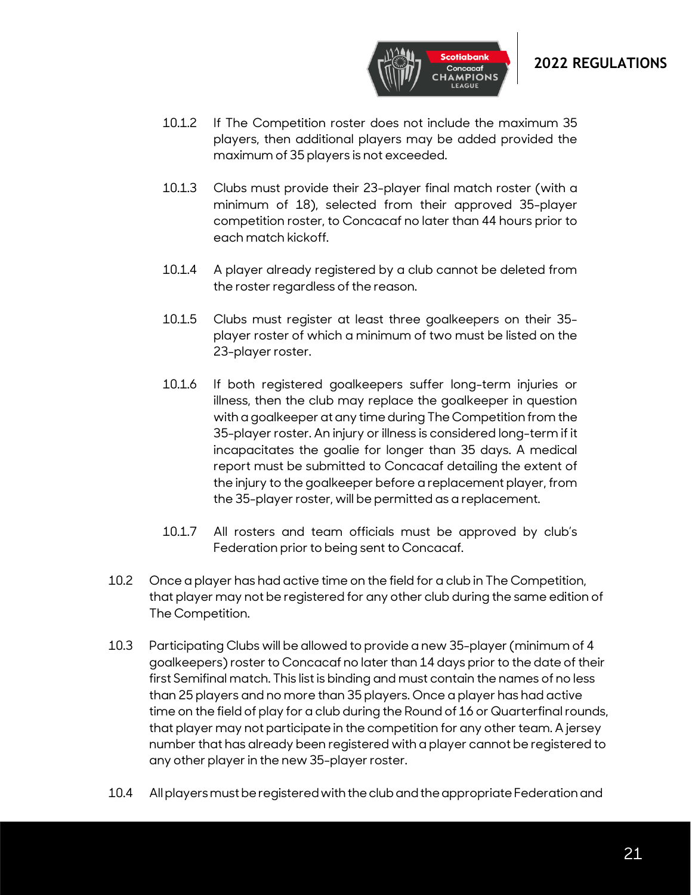10.1.2 If The Competition roster does not include the maximum 35 players, then additional players may be added provided the maximum of 35 players is not exceeded.

10.1.3 Clubs must provide their 23-player final match roster (with a minimum of 18), selected from their approved 35-player competition roster, to Concacaf no later than 44 hours prior to each match kickoff.

10.1.4 A player already registered by a club cannot be deleted from the roster regardless of the reason.

10.1.5 Clubs must register at least three goalkeepers on their 35-player roster of which a minimum of two must be listed on the 23-player roster.

10.1.6 If both registered goalkeepers suffer long-term injuries or illness, then the club may replace the goalkeeper in question with a goalkeeper at any time during The Competition from the 35-player roster. An injury or illness is considered long-term if it incapacitates the goalie for longer than 35 days. A medical report must be submitted to Concacaf detailing the extent of the injury to the goalkeeper before a replacement player, from the 35-player roster, will be permitted as a replacement.

10.1.7 All rosters and team officials must be approved by club's Federation prior to being sent to Concacaf.

10.2 Once a player has had active time on the field for a club in The Competition, that player may not be registered for any other club during the same edition of The Competition.

10.3 Participating Clubs will be allowed to provide a new 35-player (minimum of 4 goalkeepers) roster to Concacaf no later than 14 days prior to the date of their first Semifinal match. This list is binding and must contain the names of no less than 25 players and no more than 35 players. Once a player has had active time on the field of play for a club during the Round of 16 or Quarterfinal rounds, that player may not participate in the competition for any other team. A jersey number that has already been registered with a player cannot be registered to any other player in the new 35-player roster.

10.4 All players must be registered with the club and the appropriate Federation and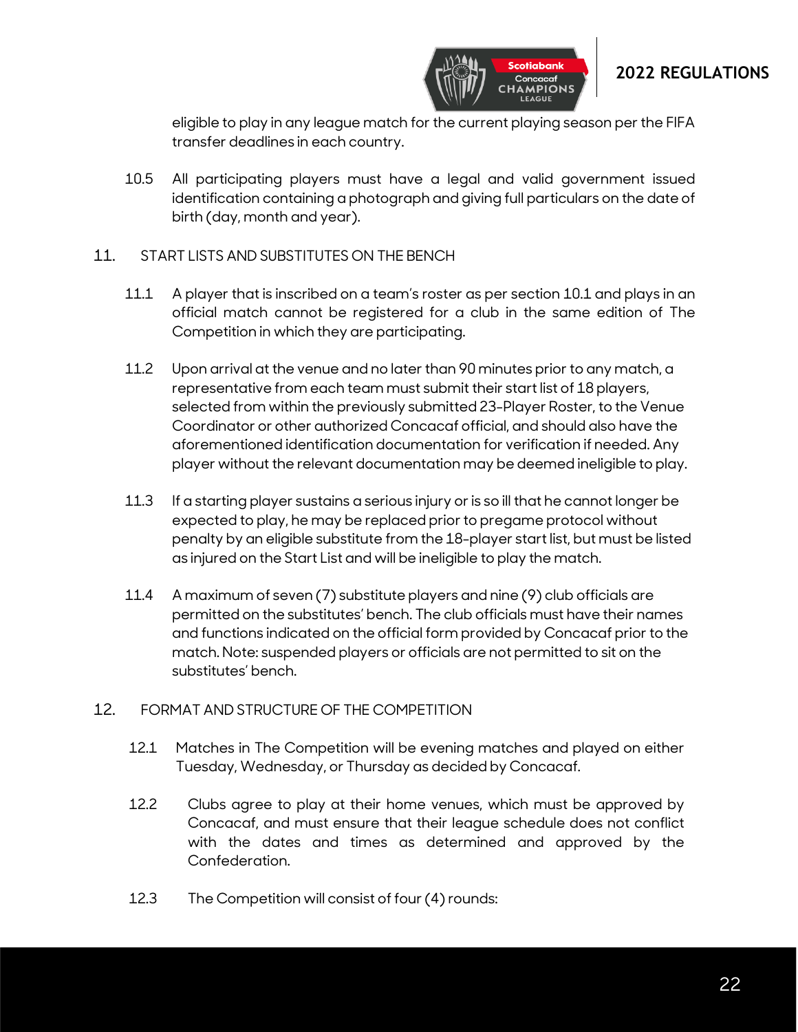eligible to play in any league match for the current playing season per the FIFA transfer deadlines in each country.

10.5 All participating players must have a legal and valid government issued identification containing a photograph and giving full particulars on the date of birth (day, month and year).

## 11. START LISTS AND SUBSTITUTES ON THE BENCH

11.1 A player that is inscribed on a team's roster as per section 10.1 and plays in an official match cannot be registered for a club in the same edition of The Competition in which they are participating.

11.2 Upon arrival at the venue and no later than 90 minutes prior to any match, a representative from each team must submit their start list of 18 players, selected from within the previously submitted 23-Player Roster, to the Venue Coordinator or other authorized Concacaf official, and should also have the aforementioned identification documentation for verification if needed. Any player without the relevant documentation may be deemed ineligible to play.

11.3 If a starting player sustains a serious injury or is so ill that he cannot longer be expected to play, he may be replaced prior to pregame protocol without penalty by an eligible substitute from the 18-player start list, but must be listed as injured on the Start List and will be ineligible to play the match.

11.4 A maximum of seven (7) substitute players and nine (9) club officials are permitted on the substitutes' bench. The club officials must have their names and functions indicated on the official form provided by Concacaf prior to the match. Note: suspended players or officials are not permitted to sit on the substitutes' bench.

## 12. FORMAT AND STRUCTURE OF THE COMPETITION

12.1 Matches in The Competition will be evening matches and played on either Tuesday, Wednesday, or Thursday as decided by Concacaf.

12.2 Clubs agree to play at their home venues, which must be approved by Concacaf, and must ensure that their league schedule does not conflict with the dates and times as determined and approved by the Confederation.

12.3 The Competition will consist of four (4) rounds: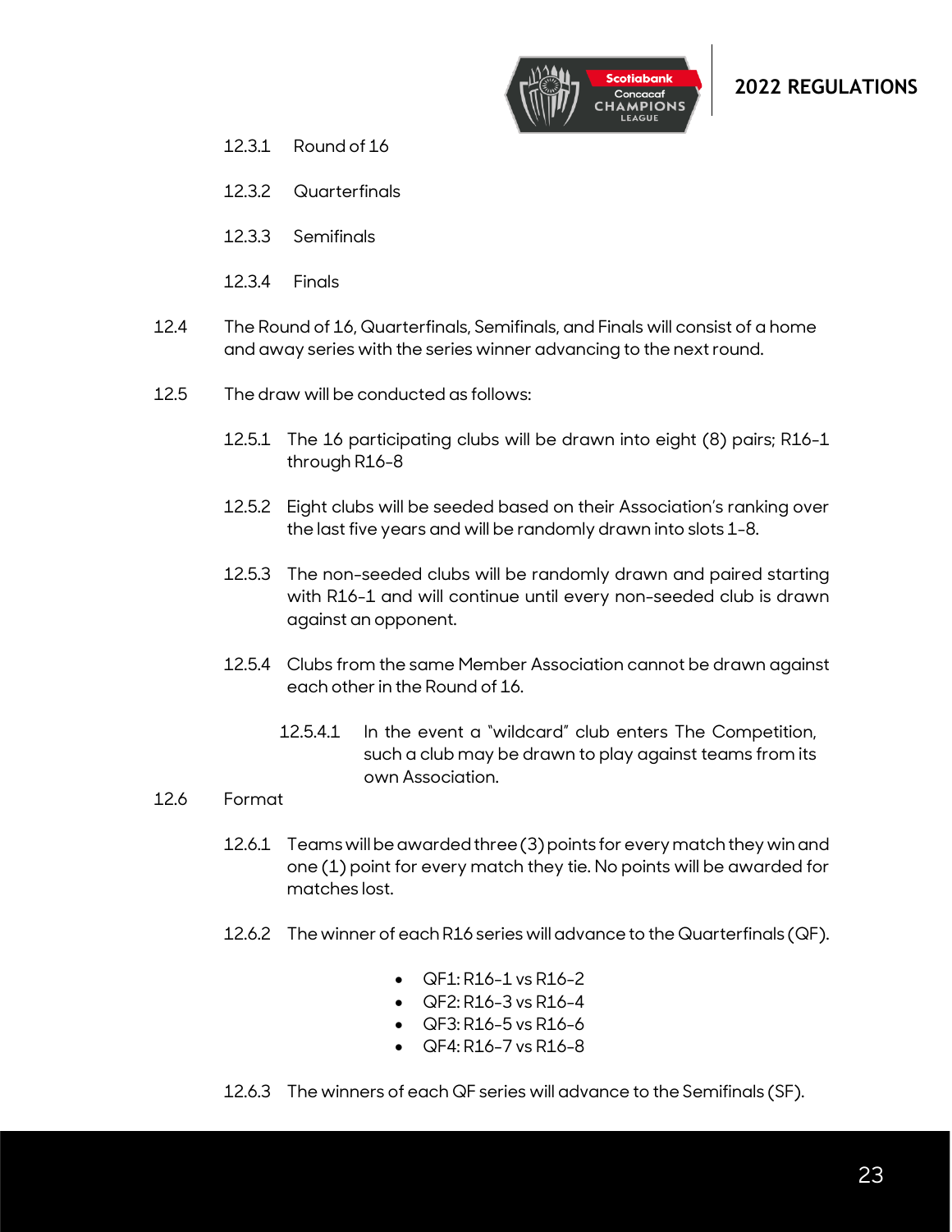12.3.1 Round of 16

12.3.2 Quarterfinals

12.3.3 Semifinals

12.3.4 Finals

12.4 The Round of 16, Quarterfinals, Semifinals, and Finals will consist of a home and away series with the series winner advancing to the next round.

12.5 The draw will be conducted as follows:

12.5.1 The 16 participating clubs will be drawn into eight (8) pairs; R16-1 through R16-8

12.5.2 Eight clubs will be seeded based on their Association's ranking over the last five years and will be randomly drawn into slots 1-8.

12.5.3 The non-seeded clubs will be randomly drawn and paired starting with R16-1 and will continue until every non-seeded club is drawn against an opponent.

12.5.4 Clubs from the same Member Association cannot be drawn against each other in the Round of 16.

12.5.4.1 In the event a "wildcard" club enters The Competition, such a club may be drawn to play against teams from its own Association.

12.6 Format

12.6.1 Teams will be awarded three (3) points for every match they win and one (1) point for every match they tie. No points will be awarded for matches lost.

12.6.2 The winner of each R16 series will advance to the Quarterfinals (QF).

- QF1: R16-1 vs R16-2
- QF2: R16-3 vs R16-4
- QF3: R16-5 vs R16-6
- QF4: R16-7 vs R16-8

12.6.3 The winners of each QF series will advance to the Semifinals (SF).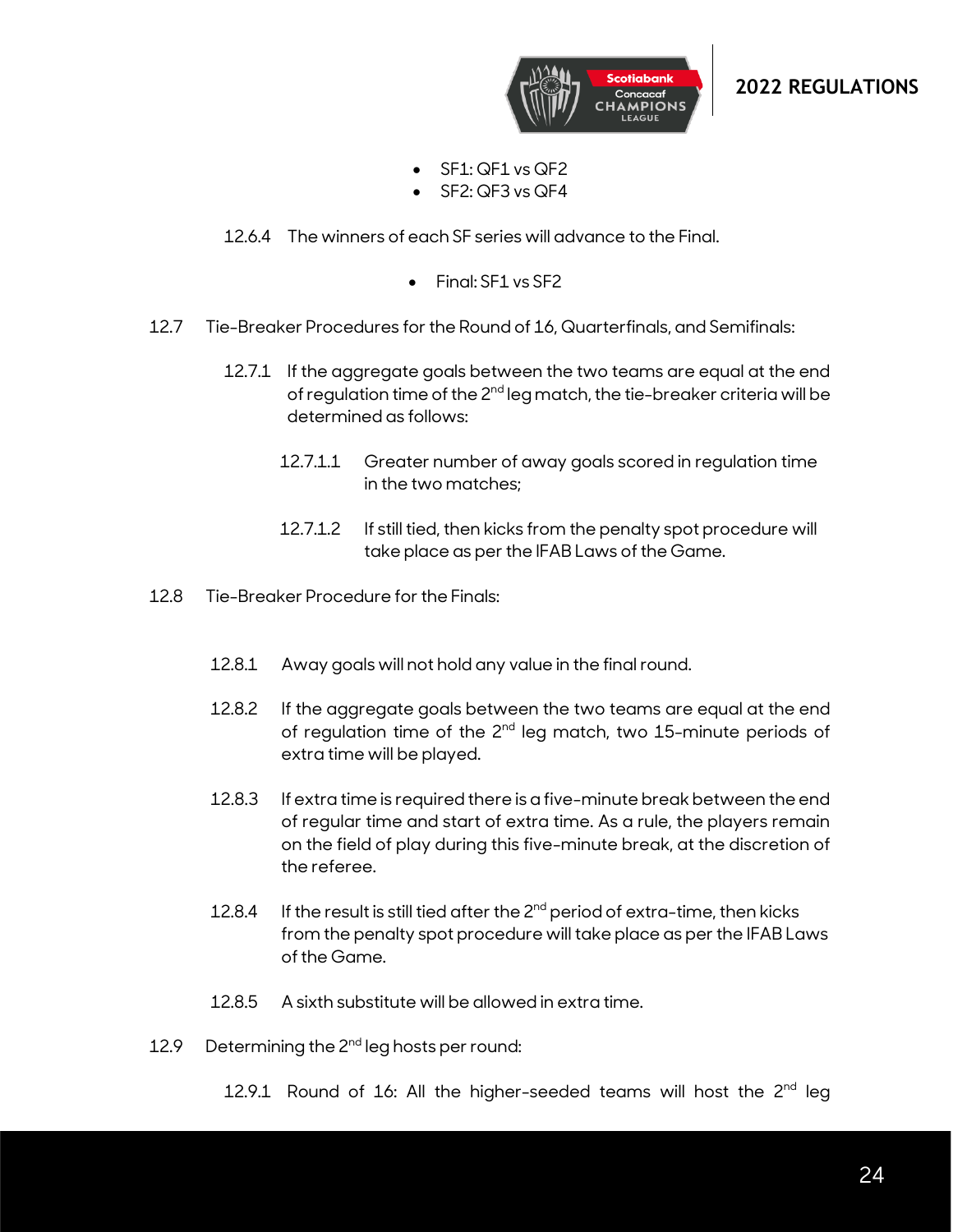- SF1: QF1 vs QF2
- SF2: QF3 vs QF4

12.6.4 The winners of each SF series will advance to the Final.

- Final: SF1 vs SF2

12.7 Tie-Breaker Procedures for the Round of 16, Quarterfinals, and Semifinals:

12.7.1 If the aggregate goals between the two teams are equal at the end of regulation time of the 2nd leg match, the tie-breaker criteria will be determined as follows:

12.7.1.1 Greater number of away goals scored in regulation time in the two matches;

12.7.1.2 If still tied, then kicks from the penalty spot procedure will take place as per the IFAB Laws of the Game.

12.8 Tie-Breaker Procedure for the Finals:

12.8.1 Away goals will not hold any value in the final round.

12.8.2 If the aggregate goals between the two teams are equal at the end of regulation time of the 2nd leg match, two 15-minute periods of extra time will be played.

12.8.3 If extra time is required there is a five-minute break between the end of regular time and start of extra time. As a rule, the players remain on the field of play during this five-minute break, at the discretion of the referee.

12.8.4 If the result is still tied after the 2nd period of extra-time, then kicks from the penalty spot procedure will take place as per the IFAB Laws of the Game.

12.8.5 A sixth substitute will be allowed in extra time.

12.9 Determining the 2nd leg hosts per round:

12.9.1 Round of 16: All the higher-seeded teams will host the 2nd leg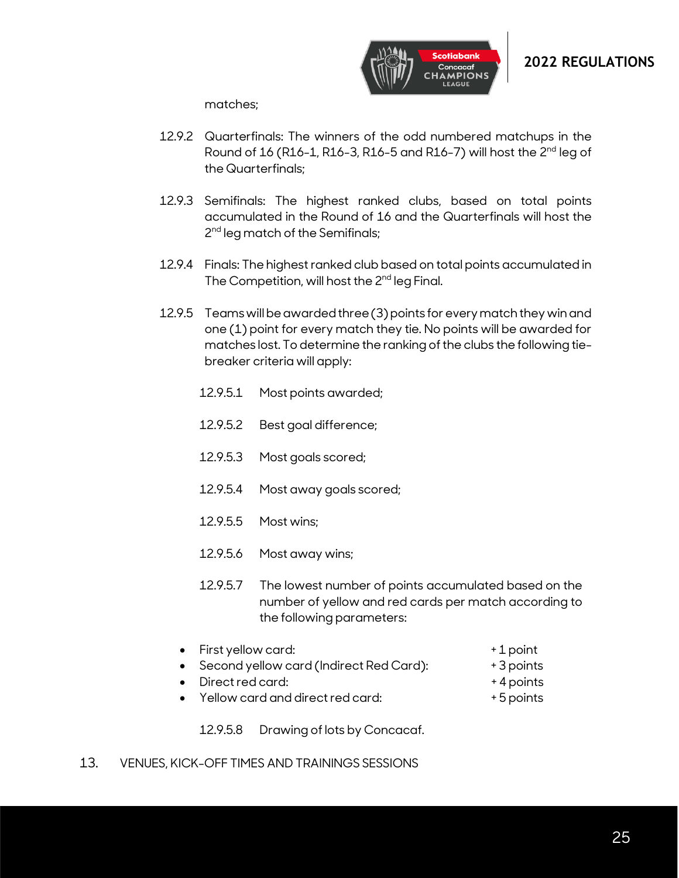matches;

12.9.2 Quarterfinals: The winners of the odd numbered matchups in the Round of 16 (R16-1, R16-3, R16-5 and R16-7) will host the 2nd leg of the Quarterfinals;

12.9.3 Semifinals: The highest ranked clubs, based on total points accumulated in the Round of 16 and the Quarterfinals will host the 2nd leg match of the Semifinals;

12.9.4 Finals: The highest ranked club based on total points accumulated in The Competition, will host the 2nd leg Final.

12.9.5 Teams will be awarded three (3) points for every match they win and one (1) point for every match they tie. No points will be awarded for matches lost. To determine the ranking of the clubs the following tie-breaker criteria will apply:

12.9.5.1 Most points awarded;

12.9.5.2 Best goal difference;

12.9.5.3 Most goals scored;

12.9.5.4 Most away goals scored;

12.9.5.5 Most wins;

12.9.5.6 Most away wins;

12.9.5.7 The lowest number of points accumulated based on the number of yellow and red cards per match according to the following parameters:

- First yellow card: + 1 point
- Second yellow card (Indirect Red Card): + 3 points
- Direct red card: + 4 points
- Yellow card and direct red card: + 5 points

12.9.5.8 Drawing of lots by Concacaf.

13. VENUES, KICK-OFF TIMES AND TRAININGS SESSIONS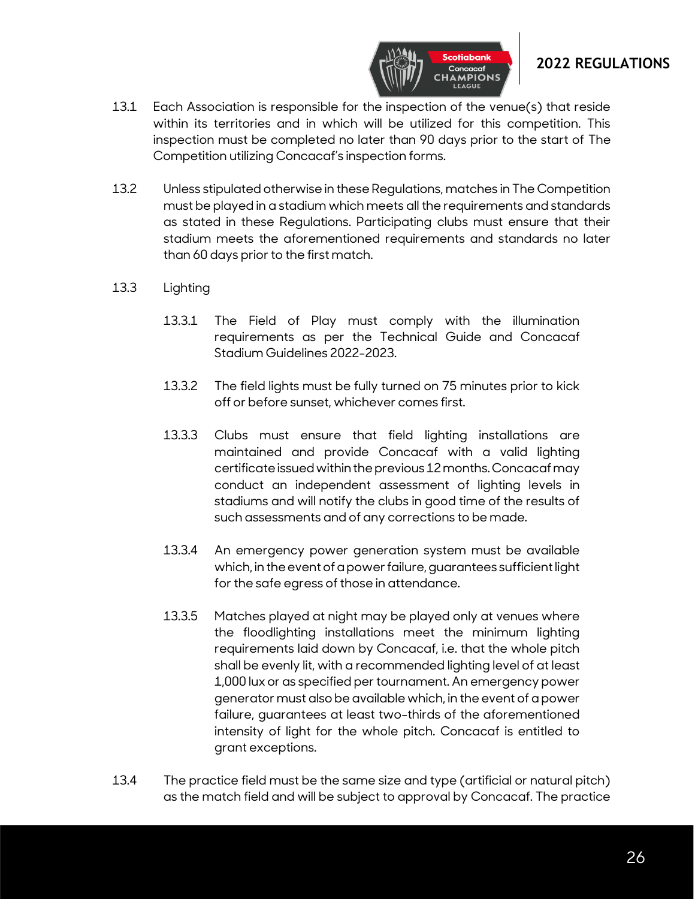13.1 Each Association is responsible for the inspection of the venue(s) that reside within its territories and in which will be utilized for this competition. This inspection must be completed no later than 90 days prior to the start of The Competition utilizing Concacaf's inspection forms.

13.2 Unless stipulated otherwise in these Regulations, matches in The Competition must be played in a stadium which meets all the requirements and standards as stated in these Regulations. Participating clubs must ensure that their stadium meets the aforementioned requirements and standards no later than 60 days prior to the first match.

13.3 Lighting

13.3.1 The Field of Play must comply with the illumination requirements as per the Technical Guide and Concacaf Stadium Guidelines 2022-2023.

13.3.2 The field lights must be fully turned on 75 minutes prior to kick off or before sunset, whichever comes first.

13.3.3 Clubs must ensure that field lighting installations are maintained and provide Concacaf with a valid lighting certificate issued within the previous 12 months. Concacaf may conduct an independent assessment of lighting levels in stadiums and will notify the clubs in good time of the results of such assessments and of any corrections to be made.

13.3.4 An emergency power generation system must be available which, in the event of a power failure, guarantees sufficient light for the safe egress of those in attendance.

13.3.5 Matches played at night may be played only at venues where the floodlighting installations meet the minimum lighting requirements laid down by Concacaf, i.e. that the whole pitch shall be evenly lit, with a recommended lighting level of at least 1,000 lux or as specified per tournament. An emergency power generator must also be available which, in the event of a power failure, guarantees at least two-thirds of the aforementioned intensity of light for the whole pitch. Concacaf is entitled to grant exceptions.

13.4 The practice field must be the same size and type (artificial or natural pitch) as the match field and will be subject to approval by Concacaf. The practice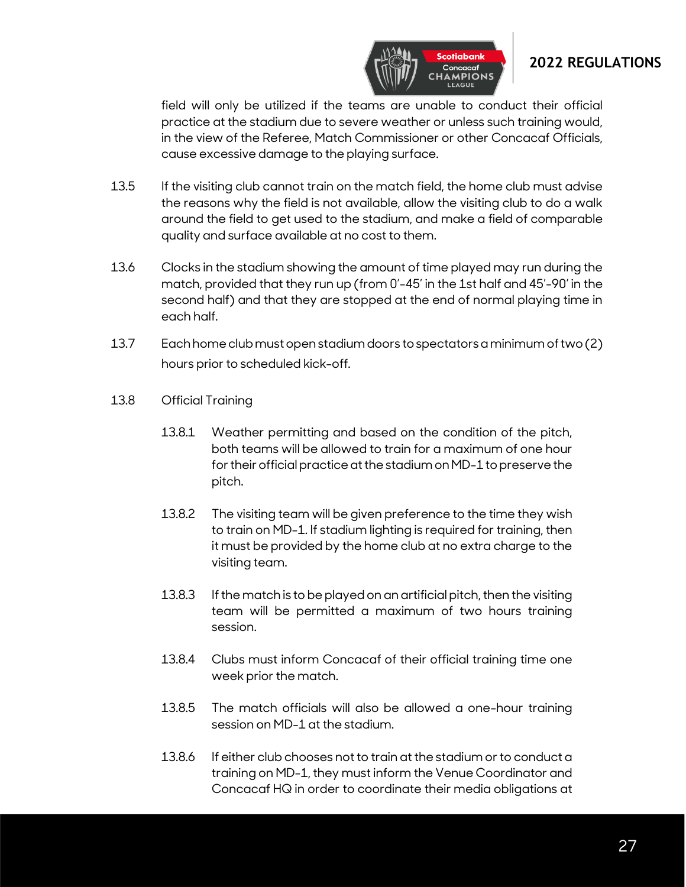field will only be utilized if the teams are unable to conduct their official practice at the stadium due to severe weather or unless such training would, in the view of the Referee, Match Commissioner or other Concacaf Officials, cause excessive damage to the playing surface.

13.5 If the visiting club cannot train on the match field, the home club must advise the reasons why the field is not available, allow the visiting club to do a walk around the field to get used to the stadium, and make a field of comparable quality and surface available at no cost to them.

13.6 Clocks in the stadium showing the amount of time played may run during the match, provided that they run up (from 0'-45' in the 1st half and 45'-90' in the second half) and that they are stopped at the end of normal playing time in each half.

13.7 Each home club must open stadium doors to spectators a minimum of two (2) hours prior to scheduled kick-off.

13.8 Official Training

13.8.1 Weather permitting and based on the condition of the pitch, both teams will be allowed to train for a maximum of one hour for their official practice at the stadium on MD-1 to preserve the pitch.

13.8.2 The visiting team will be given preference to the time they wish to train on MD-1. If stadium lighting is required for training, then it must be provided by the home club at no extra charge to the visiting team.

13.8.3 If the match is to be played on an artificial pitch, then the visiting team will be permitted a maximum of two hours training session.

13.8.4 Clubs must inform Concacaf of their official training time one week prior the match.

13.8.5 The match officials will also be allowed a one-hour training session on MD-1 at the stadium.

13.8.6 If either club chooses not to train at the stadium or to conduct a training on MD-1, they must inform the Venue Coordinator and Concacaf HQ in order to coordinate their media obligations at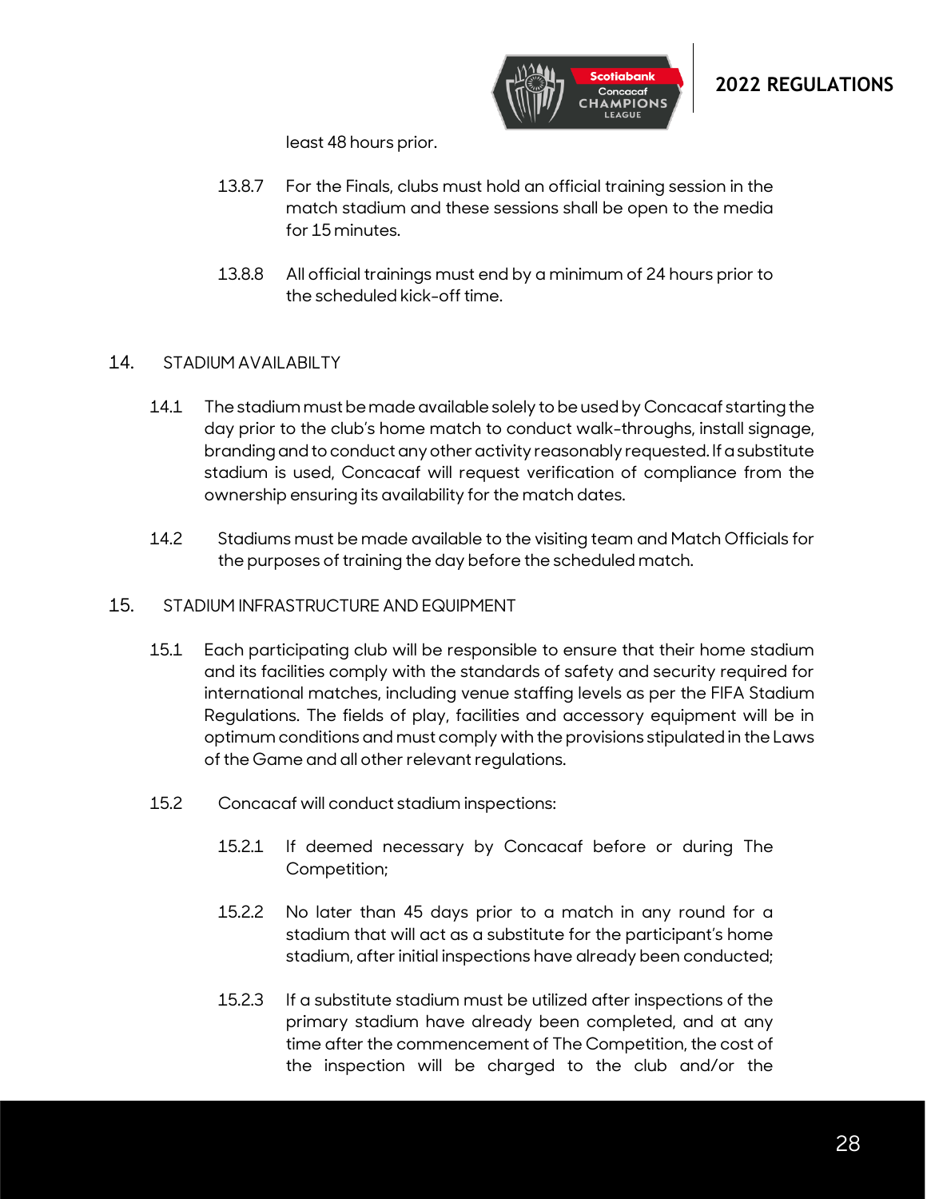least 48 hours prior.

13.8.7 For the Finals, clubs must hold an official training session in the match stadium and these sessions shall be open to the media for 15 minutes.

13.8.8 All official trainings must end by a minimum of 24 hours prior to the scheduled kick-off time.

## 14. STADIUM AVAILABILTY

14.1 The stadium must be made available solely to be used by Concacaf starting the day prior to the club's home match to conduct walk-throughs, install signage, branding and to conduct any other activity reasonably requested. If a substitute stadium is used, Concacaf will request verification of compliance from the ownership ensuring its availability for the match dates.

14.2 Stadiums must be made available to the visiting team and Match Officials for the purposes of training the day before the scheduled match.

## 15. STADIUM INFRASTRUCTURE AND EQUIPMENT

15.1 Each participating club will be responsible to ensure that their home stadium and its facilities comply with the standards of safety and security required for international matches, including venue staffing levels as per the FIFA Stadium Regulations. The fields of play, facilities and accessory equipment will be in optimum conditions and must comply with the provisions stipulated in the Laws of the Game and all other relevant regulations.

15.2 Concacaf will conduct stadium inspections:

15.2.1 If deemed necessary by Concacaf before or during The Competition;

15.2.2 No later than 45 days prior to a match in any round for a stadium that will act as a substitute for the participant's home stadium, after initial inspections have already been conducted;

15.2.3 If a substitute stadium must be utilized after inspections of the primary stadium have already been completed, and at any time after the commencement of The Competition, the cost of the inspection will be charged to the club and/or the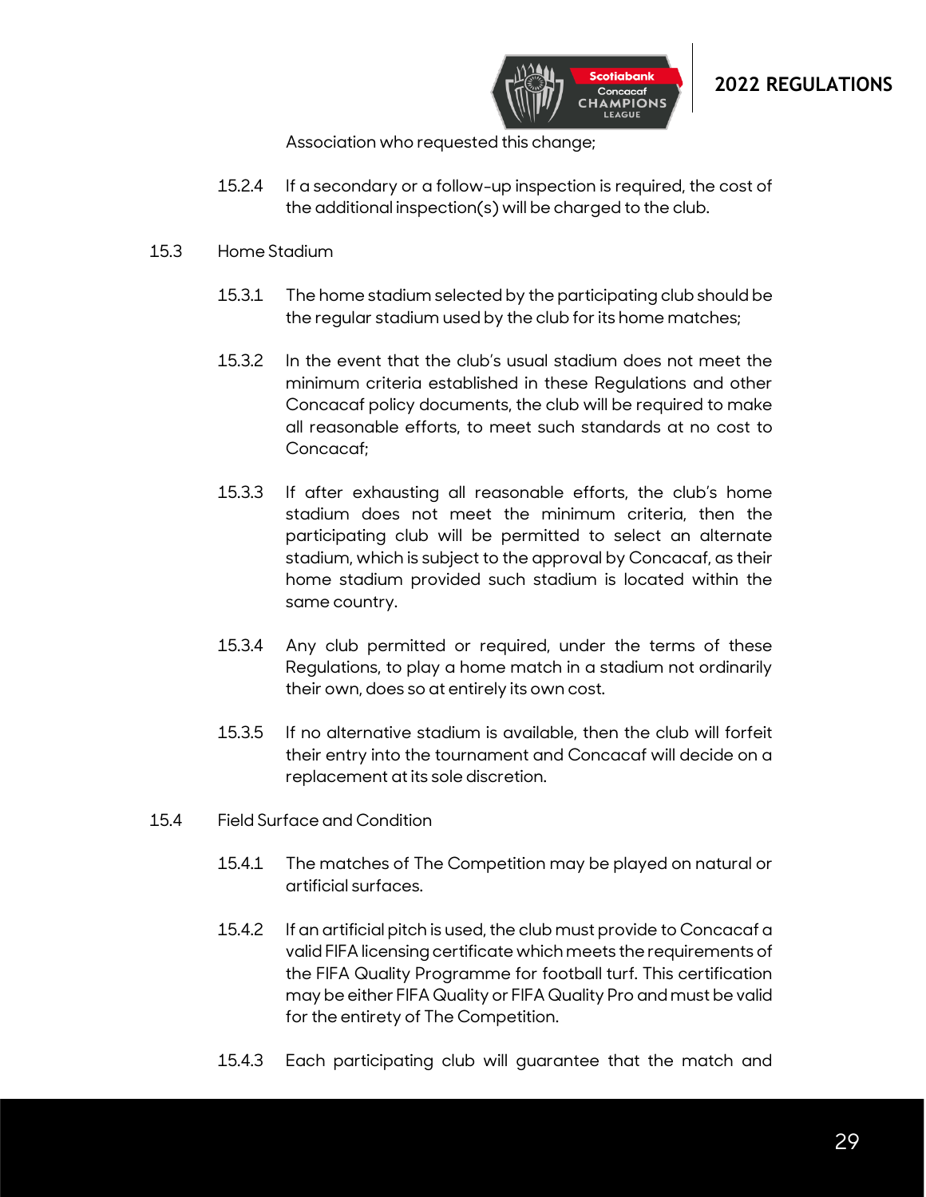Association who requested this change;

15.2.4 If a secondary or a follow-up inspection is required, the cost of the additional inspection(s) will be charged to the club.

15.3 Home Stadium

15.3.1 The home stadium selected by the participating club should be the regular stadium used by the club for its home matches;

15.3.2 In the event that the club's usual stadium does not meet the minimum criteria established in these Regulations and other Concacaf policy documents, the club will be required to make all reasonable efforts, to meet such standards at no cost to Concacaf;

15.3.3 If after exhausting all reasonable efforts, the club's home stadium does not meet the minimum criteria, then the participating club will be permitted to select an alternate stadium, which is subject to the approval by Concacaf, as their home stadium provided such stadium is located within the same country.

15.3.4 Any club permitted or required, under the terms of these Regulations, to play a home match in a stadium not ordinarily their own, does so at entirely its own cost.

15.3.5 If no alternative stadium is available, then the club will forfeit their entry into the tournament and Concacaf will decide on a replacement at its sole discretion.

15.4 Field Surface and Condition

15.4.1 The matches of The Competition may be played on natural or artificial surfaces.

15.4.2 If an artificial pitch is used, the club must provide to Concacaf a valid FIFA licensing certificate which meets the requirements of the FIFA Quality Programme for football turf. This certification may be either FIFA Quality or FIFA Quality Pro and must be valid for the entirety of The Competition.

15.4.3 Each participating club will guarantee that the match and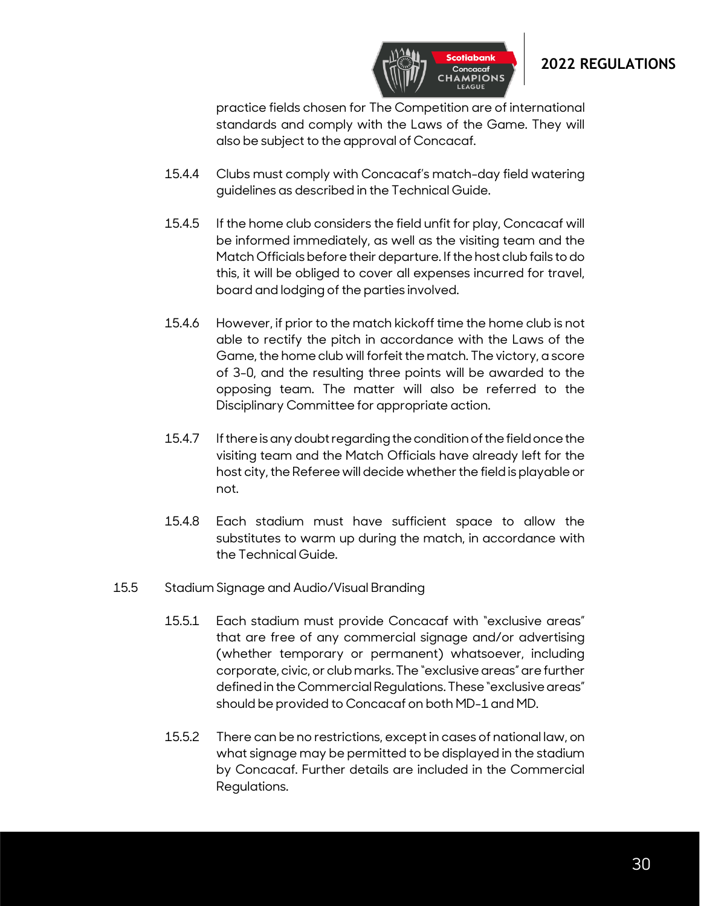practice fields chosen for The Competition are of international standards and comply with the Laws of the Game. They will also be subject to the approval of Concacaf.

15.4.4 Clubs must comply with Concacaf's match-day field watering guidelines as described in the Technical Guide.

15.4.5 If the home club considers the field unfit for play, Concacaf will be informed immediately, as well as the visiting team and the Match Officials before their departure. If the host club fails to do this, it will be obliged to cover all expenses incurred for travel, board and lodging of the parties involved.

15.4.6 However, if prior to the match kickoff time the home club is not able to rectify the pitch in accordance with the Laws of the Game, the home club will forfeit the match. The victory, a score of 3-0, and the resulting three points will be awarded to the opposing team. The matter will also be referred to the Disciplinary Committee for appropriate action.

15.4.7 If there is any doubt regarding the condition of the field once the visiting team and the Match Officials have already left for the host city, the Referee will decide whether the field is playable or not.

15.4.8 Each stadium must have sufficient space to allow the substitutes to warm up during the match, in accordance with the Technical Guide.

15.5 Stadium Signage and Audio/Visual Branding

15.5.1 Each stadium must provide Concacaf with "exclusive areas" that are free of any commercial signage and/or advertising (whether temporary or permanent) whatsoever, including corporate, civic, or club marks. The "exclusive areas" are further defined in the Commercial Regulations. These "exclusive areas" should be provided to Concacaf on both MD-1 and MD.

15.5.2 There can be no restrictions, except in cases of national law, on what signage may be permitted to be displayed in the stadium by Concacaf. Further details are included in the Commercial Regulations.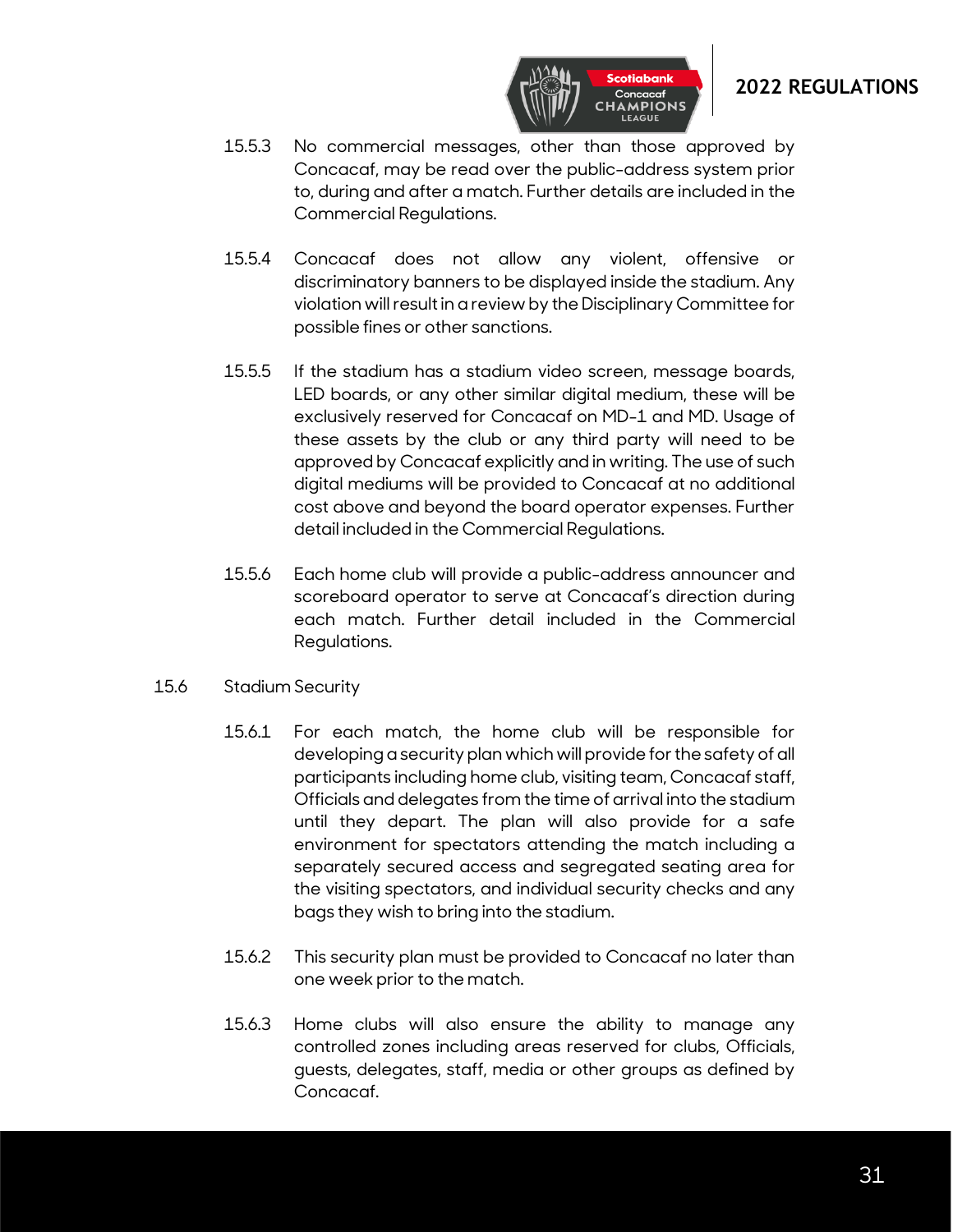15.5.3 No commercial messages, other than those approved by Concacaf, may be read over the public-address system prior to, during and after a match. Further details are included in the Commercial Regulations.

15.5.4 Concacaf does not allow any violent, offensive or discriminatory banners to be displayed inside the stadium. Any violation will result in a review by the Disciplinary Committee for possible fines or other sanctions.

15.5.5 If the stadium has a stadium video screen, message boards, LED boards, or any other similar digital medium, these will be exclusively reserved for Concacaf on MD-1 and MD. Usage of these assets by the club or any third party will need to be approved by Concacaf explicitly and in writing. The use of such digital mediums will be provided to Concacaf at no additional cost above and beyond the board operator expenses. Further detail included in the Commercial Regulations.

15.5.6 Each home club will provide a public-address announcer and scoreboard operator to serve at Concacaf's direction during each match. Further detail included in the Commercial Regulations.

## 15.6 Stadium Security

15.6.1 For each match, the home club will be responsible for developing a security plan which will provide for the safety of all participants including home club, visiting team, Concacaf staff, Officials and delegates from the time of arrival into the stadium until they depart. The plan will also provide for a safe environment for spectators attending the match including a separately secured access and segregated seating area for the visiting spectators, and individual security checks and any bags they wish to bring into the stadium.

15.6.2 This security plan must be provided to Concacaf no later than one week prior to the match.

15.6.3 Home clubs will also ensure the ability to manage any controlled zones including areas reserved for clubs, Officials, guests, delegates, staff, media or other groups as defined by Concacaf.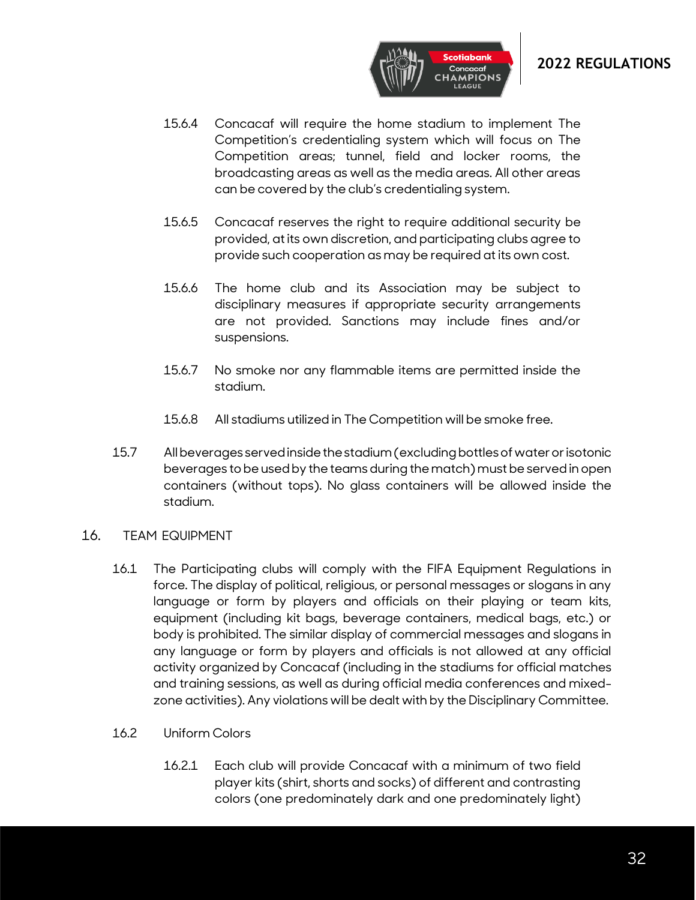15.6.4 Concacaf will require the home stadium to implement The Competition's credentialing system which will focus on The Competition areas; tunnel, field and locker rooms, the broadcasting areas as well as the media areas. All other areas can be covered by the club's credentialing system.

15.6.5 Concacaf reserves the right to require additional security be provided, at its own discretion, and participating clubs agree to provide such cooperation as may be required at its own cost.

15.6.6 The home club and its Association may be subject to disciplinary measures if appropriate security arrangements are not provided. Sanctions may include fines and/or suspensions.

15.6.7 No smoke nor any flammable items are permitted inside the stadium.

15.6.8 All stadiums utilized in The Competition will be smoke free.

15.7 All beverages served inside the stadium (excluding bottles of water or isotonic beverages to be used by the teams during the match) must be served in open containers (without tops). No glass containers will be allowed inside the stadium.

## 16. TEAM EQUIPMENT

16.1 The Participating clubs will comply with the FIFA Equipment Regulations in force. The display of political, religious, or personal messages or slogans in any language or form by players and officials on their playing or team kits, equipment (including kit bags, beverage containers, medical bags, etc.) or body is prohibited. The similar display of commercial messages and slogans in any language or form by players and officials is not allowed at any official activity organized by Concacaf (including in the stadiums for official matches and training sessions, as well as during official media conferences and mixed-zone activities). Any violations will be dealt with by the Disciplinary Committee.

16.2 Uniform Colors

16.2.1 Each club will provide Concacaf with a minimum of two field player kits (shirt, shorts and socks) of different and contrasting colors (one predominately dark and one predominately light)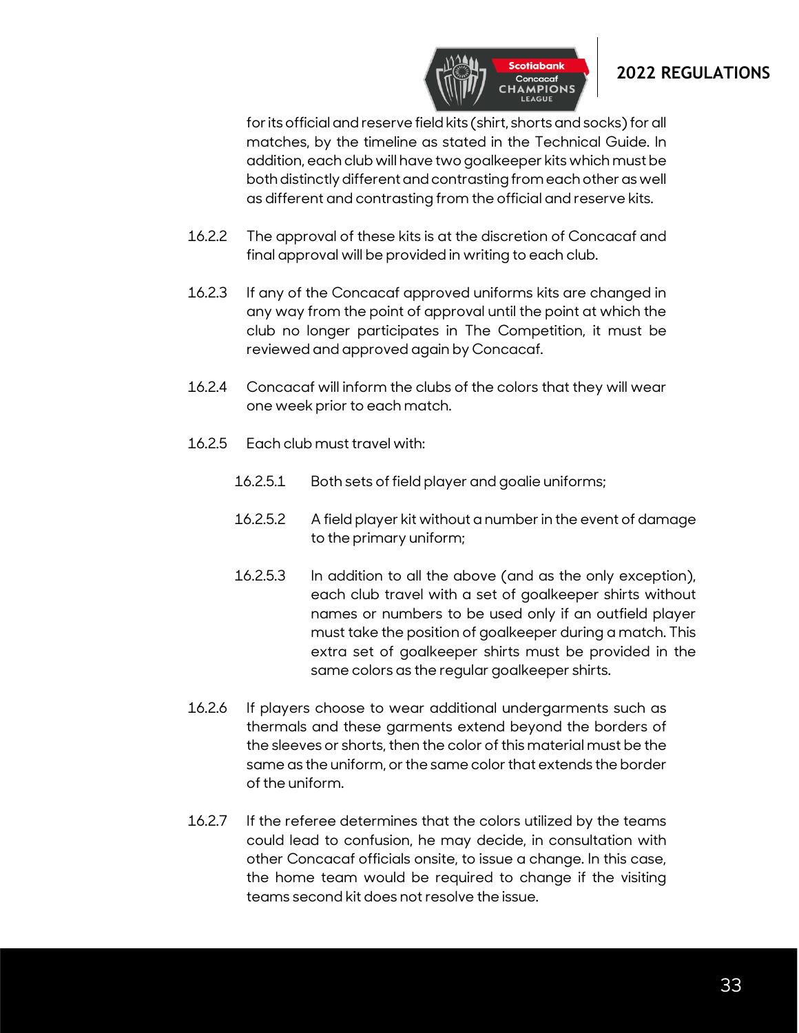for its official and reserve field kits (shirt, shorts and socks) for all matches, by the timeline as stated in the Technical Guide. In addition, each club will have two goalkeeper kits which must be both distinctly different and contrasting from each other as well as different and contrasting from the official and reserve kits.

16.2.2 The approval of these kits is at the discretion of Concacaf and final approval will be provided in writing to each club.

16.2.3 If any of the Concacaf approved uniforms kits are changed in any way from the point of approval until the point at which the club no longer participates in The Competition, it must be reviewed and approved again by Concacaf.

16.2.4 Concacaf will inform the clubs of the colors that they will wear one week prior to each match.

16.2.5 Each club must travel with:

16.2.5.1 Both sets of field player and goalie uniforms;

16.2.5.2 A field player kit without a number in the event of damage to the primary uniform;

16.2.5.3 In addition to all the above (and as the only exception), each club travel with a set of goalkeeper shirts without names or numbers to be used only if an outfield player must take the position of goalkeeper during a match. This extra set of goalkeeper shirts must be provided in the same colors as the regular goalkeeper shirts.

16.2.6 If players choose to wear additional undergarments such as thermals and these garments extend beyond the borders of the sleeves or shorts, then the color of this material must be the same as the uniform, or the same color that extends the border of the uniform.

16.2.7 If the referee determines that the colors utilized by the teams could lead to confusion, he may decide, in consultation with other Concacaf officials onsite, to issue a change. In this case, the home team would be required to change if the visiting teams second kit does not resolve the issue.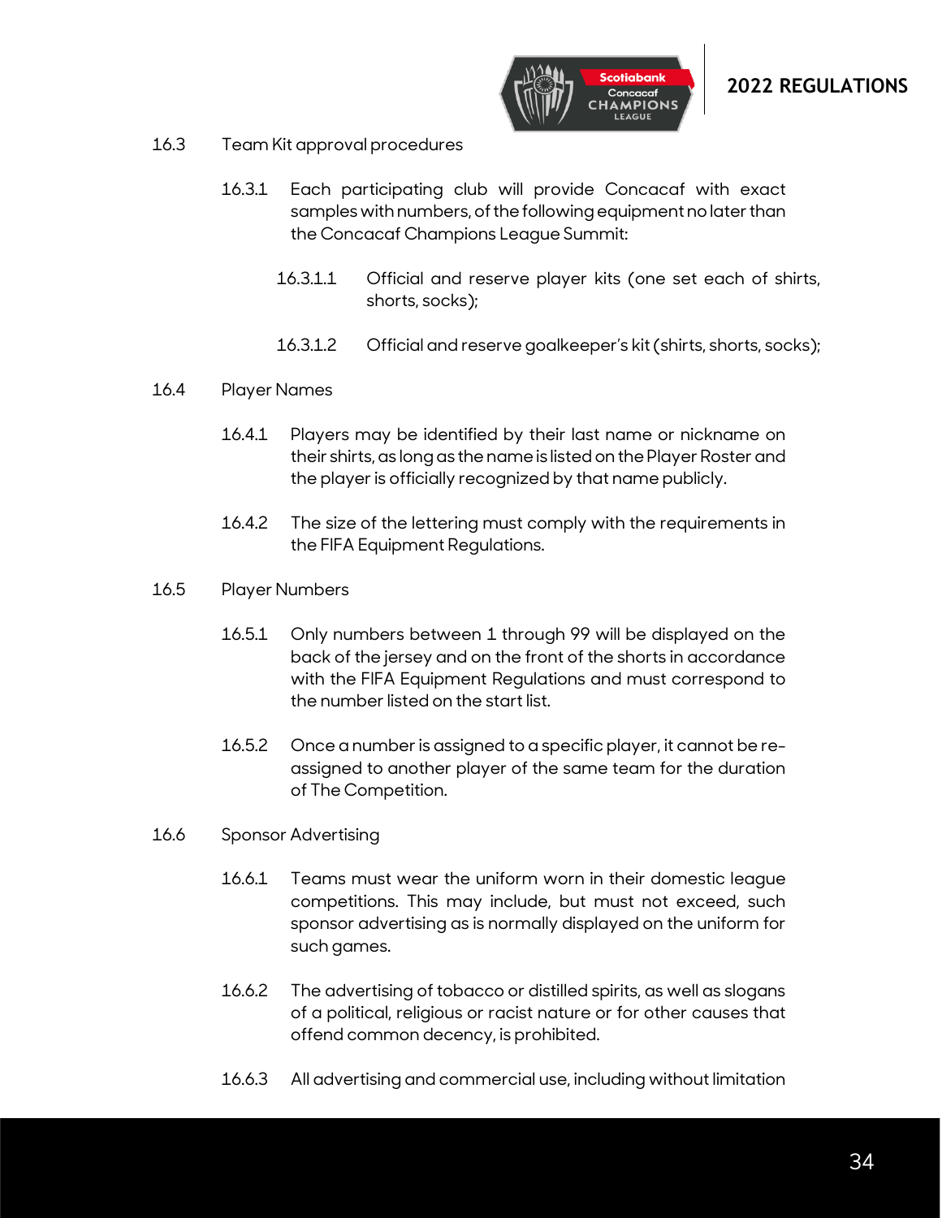16.3 Team Kit approval procedures

16.3.1 Each participating club will provide Concacaf with exact samples with numbers, of the following equipment no later than the Concacaf Champions League Summit:

16.3.1.1 Official and reserve player kits (one set each of shirts, shorts, socks);

16.3.1.2 Official and reserve goalkeeper's kit (shirts, shorts, socks);

16.4 Player Names

16.4.1 Players may be identified by their last name or nickname on their shirts, as long as the name is listed on the Player Roster and the player is officially recognized by that name publicly.

16.4.2 The size of the lettering must comply with the requirements in the FIFA Equipment Regulations.

16.5 Player Numbers

16.5.1 Only numbers between 1 through 99 will be displayed on the back of the jersey and on the front of the shorts in accordance with the FIFA Equipment Regulations and must correspond to the number listed on the start list.

16.5.2 Once a number is assigned to a specific player, it cannot be re-assigned to another player of the same team for the duration of The Competition.

16.6 Sponsor Advertising

16.6.1 Teams must wear the uniform worn in their domestic league competitions. This may include, but must not exceed, such sponsor advertising as is normally displayed on the uniform for such games.

16.6.2 The advertising of tobacco or distilled spirits, as well as slogans of a political, religious or racist nature or for other causes that offend common decency, is prohibited.

16.6.3 All advertising and commercial use, including without limitation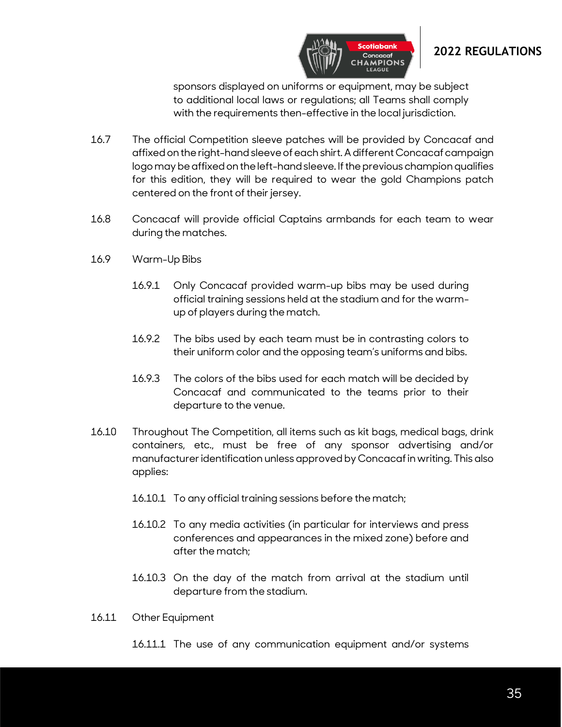sponsors displayed on uniforms or equipment, may be subject to additional local laws or regulations; all Teams shall comply with the requirements then-effective in the local jurisdiction.

16.7 The official Competition sleeve patches will be provided by Concacaf and affixed on the right-hand sleeve of each shirt. A different Concacaf campaign logo may be affixed on the left-hand sleeve. If the previous champion qualifies for this edition, they will be required to wear the gold Champions patch centered on the front of their jersey.

16.8 Concacaf will provide official Captains armbands for each team to wear during the matches.

16.9 Warm-Up Bibs

16.9.1 Only Concacaf provided warm-up bibs may be used during official training sessions held at the stadium and for the warm-up of players during the match.

16.9.2 The bibs used by each team must be in contrasting colors to their uniform color and the opposing team's uniforms and bibs.

16.9.3 The colors of the bibs used for each match will be decided by Concacaf and communicated to the teams prior to their departure to the venue.

16.10 Throughout The Competition, all items such as kit bags, medical bags, drink containers, etc., must be free of any sponsor advertising and/or manufacturer identification unless approved by Concacaf in writing. This also applies:

16.10.1 To any official training sessions before the match;

16.10.2 To any media activities (in particular for interviews and press conferences and appearances in the mixed zone) before and after the match;

16.10.3 On the day of the match from arrival at the stadium until departure from the stadium.

16.11 Other Equipment

16.11.1 The use of any communication equipment and/or systems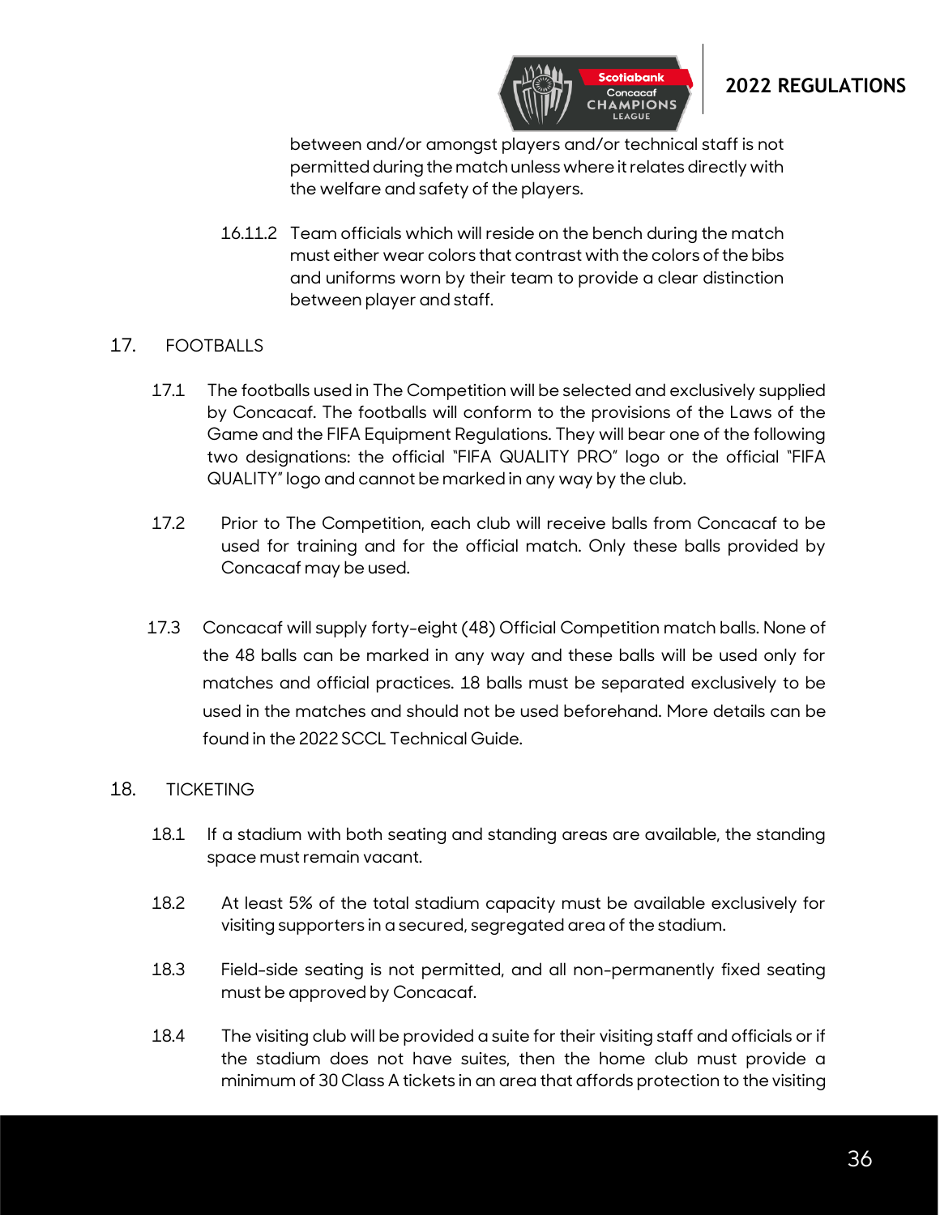between and/or amongst players and/or technical staff is not permitted during the match unless where it relates directly with the welfare and safety of the players.

16.11.2 Team officials which will reside on the bench during the match must either wear colors that contrast with the colors of the bibs and uniforms worn by their team to provide a clear distinction between player and staff.

## 17. FOOTBALLS

17.1 The footballs used in The Competition will be selected and exclusively supplied by Concacaf. The footballs will conform to the provisions of the Laws of the Game and the FIFA Equipment Regulations. They will bear one of the following two designations: the official "FIFA QUALITY PRO" logo or the official "FIFA QUALITY" logo and cannot be marked in any way by the club.

17.2 Prior to The Competition, each club will receive balls from Concacaf to be used for training and for the official match. Only these balls provided by Concacaf may be used.

17.3 Concacaf will supply forty-eight (48) Official Competition match balls. None of the 48 balls can be marked in any way and these balls will be used only for matches and official practices. 18 balls must be separated exclusively to be used in the matches and should not be used beforehand. More details can be found in the 2022 SCCL Technical Guide.

## 18. TICKETING

18.1 If a stadium with both seating and standing areas are available, the standing space must remain vacant.

18.2 At least 5% of the total stadium capacity must be available exclusively for visiting supporters in a secured, segregated area of the stadium.

18.3 Field-side seating is not permitted, and all non-permanently fixed seating must be approved by Concacaf.

18.4 The visiting club will be provided a suite for their visiting staff and officials or if the stadium does not have suites, then the home club must provide a minimum of 30 Class A tickets in an area that affords protection to the visiting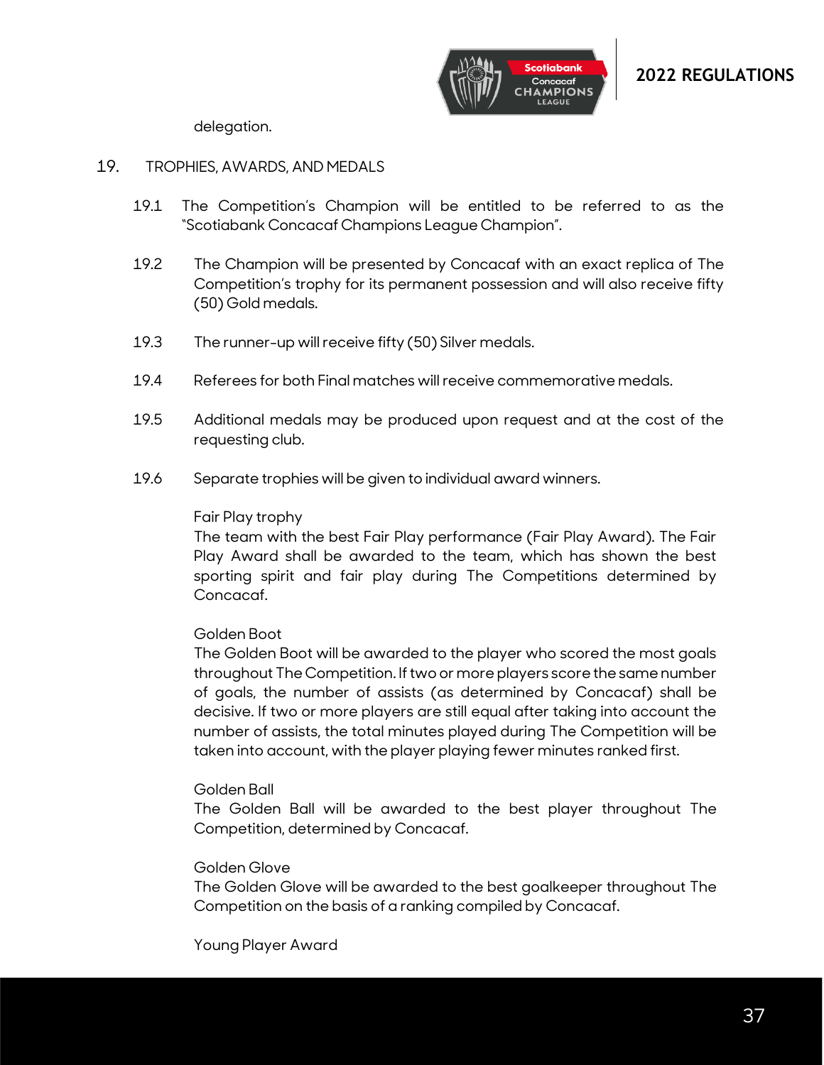delegation.

## 19. TROPHIES, AWARDS, AND MEDALS

19.1 The Competition's Champion will be entitled to be referred to as the "Scotiabank Concacaf Champions League Champion".

19.2 The Champion will be presented by Concacaf with an exact replica of The Competition's trophy for its permanent possession and will also receive fifty (50) Gold medals.

19.3 The runner-up will receive fifty (50) Silver medals.

19.4 Referees for both Final matches will receive commemorative medals.

19.5 Additional medals may be produced upon request and at the cost of the requesting club.

19.6 Separate trophies will be given to individual award winners.

Fair Play trophy
The team with the best Fair Play performance (Fair Play Award). The Fair Play Award shall be awarded to the team, which has shown the best sporting spirit and fair play during The Competitions determined by Concacaf.

Golden Boot
The Golden Boot will be awarded to the player who scored the most goals throughout The Competition. If two or more players score the same number of goals, the number of assists (as determined by Concacaf) shall be decisive. If two or more players are still equal after taking into account the number of assists, the total minutes played during The Competition will be taken into account, with the player playing fewer minutes ranked first.

Golden Ball
The Golden Ball will be awarded to the best player throughout The Competition, determined by Concacaf.

Golden Glove
The Golden Glove will be awarded to the best goalkeeper throughout The Competition on the basis of a ranking compiled by Concacaf.

Young Player Award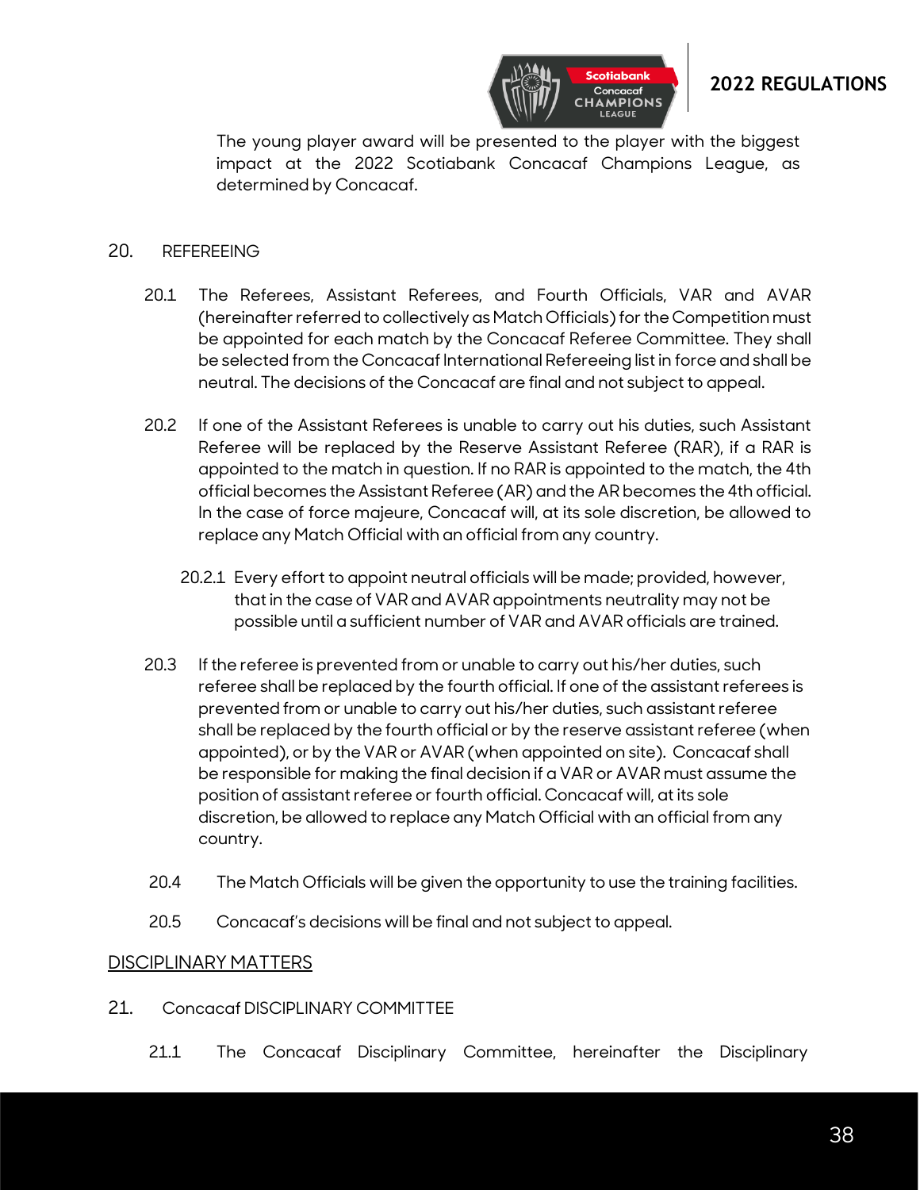The young player award will be presented to the player with the biggest impact at the 2022 Scotiabank Concacaf Champions League, as determined by Concacaf.

## 20. REFEREEING

20.1 The Referees, Assistant Referees, and Fourth Officials, VAR and AVAR (hereinafter referred to collectively as Match Officials) for the Competition must be appointed for each match by the Concacaf Referee Committee. They shall be selected from the Concacaf International Refereeing list in force and shall be neutral. The decisions of the Concacaf are final and not subject to appeal.

20.2 If one of the Assistant Referees is unable to carry out his duties, such Assistant Referee will be replaced by the Reserve Assistant Referee (RAR), if a RAR is appointed to the match in question. If no RAR is appointed to the match, the 4th official becomes the Assistant Referee (AR) and the AR becomes the 4th official. In the case of force majeure, Concacaf will, at its sole discretion, be allowed to replace any Match Official with an official from any country.

20.2.1 Every effort to appoint neutral officials will be made; provided, however, that in the case of VAR and AVAR appointments neutrality may not be possible until a sufficient number of VAR and AVAR officials are trained.

20.3 If the referee is prevented from or unable to carry out his/her duties, such referee shall be replaced by the fourth official. If one of the assistant referees is prevented from or unable to carry out his/her duties, such assistant referee shall be replaced by the fourth official or by the reserve assistant referee (when appointed), or by the VAR or AVAR (when appointed on site). Concacaf shall be responsible for making the final decision if a VAR or AVAR must assume the position of assistant referee or fourth official. Concacaf will, at its sole discretion, be allowed to replace any Match Official with an official from any country.

20.4 The Match Officials will be given the opportunity to use the training facilities.

20.5 Concacaf's decisions will be final and not subject to appeal.

# DISCIPLINARY MATTERS

## 21. Concacaf DISCIPLINARY COMMITTEE

21.1 The Concacaf Disciplinary Committee, hereinafter the Disciplinary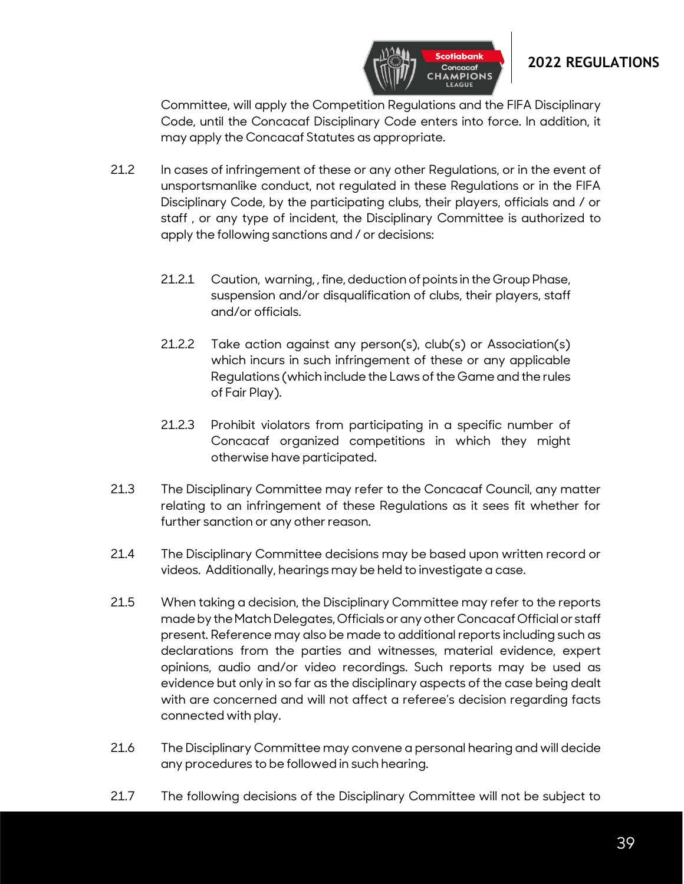Committee, will apply the Competition Regulations and the FIFA Disciplinary Code, until the Concacaf Disciplinary Code enters into force. In addition, it may apply the Concacaf Statutes as appropriate.

21.2 In cases of infringement of these or any other Regulations, or in the event of unsportsmanlike conduct, not regulated in these Regulations or in the FIFA Disciplinary Code, by the participating clubs, their players, officials and / or staff , or any type of incident, the Disciplinary Committee is authorized to apply the following sanctions and / or decisions:

21.2.1 Caution, warning, , fine, deduction of points in the Group Phase, suspension and/or disqualification of clubs, their players, staff and/or officials.

21.2.2 Take action against any person(s), club(s) or Association(s) which incurs in such infringement of these or any applicable Regulations (which include the Laws of the Game and the rules of Fair Play).

21.2.3 Prohibit violators from participating in a specific number of Concacaf organized competitions in which they might otherwise have participated.

21.3 The Disciplinary Committee may refer to the Concacaf Council, any matter relating to an infringement of these Regulations as it sees fit whether for further sanction or any other reason.

21.4 The Disciplinary Committee decisions may be based upon written record or videos. Additionally, hearings may be held to investigate a case.

21.5 When taking a decision, the Disciplinary Committee may refer to the reports made by the Match Delegates, Officials or any other Concacaf Official or staff present. Reference may also be made to additional reports including such as declarations from the parties and witnesses, material evidence, expert opinions, audio and/or video recordings. Such reports may be used as evidence but only in so far as the disciplinary aspects of the case being dealt with are concerned and will not affect a referee's decision regarding facts connected with play.

21.6 The Disciplinary Committee may convene a personal hearing and will decide any procedures to be followed in such hearing.

21.7 The following decisions of the Disciplinary Committee will not be subject to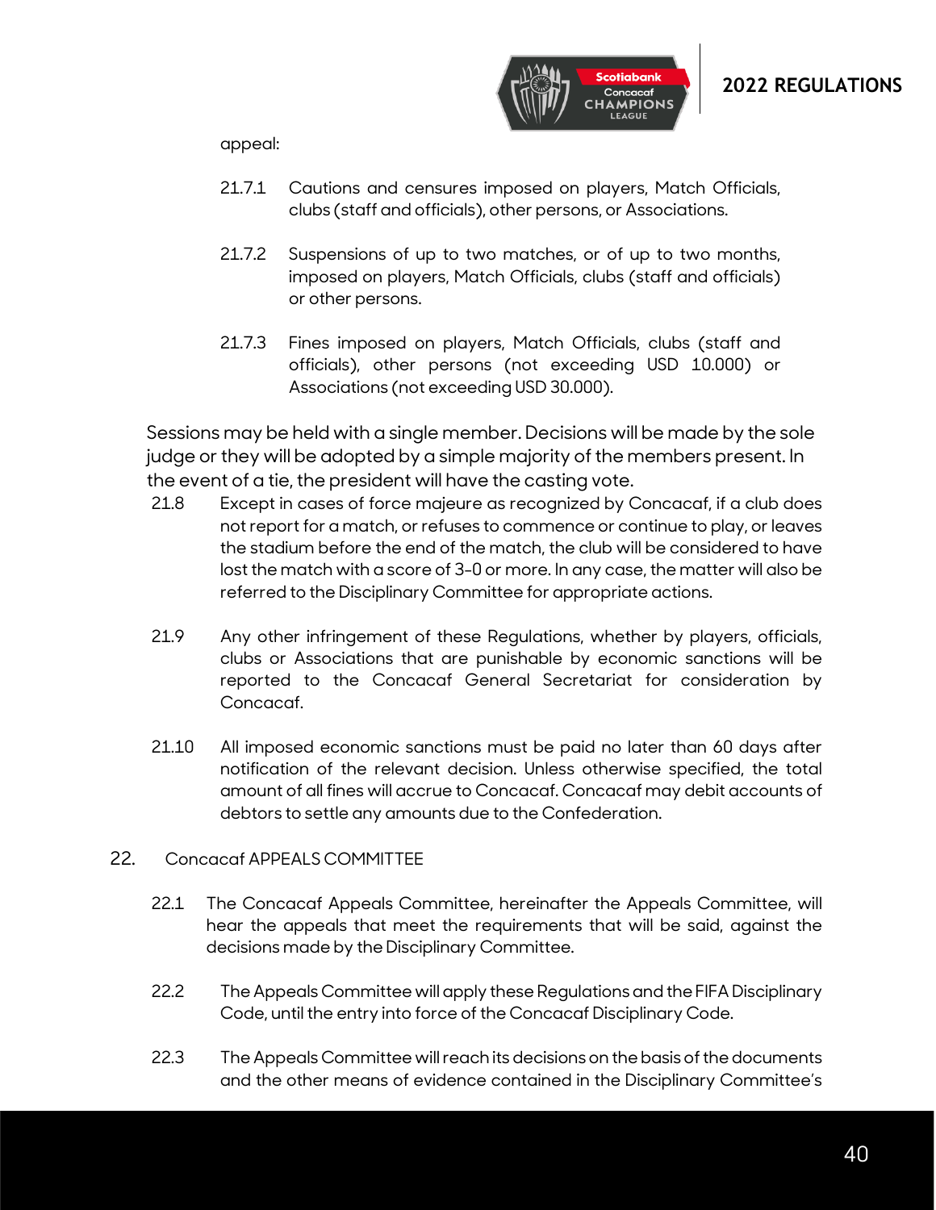appeal:

21.7.1 Cautions and censures imposed on players, Match Officials, clubs (staff and officials), other persons, or Associations.

21.7.2 Suspensions of up to two matches, or of up to two months, imposed on players, Match Officials, clubs (staff and officials) or other persons.

21.7.3 Fines imposed on players, Match Officials, clubs (staff and officials), other persons (not exceeding USD 10.000) or Associations (not exceeding USD 30.000).

Sessions may be held with a single member. Decisions will be made by the sole judge or they will be adopted by a simple majority of the members present. In the event of a tie, the president will have the casting vote.

21.8 Except in cases of force majeure as recognized by Concacaf, if a club does not report for a match, or refuses to commence or continue to play, or leaves the stadium before the end of the match, the club will be considered to have lost the match with a score of 3-0 or more. In any case, the matter will also be referred to the Disciplinary Committee for appropriate actions.

21.9 Any other infringement of these Regulations, whether by players, officials, clubs or Associations that are punishable by economic sanctions will be reported to the Concacaf General Secretariat for consideration by Concacaf.

21.10 All imposed economic sanctions must be paid no later than 60 days after notification of the relevant decision. Unless otherwise specified, the total amount of all fines will accrue to Concacaf. Concacaf may debit accounts of debtors to settle any amounts due to the Confederation.

## 22. Concacaf APPEALS COMMITTEE

22.1 The Concacaf Appeals Committee, hereinafter the Appeals Committee, will hear the appeals that meet the requirements that will be said, against the decisions made by the Disciplinary Committee.

22.2 The Appeals Committee will apply these Regulations and the FIFA Disciplinary Code, until the entry into force of the Concacaf Disciplinary Code.

22.3 The Appeals Committee will reach its decisions on the basis of the documents and the other means of evidence contained in the Disciplinary Committee's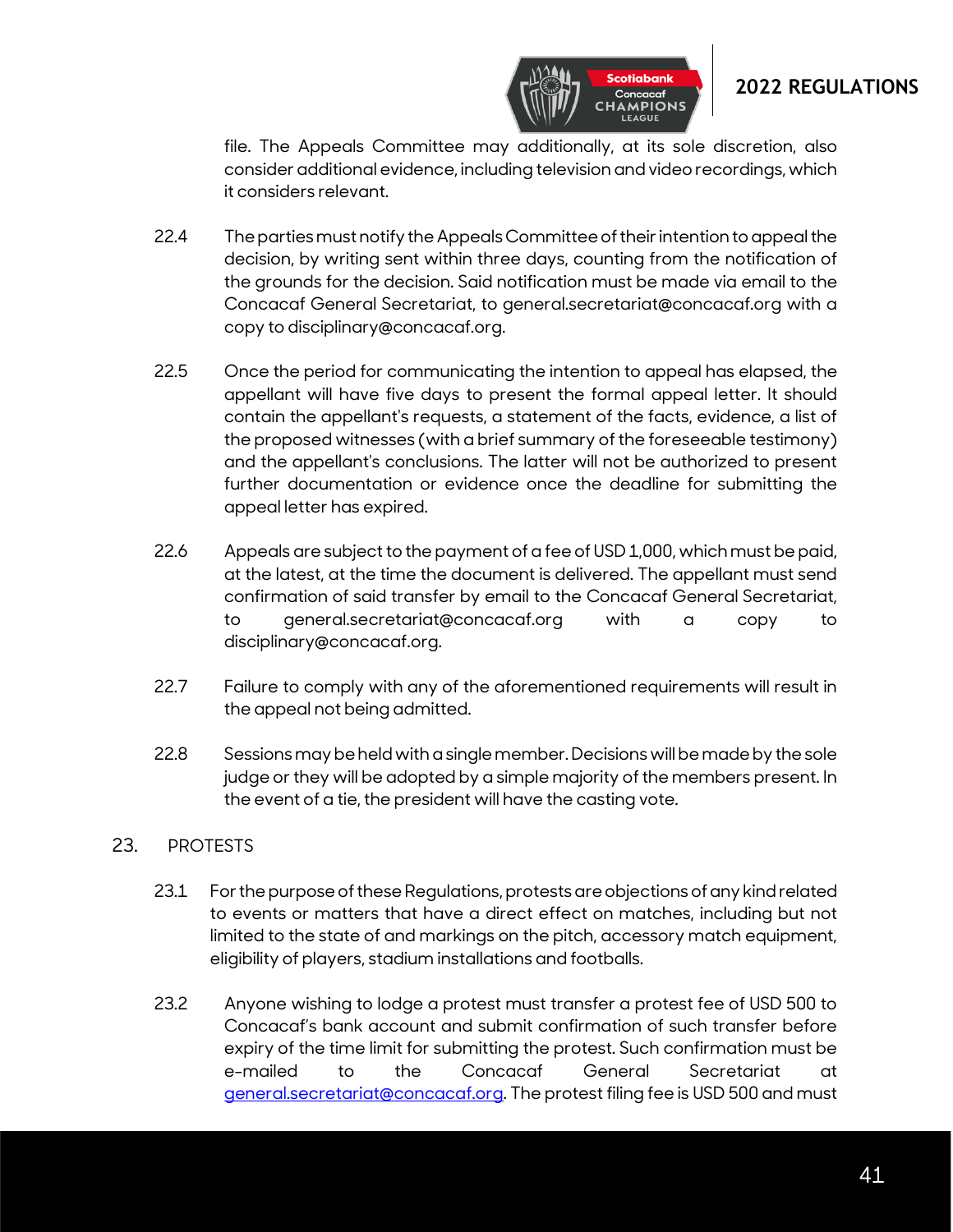file. The Appeals Committee may additionally, at its sole discretion, also consider additional evidence, including television and video recordings, which it considers relevant.

22.4 The parties must notify the Appeals Committee of their intention to appeal the decision, by writing sent within three days, counting from the notification of the grounds for the decision. Said notification must be made via email to the Concacaf General Secretariat, to general.secretariat@concacaf.org with a copy to disciplinary@concacaf.org.

22.5 Once the period for communicating the intention to appeal has elapsed, the appellant will have five days to present the formal appeal letter. It should contain the appellant's requests, a statement of the facts, evidence, a list of the proposed witnesses (with a brief summary of the foreseeable testimony) and the appellant's conclusions. The latter will not be authorized to present further documentation or evidence once the deadline for submitting the appeal letter has expired.

22.6 Appeals are subject to the payment of a fee of USD 1,000, which must be paid, at the latest, at the time the document is delivered. The appellant must send confirmation of said transfer by email to the Concacaf General Secretariat, to general.secretariat@concacaf.org with a copy to disciplinary@concacaf.org.

22.7 Failure to comply with any of the aforementioned requirements will result in the appeal not being admitted.

22.8 Sessions may be held with a single member. Decisions will be made by the sole judge or they will be adopted by a simple majority of the members present. In the event of a tie, the president will have the casting vote.

## 23. PROTESTS

23.1 For the purpose of these Regulations, protests are objections of any kind related to events or matters that have a direct effect on matches, including but not limited to the state of and markings on the pitch, accessory match equipment, eligibility of players, stadium installations and footballs.

23.2 Anyone wishing to lodge a protest must transfer a protest fee of USD 500 to Concacaf's bank account and submit confirmation of such transfer before expiry of the time limit for submitting the protest. Such confirmation must be e-mailed to the Concacaf General Secretariat at general.secretariat@concacaf.org. The protest filing fee is USD 500 and must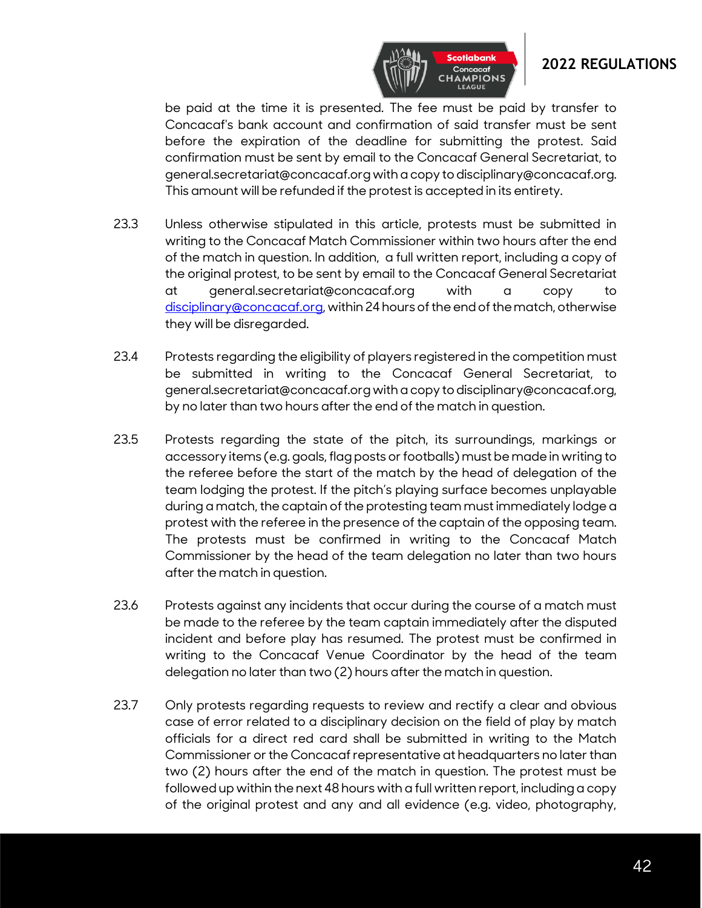be paid at the time it is presented. The fee must be paid by transfer to Concacaf's bank account and confirmation of said transfer must be sent before the expiration of the deadline for submitting the protest. Said confirmation must be sent by email to the Concacaf General Secretariat, to general.secretariat@concacaf.org with a copy to disciplinary@concacaf.org. This amount will be refunded if the protest is accepted in its entirety.

23.3 Unless otherwise stipulated in this article, protests must be submitted in writing to the Concacaf Match Commissioner within two hours after the end of the match in question. In addition, a full written report, including a copy of the original protest, to be sent by email to the Concacaf General Secretariat at general.secretariat@concacaf.org with a copy to disciplinary@concacaf.org, within 24 hours of the end of the match, otherwise they will be disregarded.

23.4 Protests regarding the eligibility of players registered in the competition must be submitted in writing to the Concacaf General Secretariat, to general.secretariat@concacaf.org with a copy to disciplinary@concacaf.org, by no later than two hours after the end of the match in question.

23.5 Protests regarding the state of the pitch, its surroundings, markings or accessory items (e.g. goals, flag posts or footballs) must be made in writing to the referee before the start of the match by the head of delegation of the team lodging the protest. If the pitch's playing surface becomes unplayable during a match, the captain of the protesting team must immediately lodge a protest with the referee in the presence of the captain of the opposing team. The protests must be confirmed in writing to the Concacaf Match Commissioner by the head of the team delegation no later than two hours after the match in question.

23.6 Protests against any incidents that occur during the course of a match must be made to the referee by the team captain immediately after the disputed incident and before play has resumed. The protest must be confirmed in writing to the Concacaf Venue Coordinator by the head of the team delegation no later than two (2) hours after the match in question.

23.7 Only protests regarding requests to review and rectify a clear and obvious case of error related to a disciplinary decision on the field of play by match officials for a direct red card shall be submitted in writing to the Match Commissioner or the Concacaf representative at headquarters no later than two (2) hours after the end of the match in question. The protest must be followed up within the next 48 hours with a full written report, including a copy of the original protest and any and all evidence (e.g. video, photography,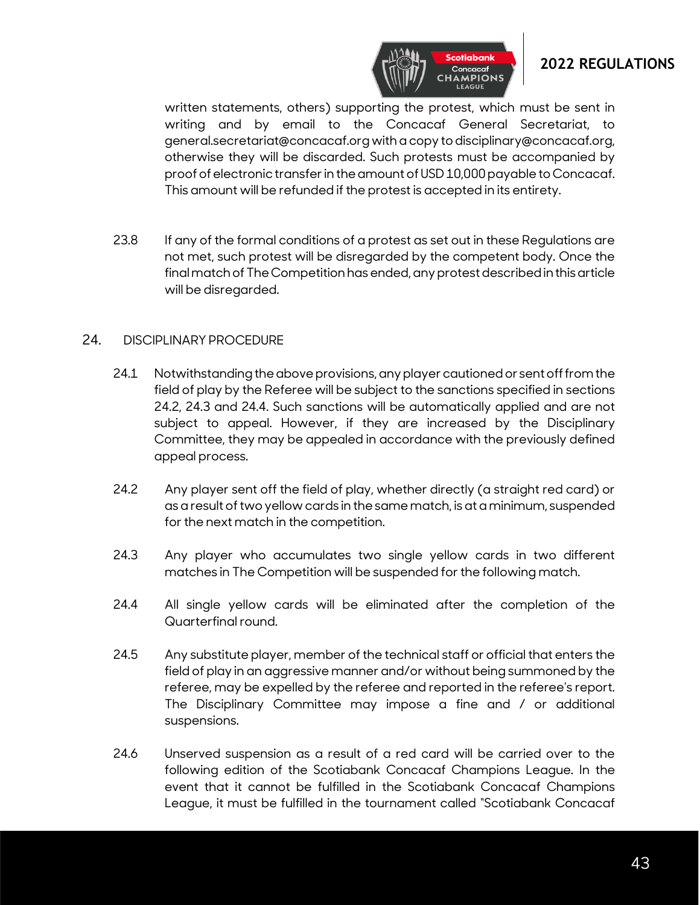written statements, others) supporting the protest, which must be sent in writing and by email to the Concacaf General Secretariat, to general.secretariat@concacaf.org with a copy to disciplinary@concacaf.org, otherwise they will be discarded. Such protests must be accompanied by proof of electronic transfer in the amount of USD 10,000 payable to Concacaf. This amount will be refunded if the protest is accepted in its entirety.

23.8 If any of the formal conditions of a protest as set out in these Regulations are not met, such protest will be disregarded by the competent body. Once the final match of The Competition has ended, any protest described in this article will be disregarded.

## 24. DISCIPLINARY PROCEDURE

24.1 Notwithstanding the above provisions, any player cautioned or sent off from the field of play by the Referee will be subject to the sanctions specified in sections 24.2, 24.3 and 24.4. Such sanctions will be automatically applied and are not subject to appeal. However, if they are increased by the Disciplinary Committee, they may be appealed in accordance with the previously defined appeal process.

24.2 Any player sent off the field of play, whether directly (a straight red card) or as a result of two yellow cards in the same match, is at a minimum, suspended for the next match in the competition.

24.3 Any player who accumulates two single yellow cards in two different matches in The Competition will be suspended for the following match.

24.4 All single yellow cards will be eliminated after the completion of the Quarterfinal round.

24.5 Any substitute player, member of the technical staff or official that enters the field of play in an aggressive manner and/or without being summoned by the referee, may be expelled by the referee and reported in the referee's report. The Disciplinary Committee may impose a fine and / or additional suspensions.

24.6 Unserved suspension as a result of a red card will be carried over to the following edition of the Scotiabank Concacaf Champions League. In the event that it cannot be fulfilled in the Scotiabank Concacaf Champions League, it must be fulfilled in the tournament called "Scotiabank Concacaf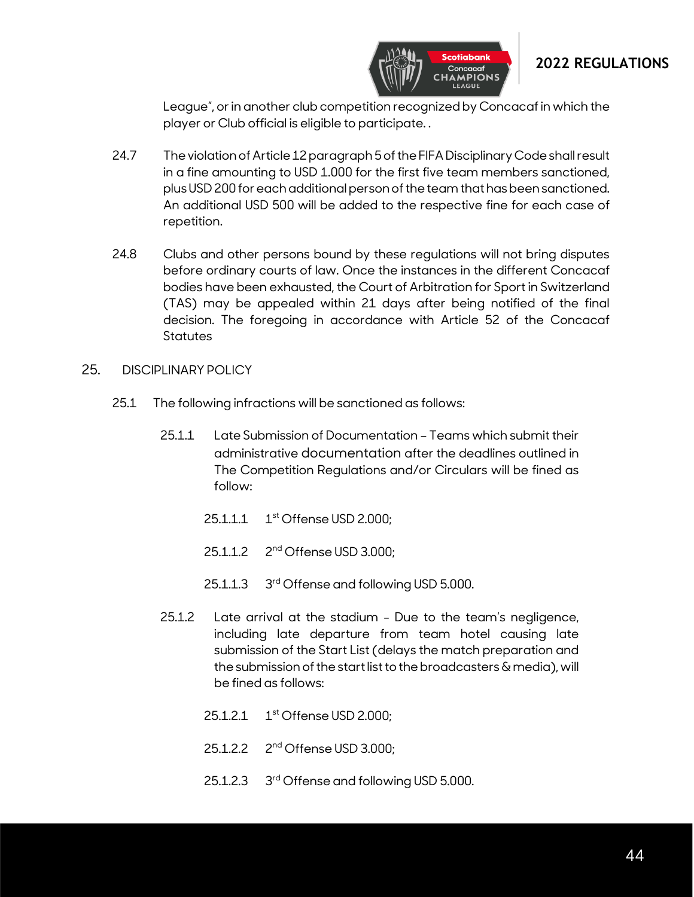League", or in another club competition recognized by Concacaf in which the player or Club official is eligible to participate. .

24.7 The violation of Article 12 paragraph 5 of the FIFA Disciplinary Code shall result in a fine amounting to USD 1.000 for the first five team members sanctioned, plus USD 200 for each additional person of the team that has been sanctioned. An additional USD 500 will be added to the respective fine for each case of repetition.

24.8 Clubs and other persons bound by these regulations will not bring disputes before ordinary courts of law. Once the instances in the different Concacaf bodies have been exhausted, the Court of Arbitration for Sport in Switzerland (TAS) may be appealed within 21 days after being notified of the final decision. The foregoing in accordance with Article 52 of the Concacaf Statutes

## 25. DISCIPLINARY POLICY

25.1 The following infractions will be sanctioned as follows:

25.1.1 Late Submission of Documentation – Teams which submit their administrative documentation after the deadlines outlined in The Competition Regulations and/or Circulars will be fined as follow:

25.1.1.1 1st Offense USD 2.000;

25.1.1.2 2nd Offense USD 3.000;

25.1.1.3 3rd Offense and following USD 5.000.

25.1.2 Late arrival at the stadium - Due to the team's negligence, including late departure from team hotel causing late submission of the Start List (delays the match preparation and the submission of the start list to the broadcasters & media), will be fined as follows:

25.1.2.1 1st Offense USD 2.000;

25.1.2.2 2nd Offense USD 3.000;

25.1.2.3 3rd Offense and following USD 5.000.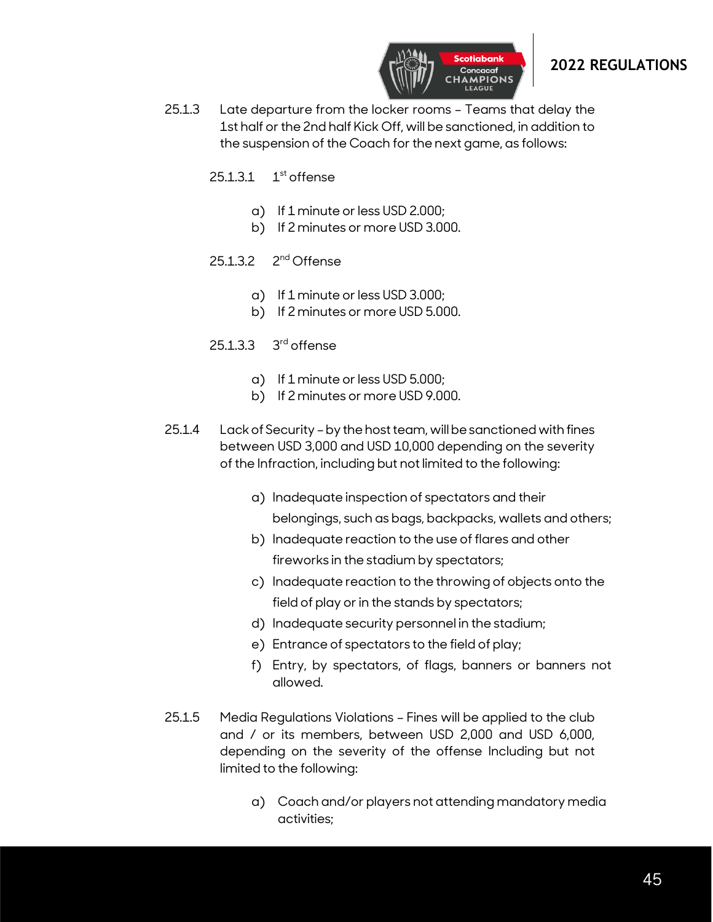25.1.3 Late departure from the locker rooms – Teams that delay the 1st half or the 2nd half Kick Off, will be sanctioned, in addition to the suspension of the Coach for the next game, as follows:

25.1.3.1 1st offense

a) If 1 minute or less USD 2.000;
b) If 2 minutes or more USD 3.000.

25.1.3.2 2nd Offense

a) If 1 minute or less USD 3.000;
b) If 2 minutes or more USD 5.000.

25.1.3.3 3rd offense

a) If 1 minute or less USD 5.000;
b) If 2 minutes or more USD 9.000.

25.1.4 Lack of Security – by the host team, will be sanctioned with fines between USD 3,000 and USD 10,000 depending on the severity of the Infraction, including but not limited to the following:

a) Inadequate inspection of spectators and their belongings, such as bags, backpacks, wallets and others;
b) Inadequate reaction to the use of flares and other fireworks in the stadium by spectators;
c) Inadequate reaction to the throwing of objects onto the field of play or in the stands by spectators;
d) Inadequate security personnel in the stadium;
e) Entrance of spectators to the field of play;
f) Entry, by spectators, of flags, banners or banners not allowed.

25.1.5 Media Regulations Violations – Fines will be applied to the club and / or its members, between USD 2,000 and USD 6,000, depending on the severity of the offense Including but not limited to the following:

a) Coach and/or players not attending mandatory media activities;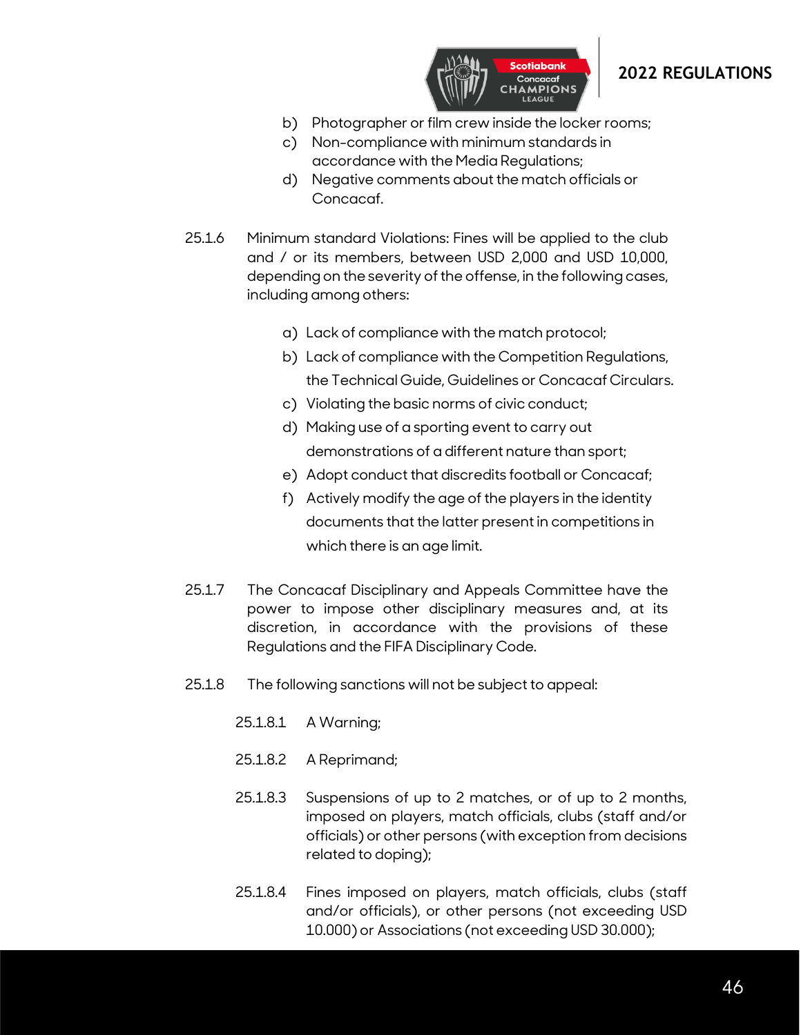b) Photographer or film crew inside the locker rooms;
c) Non-compliance with minimum standards in accordance with the Media Regulations;
d) Negative comments about the match officials or Concacaf.

25.1.6 Minimum standard Violations: Fines will be applied to the club and / or its members, between USD 2,000 and USD 10,000, depending on the severity of the offense, in the following cases, including among others:

a) Lack of compliance with the match protocol;
b) Lack of compliance with the Competition Regulations, the Technical Guide, Guidelines or Concacaf Circulars.
c) Violating the basic norms of civic conduct;
d) Making use of a sporting event to carry out demonstrations of a different nature than sport;
e) Adopt conduct that discredits football or Concacaf;
f) Actively modify the age of the players in the identity documents that the latter present in competitions in which there is an age limit.

25.1.7 The Concacaf Disciplinary and Appeals Committee have the power to impose other disciplinary measures and, at its discretion, in accordance with the provisions of these Regulations and the FIFA Disciplinary Code.

25.1.8 The following sanctions will not be subject to appeal:

25.1.8.1 A Warning;

25.1.8.2 A Reprimand;

25.1.8.3 Suspensions of up to 2 matches, or of up to 2 months, imposed on players, match officials, clubs (staff and/or officials) or other persons (with exception from decisions related to doping);

25.1.8.4 Fines imposed on players, match officials, clubs (staff and/or officials), or other persons (not exceeding USD 10.000) or Associations (not exceeding USD 30.000);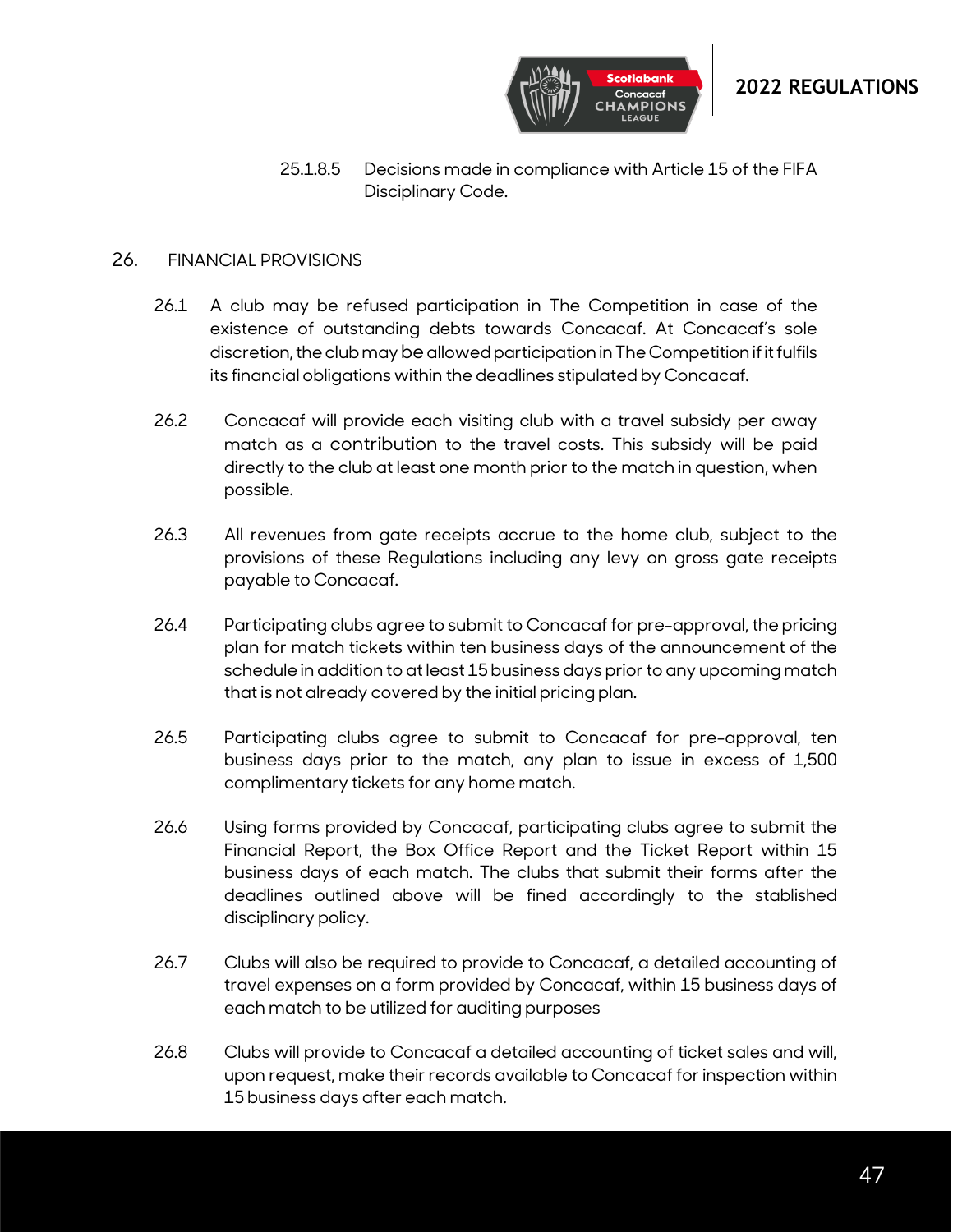25.1.8.5 Decisions made in compliance with Article 15 of the FIFA Disciplinary Code.

## 26. FINANCIAL PROVISIONS

26.1 A club may be refused participation in The Competition in case of the existence of outstanding debts towards Concacaf. At Concacaf's sole discretion, the club may be allowed participation in The Competition if it fulfils its financial obligations within the deadlines stipulated by Concacaf.

26.2 Concacaf will provide each visiting club with a travel subsidy per away match as a contribution to the travel costs. This subsidy will be paid directly to the club at least one month prior to the match in question, when possible.

26.3 All revenues from gate receipts accrue to the home club, subject to the provisions of these Regulations including any levy on gross gate receipts payable to Concacaf.

26.4 Participating clubs agree to submit to Concacaf for pre-approval, the pricing plan for match tickets within ten business days of the announcement of the schedule in addition to at least 15 business days prior to any upcoming match that is not already covered by the initial pricing plan.

26.5 Participating clubs agree to submit to Concacaf for pre-approval, ten business days prior to the match, any plan to issue in excess of 1,500 complimentary tickets for any home match.

26.6 Using forms provided by Concacaf, participating clubs agree to submit the Financial Report, the Box Office Report and the Ticket Report within 15 business days of each match. The clubs that submit their forms after the deadlines outlined above will be fined accordingly to the stablished disciplinary policy.

26.7 Clubs will also be required to provide to Concacaf, a detailed accounting of travel expenses on a form provided by Concacaf, within 15 business days of each match to be utilized for auditing purposes

26.8 Clubs will provide to Concacaf a detailed accounting of ticket sales and will, upon request, make their records available to Concacaf for inspection within 15 business days after each match.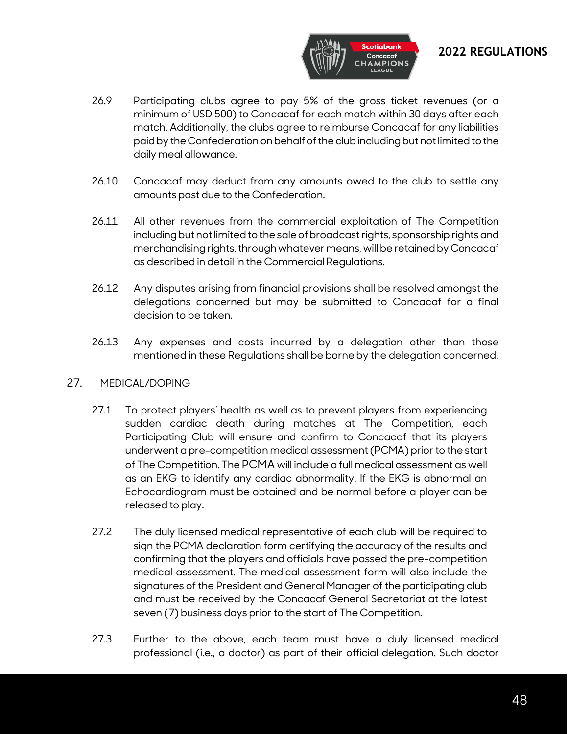26.9 Participating clubs agree to pay 5% of the gross ticket revenues (or a minimum of USD 500) to Concacaf for each match within 30 days after each match. Additionally, the clubs agree to reimburse Concacaf for any liabilities paid by the Confederation on behalf of the club including but not limited to the daily meal allowance.

26.10 Concacaf may deduct from any amounts owed to the club to settle any amounts past due to the Confederation.

26.11 All other revenues from the commercial exploitation of The Competition including but not limited to the sale of broadcast rights, sponsorship rights and merchandising rights, through whatever means, will be retained by Concacaf as described in detail in the Commercial Regulations.

26.12 Any disputes arising from financial provisions shall be resolved amongst the delegations concerned but may be submitted to Concacaf for a final decision to be taken.

26.13 Any expenses and costs incurred by a delegation other than those mentioned in these Regulations shall be borne by the delegation concerned.

## 27. MEDICAL/DOPING

27.1 To protect players' health as well as to prevent players from experiencing sudden cardiac death during matches at The Competition, each Participating Club will ensure and confirm to Concacaf that its players underwent a pre-competition medical assessment (PCMA) prior to the start of The Competition. The PCMA will include a full medical assessment as well as an EKG to identify any cardiac abnormality. If the EKG is abnormal an Echocardiogram must be obtained and be normal before a player can be released to play.

27.2 The duly licensed medical representative of each club will be required to sign the PCMA declaration form certifying the accuracy of the results and confirming that the players and officials have passed the pre-competition medical assessment. The medical assessment form will also include the signatures of the President and General Manager of the participating club and must be received by the Concacaf General Secretariat at the latest seven (7) business days prior to the start of The Competition.

27.3 Further to the above, each team must have a duly licensed medical professional (i.e., a doctor) as part of their official delegation. Such doctor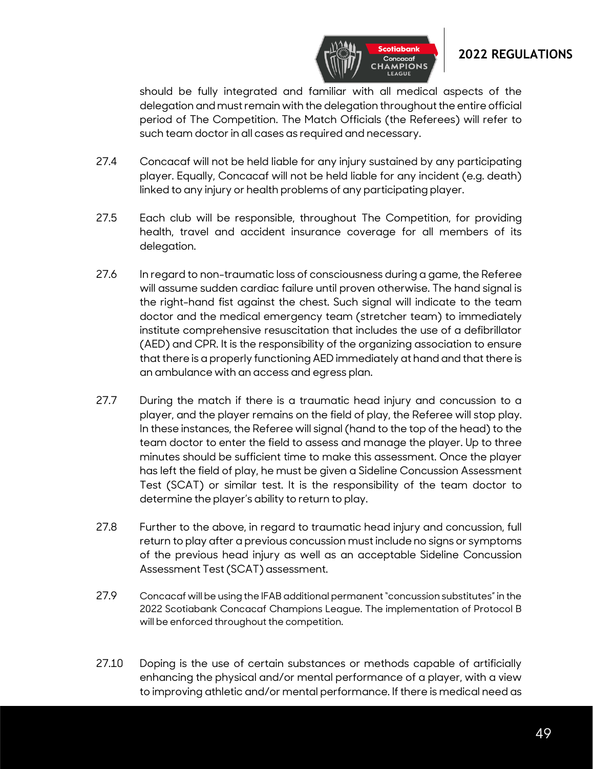should be fully integrated and familiar with all medical aspects of the delegation and must remain with the delegation throughout the entire official period of The Competition. The Match Officials (the Referees) will refer to such team doctor in all cases as required and necessary.

27.4 Concacaf will not be held liable for any injury sustained by any participating player. Equally, Concacaf will not be held liable for any incident (e.g. death) linked to any injury or health problems of any participating player.

27.5 Each club will be responsible, throughout The Competition, for providing health, travel and accident insurance coverage for all members of its delegation.

27.6 In regard to non-traumatic loss of consciousness during a game, the Referee will assume sudden cardiac failure until proven otherwise. The hand signal is the right-hand fist against the chest. Such signal will indicate to the team doctor and the medical emergency team (stretcher team) to immediately institute comprehensive resuscitation that includes the use of a defibrillator (AED) and CPR. It is the responsibility of the organizing association to ensure that there is a properly functioning AED immediately at hand and that there is an ambulance with an access and egress plan.

27.7 During the match if there is a traumatic head injury and concussion to a player, and the player remains on the field of play, the Referee will stop play. In these instances, the Referee will signal (hand to the top of the head) to the team doctor to enter the field to assess and manage the player. Up to three minutes should be sufficient time to make this assessment. Once the player has left the field of play, he must be given a Sideline Concussion Assessment Test (SCAT) or similar test. It is the responsibility of the team doctor to determine the player's ability to return to play.

27.8 Further to the above, in regard to traumatic head injury and concussion, full return to play after a previous concussion must include no signs or symptoms of the previous head injury as well as an acceptable Sideline Concussion Assessment Test (SCAT) assessment.

27.9 Concacaf will be using the IFAB additional permanent "concussion substitutes" in the 2022 Scotiabank Concacaf Champions League. The implementation of Protocol B will be enforced throughout the competition.

27.10 Doping is the use of certain substances or methods capable of artificially enhancing the physical and/or mental performance of a player, with a view to improving athletic and/or mental performance. If there is medical need as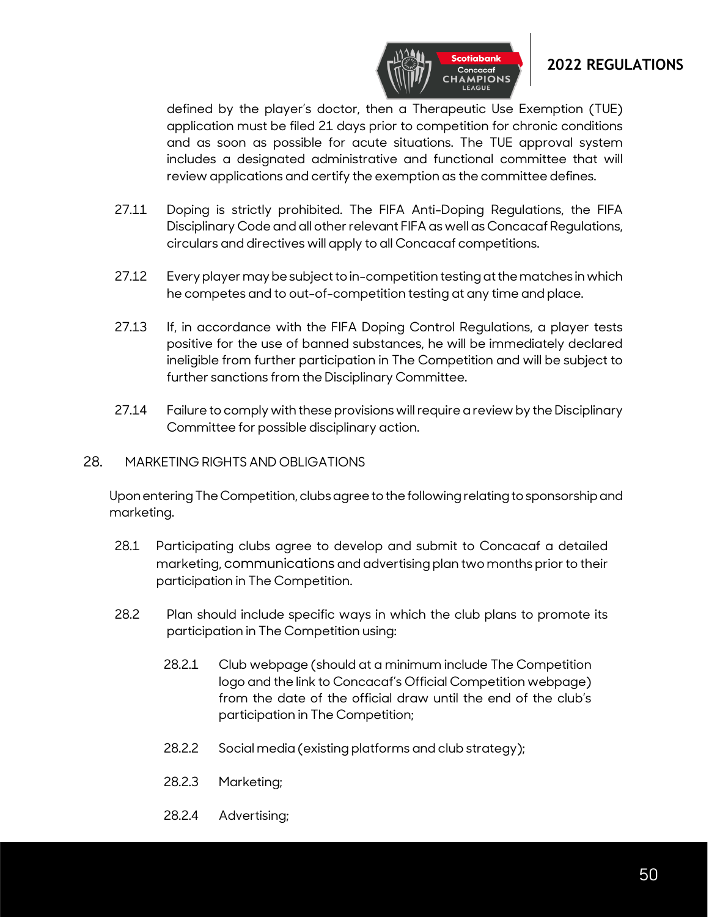defined by the player's doctor, then a Therapeutic Use Exemption (TUE) application must be filed 21 days prior to competition for chronic conditions and as soon as possible for acute situations. The TUE approval system includes a designated administrative and functional committee that will review applications and certify the exemption as the committee defines.

27.11 Doping is strictly prohibited. The FIFA Anti-Doping Regulations, the FIFA Disciplinary Code and all other relevant FIFA as well as Concacaf Regulations, circulars and directives will apply to all Concacaf competitions.

27.12 Every player may be subject to in-competition testing at the matches in which he competes and to out-of-competition testing at any time and place.

27.13 If, in accordance with the FIFA Doping Control Regulations, a player tests positive for the use of banned substances, he will be immediately declared ineligible from further participation in The Competition and will be subject to further sanctions from the Disciplinary Committee.

27.14 Failure to comply with these provisions will require a review by the Disciplinary Committee for possible disciplinary action.

## 28. MARKETING RIGHTS AND OBLIGATIONS

Upon entering The Competition, clubs agree to the following relating to sponsorship and marketing.

28.1 Participating clubs agree to develop and submit to Concacaf a detailed marketing, communications and advertising plan two months prior to their participation in The Competition.

28.2 Plan should include specific ways in which the club plans to promote its participation in The Competition using:

28.2.1 Club webpage (should at a minimum include The Competition logo and the link to Concacaf's Official Competition webpage) from the date of the official draw until the end of the club's participation in The Competition;

28.2.2 Social media (existing platforms and club strategy);

28.2.3 Marketing;

28.2.4 Advertising;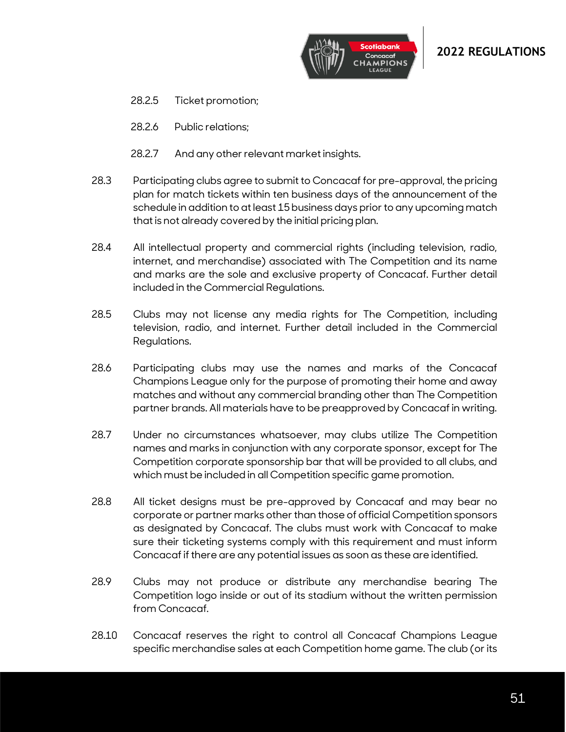28.2.5 Ticket promotion;

28.2.6 Public relations;

28.2.7 And any other relevant market insights.

28.3 Participating clubs agree to submit to Concacaf for pre-approval, the pricing plan for match tickets within ten business days of the announcement of the schedule in addition to at least 15 business days prior to any upcoming match that is not already covered by the initial pricing plan.

28.4 All intellectual property and commercial rights (including television, radio, internet, and merchandise) associated with The Competition and its name and marks are the sole and exclusive property of Concacaf. Further detail included in the Commercial Regulations.

28.5 Clubs may not license any media rights for The Competition, including television, radio, and internet. Further detail included in the Commercial Regulations.

28.6 Participating clubs may use the names and marks of the Concacaf Champions League only for the purpose of promoting their home and away matches and without any commercial branding other than The Competition partner brands. All materials have to be preapproved by Concacaf in writing.

28.7 Under no circumstances whatsoever, may clubs utilize The Competition names and marks in conjunction with any corporate sponsor, except for The Competition corporate sponsorship bar that will be provided to all clubs, and which must be included in all Competition specific game promotion.

28.8 All ticket designs must be pre-approved by Concacaf and may bear no corporate or partner marks other than those of official Competition sponsors as designated by Concacaf. The clubs must work with Concacaf to make sure their ticketing systems comply with this requirement and must inform Concacaf if there are any potential issues as soon as these are identified.

28.9 Clubs may not produce or distribute any merchandise bearing The Competition logo inside or out of its stadium without the written permission from Concacaf.

28.10 Concacaf reserves the right to control all Concacaf Champions League specific merchandise sales at each Competition home game. The club (or its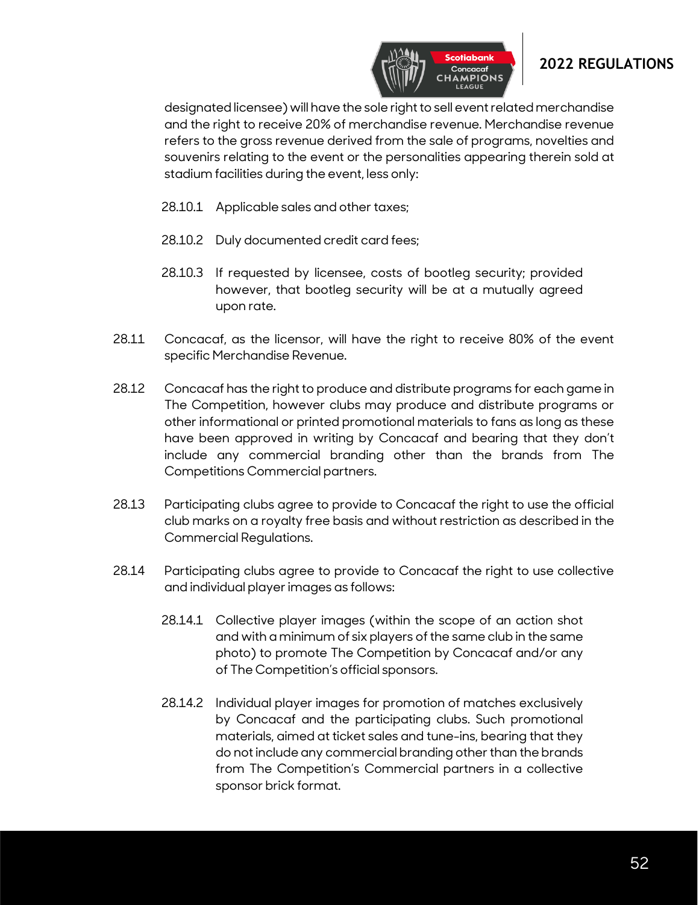designated licensee) will have the sole right to sell event related merchandise and the right to receive 20% of merchandise revenue. Merchandise revenue refers to the gross revenue derived from the sale of programs, novelties and souvenirs relating to the event or the personalities appearing therein sold at stadium facilities during the event, less only:

28.10.1 Applicable sales and other taxes;

28.10.2 Duly documented credit card fees;

28.10.3 If requested by licensee, costs of bootleg security; provided however, that bootleg security will be at a mutually agreed upon rate.

28.11 Concacaf, as the licensor, will have the right to receive 80% of the event specific Merchandise Revenue.

28.12 Concacaf has the right to produce and distribute programs for each game in The Competition, however clubs may produce and distribute programs or other informational or printed promotional materials to fans as long as these have been approved in writing by Concacaf and bearing that they don't include any commercial branding other than the brands from The Competitions Commercial partners.

28.13 Participating clubs agree to provide to Concacaf the right to use the official club marks on a royalty free basis and without restriction as described in the Commercial Regulations.

28.14 Participating clubs agree to provide to Concacaf the right to use collective and individual player images as follows:

28.14.1 Collective player images (within the scope of an action shot and with a minimum of six players of the same club in the same photo) to promote The Competition by Concacaf and/or any of The Competition's official sponsors.

28.14.2 Individual player images for promotion of matches exclusively by Concacaf and the participating clubs. Such promotional materials, aimed at ticket sales and tune-ins, bearing that they do not include any commercial branding other than the brands from The Competition's Commercial partners in a collective sponsor brick format.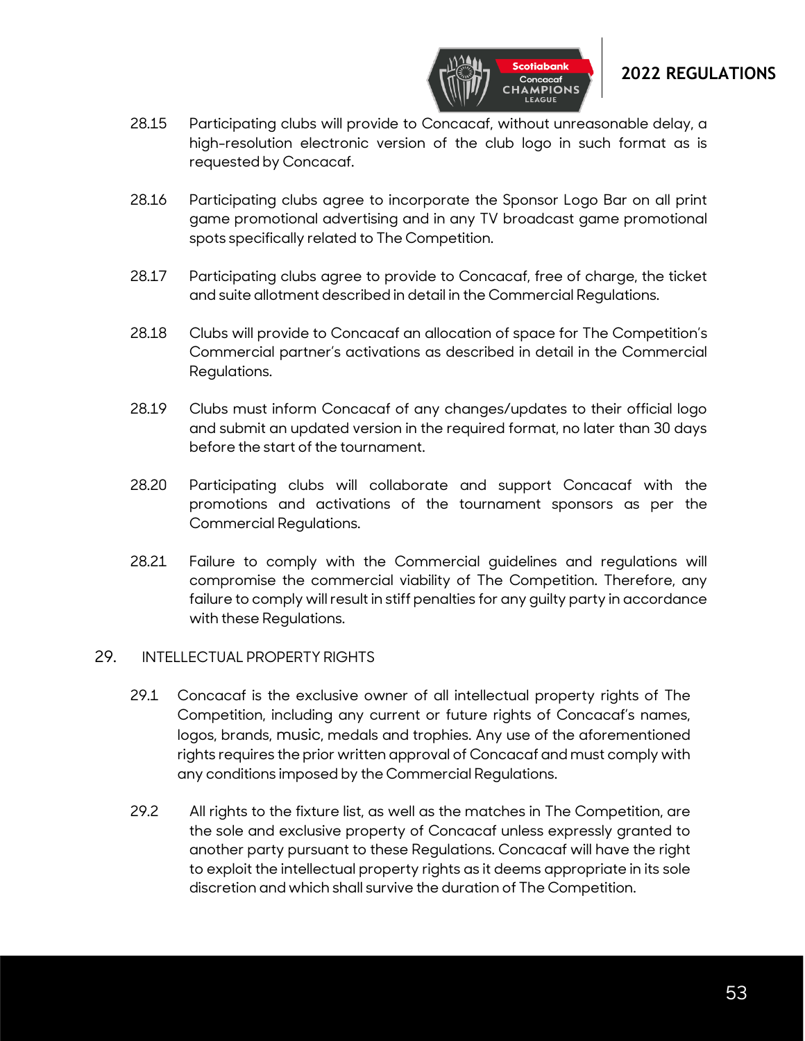28.15 Participating clubs will provide to Concacaf, without unreasonable delay, a high-resolution electronic version of the club logo in such format as is requested by Concacaf.

28.16 Participating clubs agree to incorporate the Sponsor Logo Bar on all print game promotional advertising and in any TV broadcast game promotional spots specifically related to The Competition.

28.17 Participating clubs agree to provide to Concacaf, free of charge, the ticket and suite allotment described in detail in the Commercial Regulations.

28.18 Clubs will provide to Concacaf an allocation of space for The Competition's Commercial partner's activations as described in detail in the Commercial Regulations.

28.19 Clubs must inform Concacaf of any changes/updates to their official logo and submit an updated version in the required format, no later than 30 days before the start of the tournament.

28.20 Participating clubs will collaborate and support Concacaf with the promotions and activations of the tournament sponsors as per the Commercial Regulations.

28.21 Failure to comply with the Commercial guidelines and regulations will compromise the commercial viability of The Competition. Therefore, any failure to comply will result in stiff penalties for any guilty party in accordance with these Regulations.

## 29. INTELLECTUAL PROPERTY RIGHTS

29.1 Concacaf is the exclusive owner of all intellectual property rights of The Competition, including any current or future rights of Concacaf's names, logos, brands, music, medals and trophies. Any use of the aforementioned rights requires the prior written approval of Concacaf and must comply with any conditions imposed by the Commercial Regulations.

29.2 All rights to the fixture list, as well as the matches in The Competition, are the sole and exclusive property of Concacaf unless expressly granted to another party pursuant to these Regulations. Concacaf will have the right to exploit the intellectual property rights as it deems appropriate in its sole discretion and which shall survive the duration of The Competition.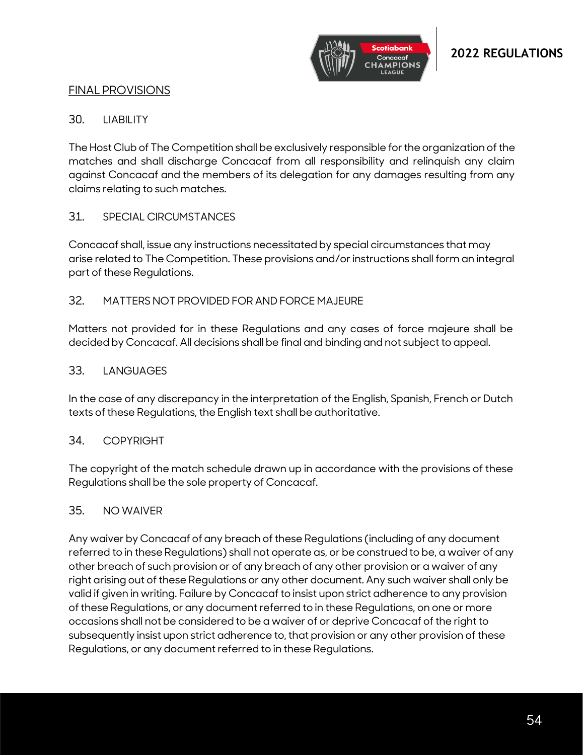## FINAL PROVISIONS

### 30. LIABILITY

The Host Club of The Competition shall be exclusively responsible for the organization of the matches and shall discharge Concacaf from all responsibility and relinquish any claim against Concacaf and the members of its delegation for any damages resulting from any claims relating to such matches.

### 31. SPECIAL CIRCUMSTANCES

Concacaf shall, issue any instructions necessitated by special circumstances that may arise related to The Competition. These provisions and/or instructions shall form an integral part of these Regulations.

### 32. MATTERS NOT PROVIDED FOR AND FORCE MAJEURE

Matters not provided for in these Regulations and any cases of force majeure shall be decided by Concacaf. All decisions shall be final and binding and not subject to appeal.

### 33. LANGUAGES

In the case of any discrepancy in the interpretation of the English, Spanish, French or Dutch texts of these Regulations, the English text shall be authoritative.

### 34. COPYRIGHT

The copyright of the match schedule drawn up in accordance with the provisions of these Regulations shall be the sole property of Concacaf.

### 35. NO WAIVER

Any waiver by Concacaf of any breach of these Regulations (including of any document referred to in these Regulations) shall not operate as, or be construed to be, a waiver of any other breach of such provision or of any breach of any other provision or a waiver of any right arising out of these Regulations or any other document. Any such waiver shall only be valid if given in writing. Failure by Concacaf to insist upon strict adherence to any provision of these Regulations, or any document referred to in these Regulations, on one or more occasions shall not be considered to be a waiver of or deprive Concacaf of the right to subsequently insist upon strict adherence to, that provision or any other provision of these Regulations, or any document referred to in these Regulations.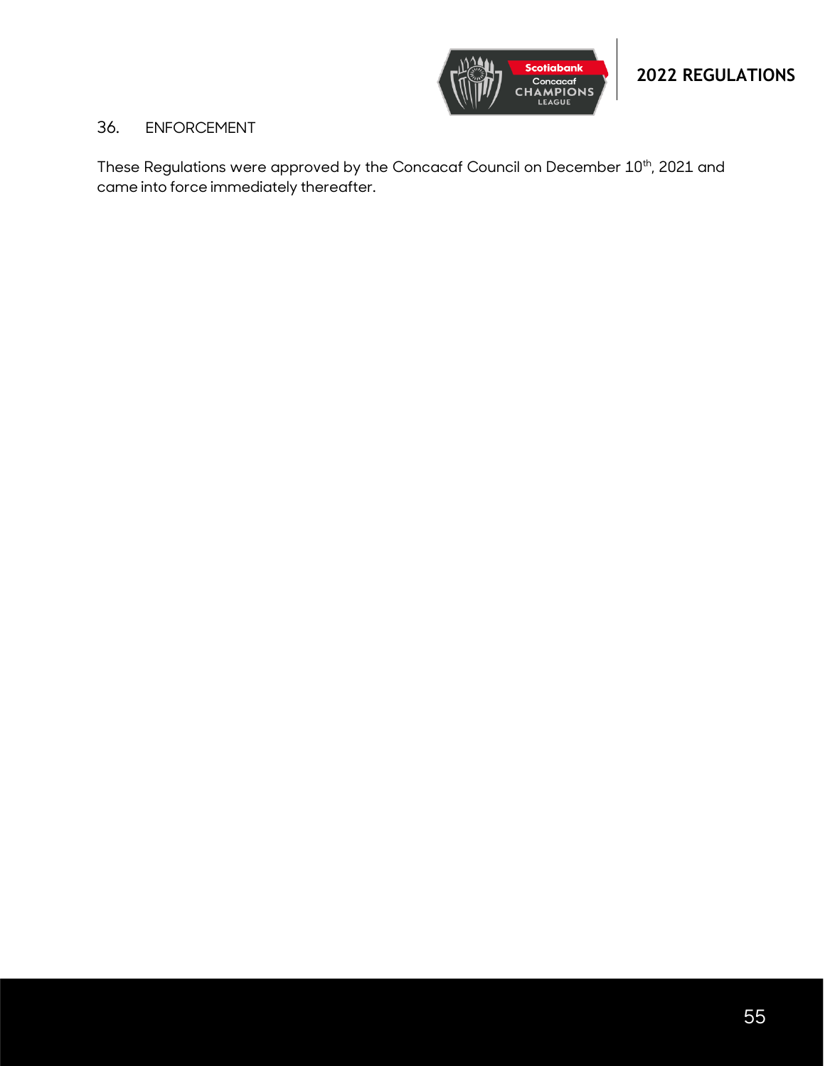## 36. ENFORCEMENT

These Regulations were approved by the Concacaf Council on December 10th, 2021 and came into force immediately thereafter.